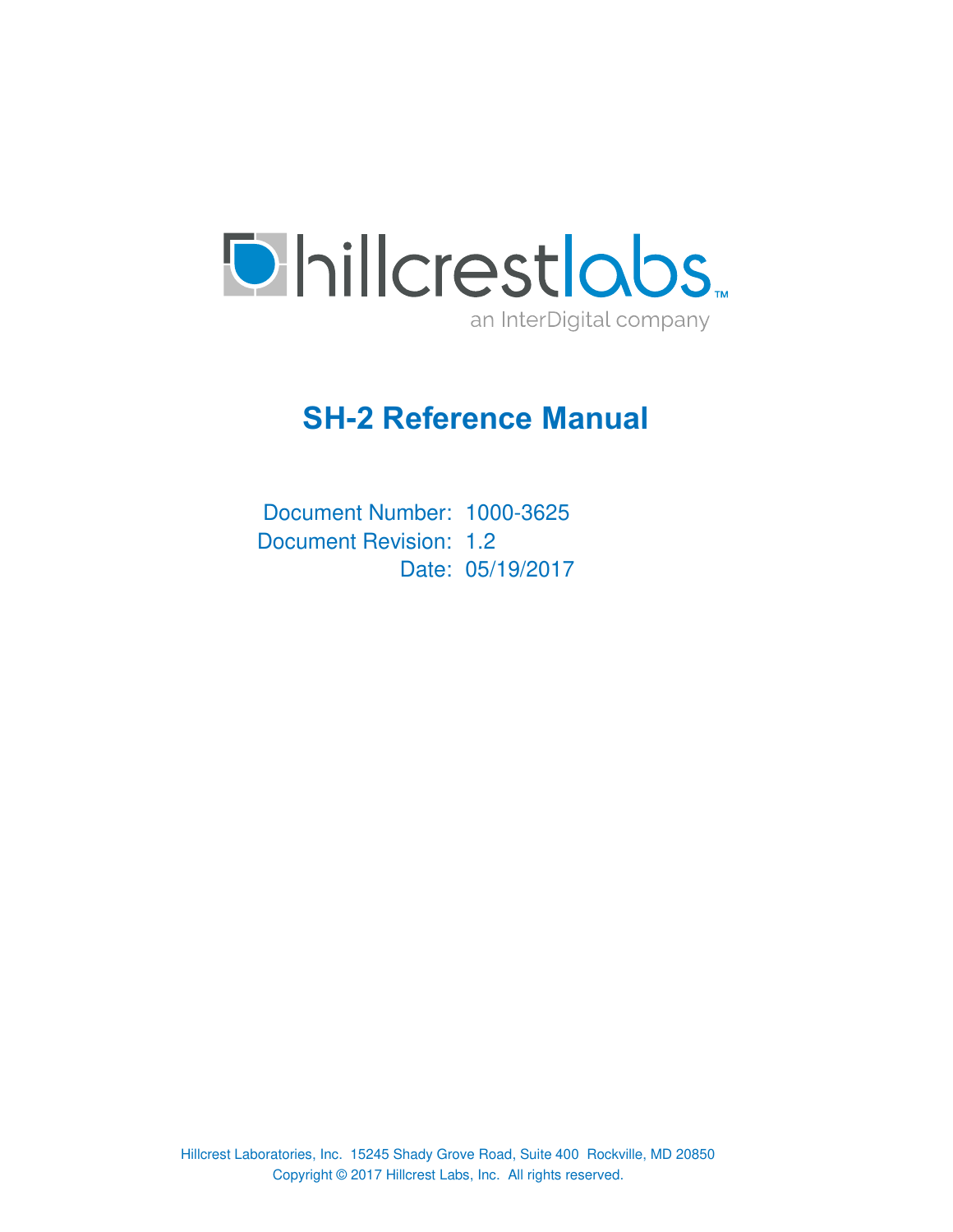hillcrestlabs™
an InterDigital company

# SH-2 Reference Manual

Document Number: 1000-3625
Document Revision: 1.2
Date: 05/19/2017

Hillcrest Laboratories, Inc. 15245 Shady Grove Road, Suite 400 Rockville, MD 20850
Copyright © 2017 Hillcrest Labs, Inc. All rights reserved.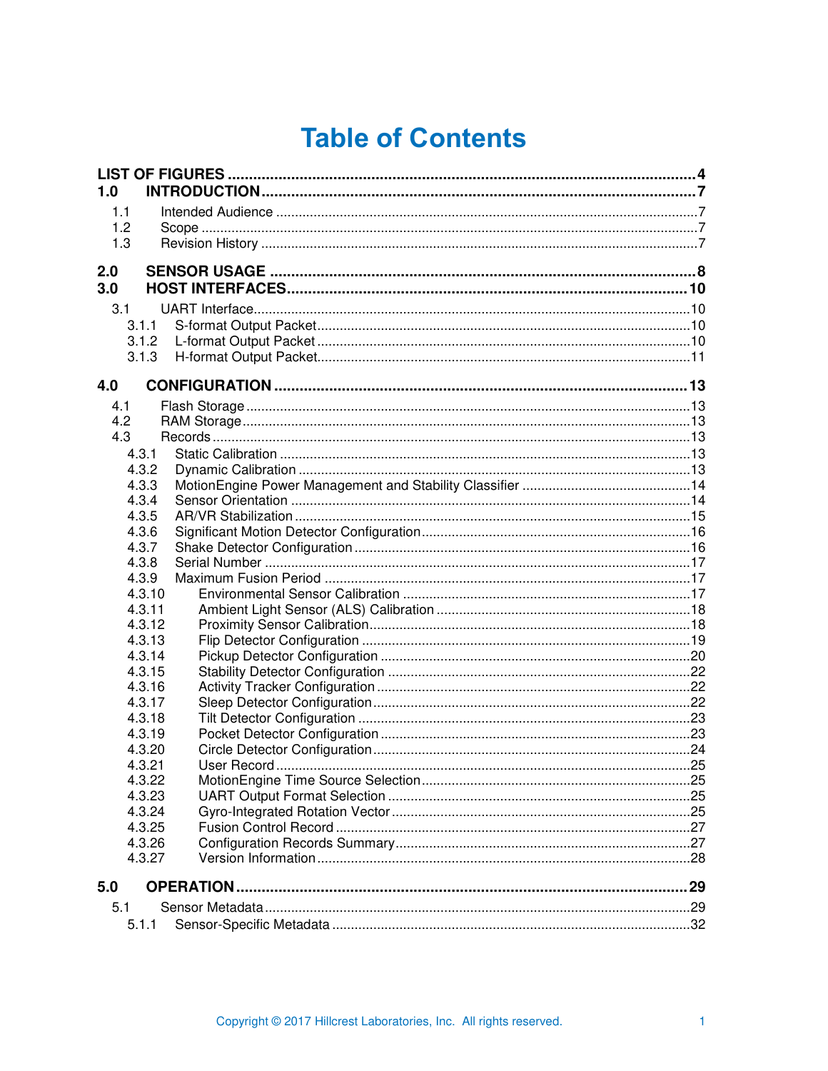# Table of Contents

**LIST OF FIGURES** .......... **4**

**1.0 INTRODUCTION** .......... **7**

- 1.1 Intended Audience .......... 7
- 1.2 Scope .......... 7
- 1.3 Revision History .......... 7

**2.0 SENSOR USAGE** .......... **8**

**3.0 HOST INTERFACES** .......... **10**

- 3.1 UART Interface .......... 10
  - 3.1.1 S-format Output Packet .......... 10
  - 3.1.2 L-format Output Packet .......... 10
  - 3.1.3 H-format Output Packet .......... 11

**4.0 CONFIGURATION** .......... **13**

- 4.1 Flash Storage .......... 13
- 4.2 RAM Storage .......... 13
- 4.3 Records .......... 13
  - 4.3.1 Static Calibration .......... 13
  - 4.3.2 Dynamic Calibration .......... 13
  - 4.3.3 MotionEngine Power Management and Stability Classifier .......... 14
  - 4.3.4 Sensor Orientation .......... 14
  - 4.3.5 AR/VR Stabilization .......... 15
  - 4.3.6 Significant Motion Detector Configuration .......... 16
  - 4.3.7 Shake Detector Configuration .......... 16
  - 4.3.8 Serial Number .......... 17
  - 4.3.9 Maximum Fusion Period .......... 17
  - 4.3.10 Environmental Sensor Calibration .......... 17
  - 4.3.11 Ambient Light Sensor (ALS) Calibration .......... 18
  - 4.3.12 Proximity Sensor Calibration .......... 18
  - 4.3.13 Flip Detector Configuration .......... 19
  - 4.3.14 Pickup Detector Configuration .......... 20
  - 4.3.15 Stability Detector Configuration .......... 22
  - 4.3.16 Activity Tracker Configuration .......... 22
  - 4.3.17 Sleep Detector Configuration .......... 22
  - 4.3.18 Tilt Detector Configuration .......... 23
  - 4.3.19 Pocket Detector Configuration .......... 23
  - 4.3.20 Circle Detector Configuration .......... 24
  - 4.3.21 User Record .......... 25
  - 4.3.22 MotionEngine Time Source Selection .......... 25
  - 4.3.23 UART Output Format Selection .......... 25
  - 4.3.24 Gyro-Integrated Rotation Vector .......... 25
  - 4.3.25 Fusion Control Record .......... 27
  - 4.3.26 Configuration Records Summary .......... 27
  - 4.3.27 Version Information .......... 28

**5.0 OPERATION** .......... **29**

- 5.1 Sensor Metadata .......... 29
  - 5.1.1 Sensor-Specific Metadata .......... 32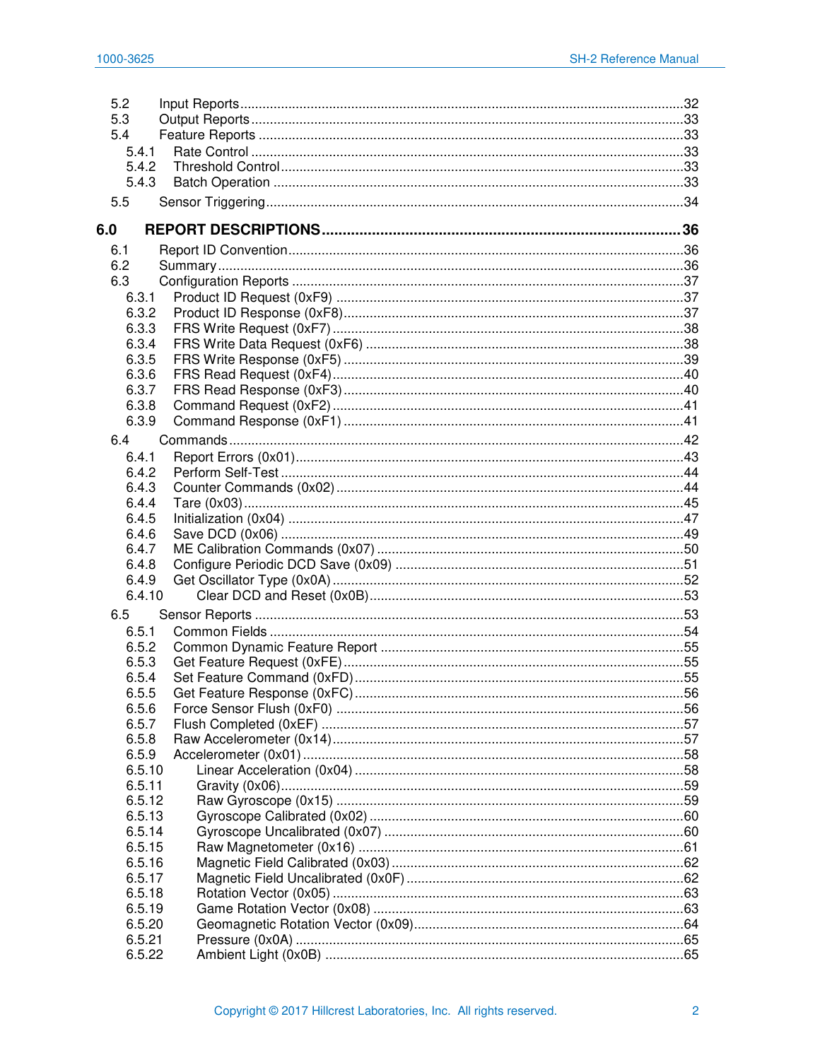5.2 Input Reports ........................................................................................................ 32
5.3 Output Reports ...................................................................................................... 33
5.4 Feature Reports ..................................................................................................... 33
  5.4.1 Rate Control ..................................................................................................... 33
  5.4.2 Threshold Control ............................................................................................. 33
  5.4.3 Batch Operation ............................................................................................... 33
5.5 Sensor Triggering .................................................................................................. 34

**6.0 REPORT DESCRIPTIONS ........................................................................................ 36**

6.1 Report ID Convention ............................................................................................ 36
6.2 Summary ................................................................................................................ 36
6.3 Configuration Reports ............................................................................................ 37
  6.3.1 Product ID Request (0xF9) ............................................................................... 37
  6.3.2 Product ID Response (0xF8) ............................................................................ 37
  6.3.3 FRS Write Request (0xF7) ............................................................................... 38
  6.3.4 FRS Write Data Request (0xF6) ...................................................................... 38
  6.3.5 FRS Write Response (0xF5) ............................................................................ 39
  6.3.6 FRS Read Request (0xF4) ............................................................................... 40
  6.3.7 FRS Read Response (0xF3) ............................................................................ 40
  6.3.8 Command Request (0xF2) ............................................................................... 41
  6.3.9 Command Response (0xF1) ............................................................................ 41
6.4 Commands ............................................................................................................. 42
  6.4.1 Report Errors (0x01) ........................................................................................ 43
  6.4.2 Perform Self-Test ............................................................................................. 44
  6.4.3 Counter Commands (0x02) .............................................................................. 44
  6.4.4 Tare (0x03) ....................................................................................................... 45
  6.4.5 Initialization (0x04) ........................................................................................... 47
  6.4.6 Save DCD (0x06) ............................................................................................. 49
  6.4.7 ME Calibration Commands (0x07) ................................................................... 50
  6.4.8 Configure Periodic DCD Save (0x09) .............................................................. 51
  6.4.9 Get Oscillator Type (0x0A) ............................................................................... 52
  6.4.10 Clear DCD and Reset (0x0B) ......................................................................... 53
6.5 Sensor Reports ....................................................................................................... 53
  6.5.1 Common Fields ................................................................................................ 54
  6.5.2 Common Dynamic Feature Report ................................................................... 55
  6.5.3 Get Feature Request (0xFE) ............................................................................ 55
  6.5.4 Set Feature Command (0xFD) ......................................................................... 55
  6.5.5 Get Feature Response (0xFC) ......................................................................... 56
  6.5.6 Force Sensor Flush (0xF0) ............................................................................... 56
  6.5.7 Flush Completed (0xEF) .................................................................................. 57
  6.5.8 Raw Accelerometer (0x14) ............................................................................... 57
  6.5.9 Accelerometer (0x01) ....................................................................................... 58
  6.5.10 Linear Acceleration (0x04) ............................................................................. 58
  6.5.11 Gravity (0x06) ................................................................................................ 59
  6.5.12 Raw Gyroscope (0x15) ................................................................................... 59
  6.5.13 Gyroscope Calibrated (0x02) ......................................................................... 60
  6.5.14 Gyroscope Uncalibrated (0x07) ..................................................................... 60
  6.5.15 Raw Magnetometer (0x16) ............................................................................. 61
  6.5.16 Magnetic Field Calibrated (0x03) ................................................................... 62
  6.5.17 Magnetic Field Uncalibrated (0x0F) ............................................................... 62
  6.5.18 Rotation Vector (0x05) ................................................................................... 63
  6.5.19 Game Rotation Vector (0x08) ........................................................................ 63
  6.5.20 Geomagnetic Rotation Vector (0x09) ............................................................. 64
  6.5.21 Pressure (0x0A) ............................................................................................. 65
  6.5.22 Ambient Light (0x0B) ..................................................................................... 65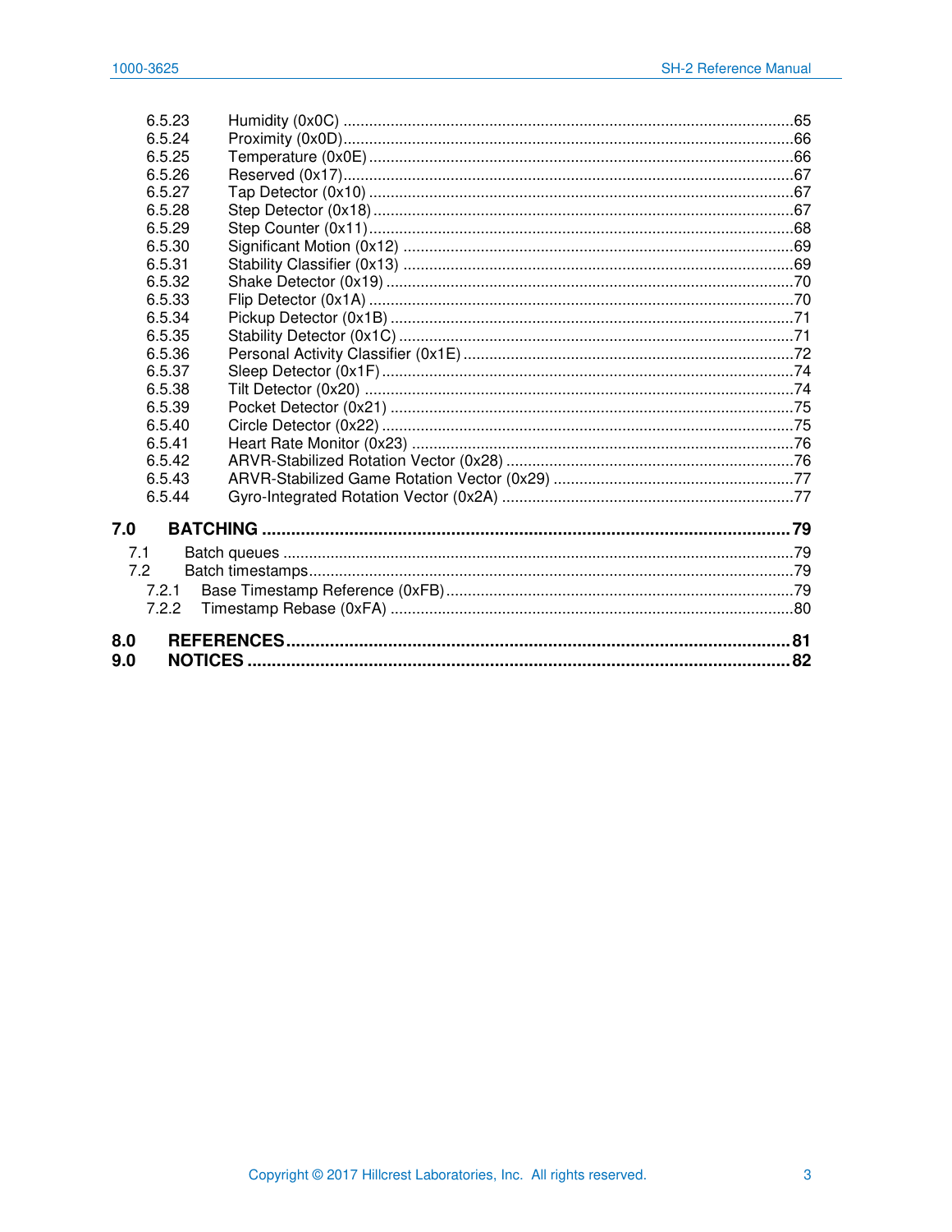| | | |
|---|---|---|
| 6.5.23 | Humidity (0x0C) | 65 |
| 6.5.24 | Proximity (0x0D) | 66 |
| 6.5.25 | Temperature (0x0E) | 66 |
| 6.5.26 | Reserved (0x17) | 67 |
| 6.5.27 | Tap Detector (0x10) | 67 |
| 6.5.28 | Step Detector (0x18) | 67 |
| 6.5.29 | Step Counter (0x11) | 68 |
| 6.5.30 | Significant Motion (0x12) | 69 |
| 6.5.31 | Stability Classifier (0x13) | 69 |
| 6.5.32 | Shake Detector (0x19) | 70 |
| 6.5.33 | Flip Detector (0x1A) | 70 |
| 6.5.34 | Pickup Detector (0x1B) | 71 |
| 6.5.35 | Stability Detector (0x1C) | 71 |
| 6.5.36 | Personal Activity Classifier (0x1E) | 72 |
| 6.5.37 | Sleep Detector (0x1F) | 74 |
| 6.5.38 | Tilt Detector (0x20) | 74 |
| 6.5.39 | Pocket Detector (0x21) | 75 |
| 6.5.40 | Circle Detector (0x22) | 75 |
| 6.5.41 | Heart Rate Monitor (0x23) | 76 |
| 6.5.42 | ARVR-Stabilized Rotation Vector (0x28) | 76 |
| 6.5.43 | ARVR-Stabilized Game Rotation Vector (0x29) | 77 |
| 6.5.44 | Gyro-Integrated Rotation Vector (0x2A) | 77 |
| **7.0** | **BATCHING** | **79** |
| 7.1 | Batch queues | 79 |
| 7.2 | Batch timestamps | 79 |
| 7.2.1 | Base Timestamp Reference (0xFB) | 79 |
| 7.2.2 | Timestamp Rebase (0xFA) | 80 |
| **8.0** | **REFERENCES** | **81** |
| **9.0** | **NOTICES** | **82** |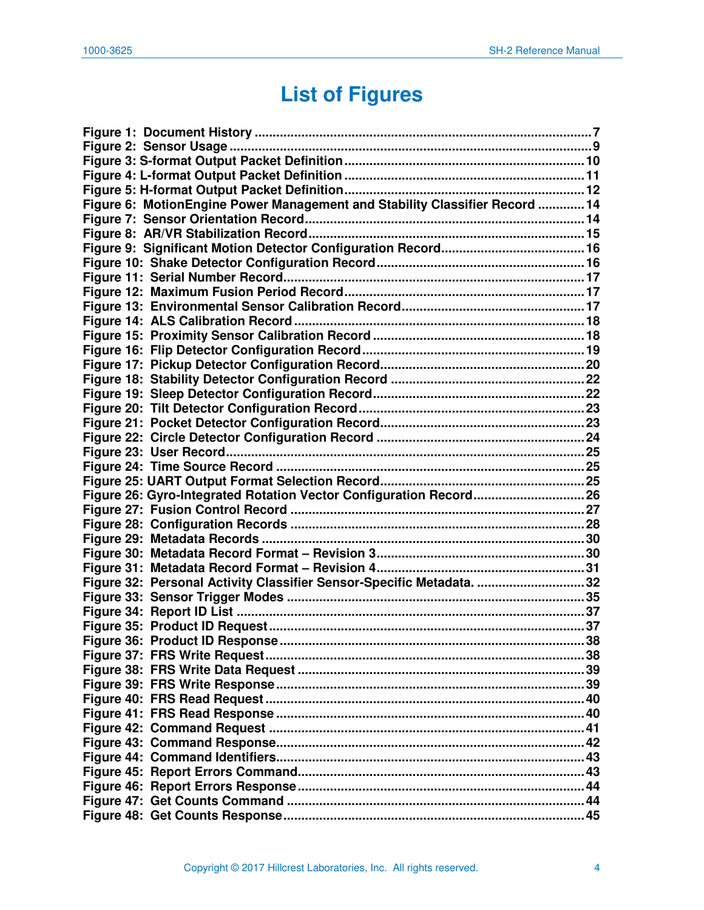# List of Figures

Figure 1: Document History ............................................................................................7
Figure 2: Sensor Usage ...................................................................................................9
Figure 3: S-format Output Packet Definition .................................................................10
Figure 4: L-format Output Packet Definition .................................................................11
Figure 5: H-format Output Packet Definition .................................................................12
Figure 6: MotionEngine Power Management and Stability Classifier Record ............14
Figure 7: Sensor Orientation Record.............................................................................14
Figure 8: AR/VR Stabilization Record............................................................................15
Figure 9: Significant Motion Detector Configuration Record.......................................16
Figure 10: Shake Detector Configuration Record.........................................................16
Figure 11: Serial Number Record...................................................................................17
Figure 12: Maximum Fusion Period Record..................................................................17
Figure 13: Environmental Sensor Calibration Record..................................................17
Figure 14: ALS Calibration Record ................................................................................18
Figure 15: Proximity Sensor Calibration Record ..........................................................18
Figure 16: Flip Detector Configuration Record.............................................................19
Figure 17: Pickup Detector Configuration Record........................................................20
Figure 18: Stability Detector Configuration Record .....................................................22
Figure 19: Sleep Detector Configuration Record..........................................................22
Figure 20: Tilt Detector Configuration Record..............................................................23
Figure 21: Pocket Detector Configuration Record........................................................23
Figure 22: Circle Detector Configuration Record .........................................................24
Figure 23: User Record...................................................................................................25
Figure 24: Time Source Record .....................................................................................25
Figure 25: UART Output Format Selection Record........................................................25
Figure 26: Gyro-Integrated Rotation Vector Configuration Record...............................26
Figure 27: Fusion Control Record .................................................................................27
Figure 28: Configuration Records ..................................................................................28
Figure 29: Metadata Records .........................................................................................30
Figure 30: Metadata Record Format – Revision 3.........................................................30
Figure 31: Metadata Record Format – Revision 4.........................................................31
Figure 32: Personal Activity Classifier Sensor-Specific Metadata. ..............................32
Figure 33: Sensor Trigger Modes ..................................................................................35
Figure 34: Report ID List ................................................................................................37
Figure 35: Product ID Request.......................................................................................37
Figure 36: Product ID Response....................................................................................38
Figure 37: FRS Write Request.......................................................................................38
Figure 38: FRS Write Data Request ..............................................................................39
Figure 39: FRS Write Response.....................................................................................39
Figure 40: FRS Read Request .......................................................................................40
Figure 41: FRS Read Response .....................................................................................40
Figure 42: Command Request .......................................................................................41
Figure 43: Command Response.....................................................................................42
Figure 44: Command Identifiers.....................................................................................43
Figure 45: Report Errors Command..............................................................................43
Figure 46: Report Errors Response...............................................................................44
Figure 47: Get Counts Command ..................................................................................44
Figure 48: Get Counts Response...................................................................................45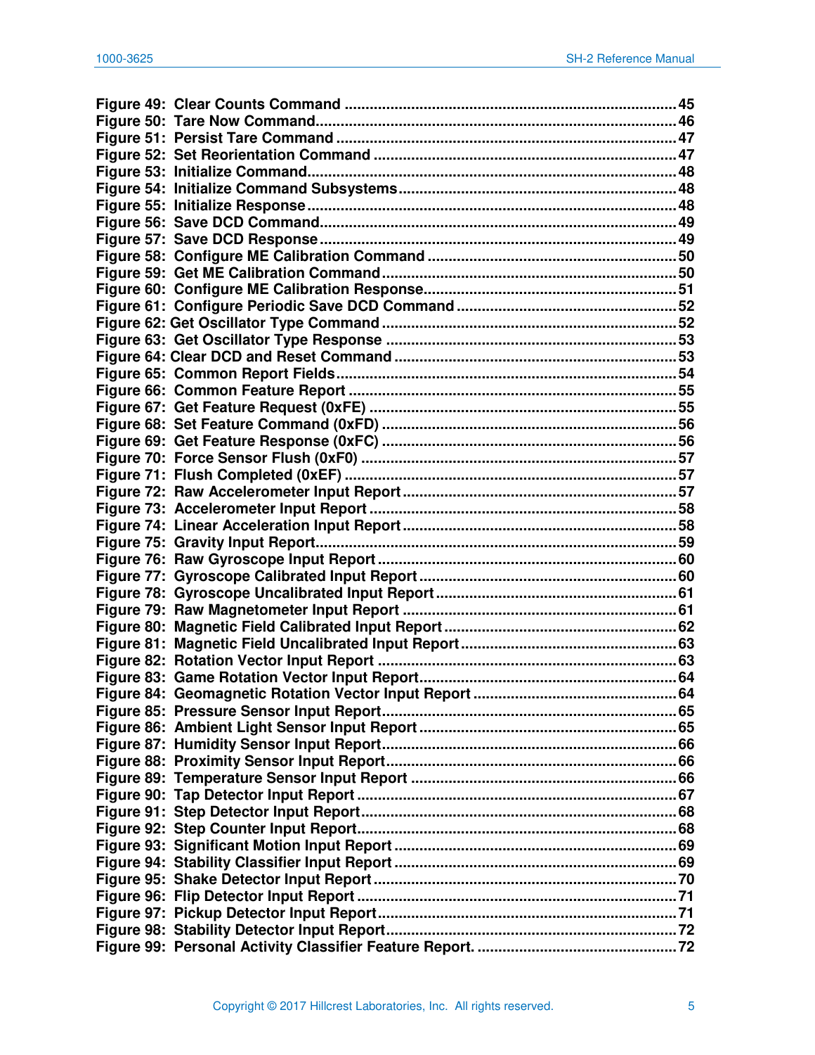Figure 49: Clear Counts Command ............................................................................ 45
Figure 50: Tare Now Command .................................................................................. 46
Figure 51: Persist Tare Command ............................................................................... 47
Figure 52: Set Reorientation Command ...................................................................... 47
Figure 53: Initialize Command ..................................................................................... 48
Figure 54: Initialize Command Subsystems ................................................................ 48
Figure 55: Initialize Response ..................................................................................... 48
Figure 56: Save DCD Command .................................................................................. 49
Figure 57: Save DCD Response ................................................................................... 49
Figure 58: Configure ME Calibration Command .......................................................... 50
Figure 59: Get ME Calibration Command .................................................................... 50
Figure 60: Configure ME Calibration Response .......................................................... 51
Figure 61: Configure Periodic Save DCD Command .................................................. 52
Figure 62: Get Oscillator Type Command .................................................................... 52
Figure 63: Get Oscillator Type Response .................................................................... 53
Figure 64: Clear DCD and Reset Command ................................................................ 53
Figure 65: Common Report Fields ............................................................................... 54
Figure 66: Common Feature Report ............................................................................ 55
Figure 67: Get Feature Request (0xFE) ....................................................................... 55
Figure 68: Set Feature Command (0xFD) .................................................................... 56
Figure 69: Get Feature Response (0xFC) .................................................................... 56
Figure 70: Force Sensor Flush (0xF0) .......................................................................... 57
Figure 71: Flush Completed (0xEF) .............................................................................. 57
Figure 72: Raw Accelerometer Input Report ............................................................... 57
Figure 73: Accelerometer Input Report ........................................................................ 58
Figure 74: Linear Acceleration Input Report ................................................................ 58
Figure 75: Gravity Input Report .................................................................................... 59
Figure 76: Raw Gyroscope Input Report ...................................................................... 60
Figure 77: Gyroscope Calibrated Input Report ............................................................ 60
Figure 78: Gyroscope Uncalibrated Input Report ........................................................ 61
Figure 79: Raw Magnetometer Input Report ................................................................ 61
Figure 80: Magnetic Field Calibrated Input Report ...................................................... 62
Figure 81: Magnetic Field Uncalibrated Input Report .................................................. 63
Figure 82: Rotation Vector Input Report ...................................................................... 63
Figure 83: Game Rotation Vector Input Report ............................................................ 64
Figure 84: Geomagnetic Rotation Vector Input Report ................................................ 64
Figure 85: Pressure Sensor Input Report ..................................................................... 65
Figure 86: Ambient Light Sensor Input Report ............................................................ 65
Figure 87: Humidity Sensor Input Report ..................................................................... 66
Figure 88: Proximity Sensor Input Report .................................................................... 66
Figure 89: Temperature Sensor Input Report .............................................................. 66
Figure 90: Tap Detector Input Report .......................................................................... 67
Figure 91: Step Detector Input Report ......................................................................... 68
Figure 92: Step Counter Input Report .......................................................................... 68
Figure 93: Significant Motion Input Report .................................................................. 69
Figure 94: Stability Classifier Input Report .................................................................. 69
Figure 95: Shake Detector Input Report ...................................................................... 70
Figure 96: Flip Detector Input Report ........................................................................... 71
Figure 97: Pickup Detector Input Report ...................................................................... 71
Figure 98: Stability Detector Input Report ................................................................... 72
Figure 99: Personal Activity Classifier Feature Report. .............................................. 72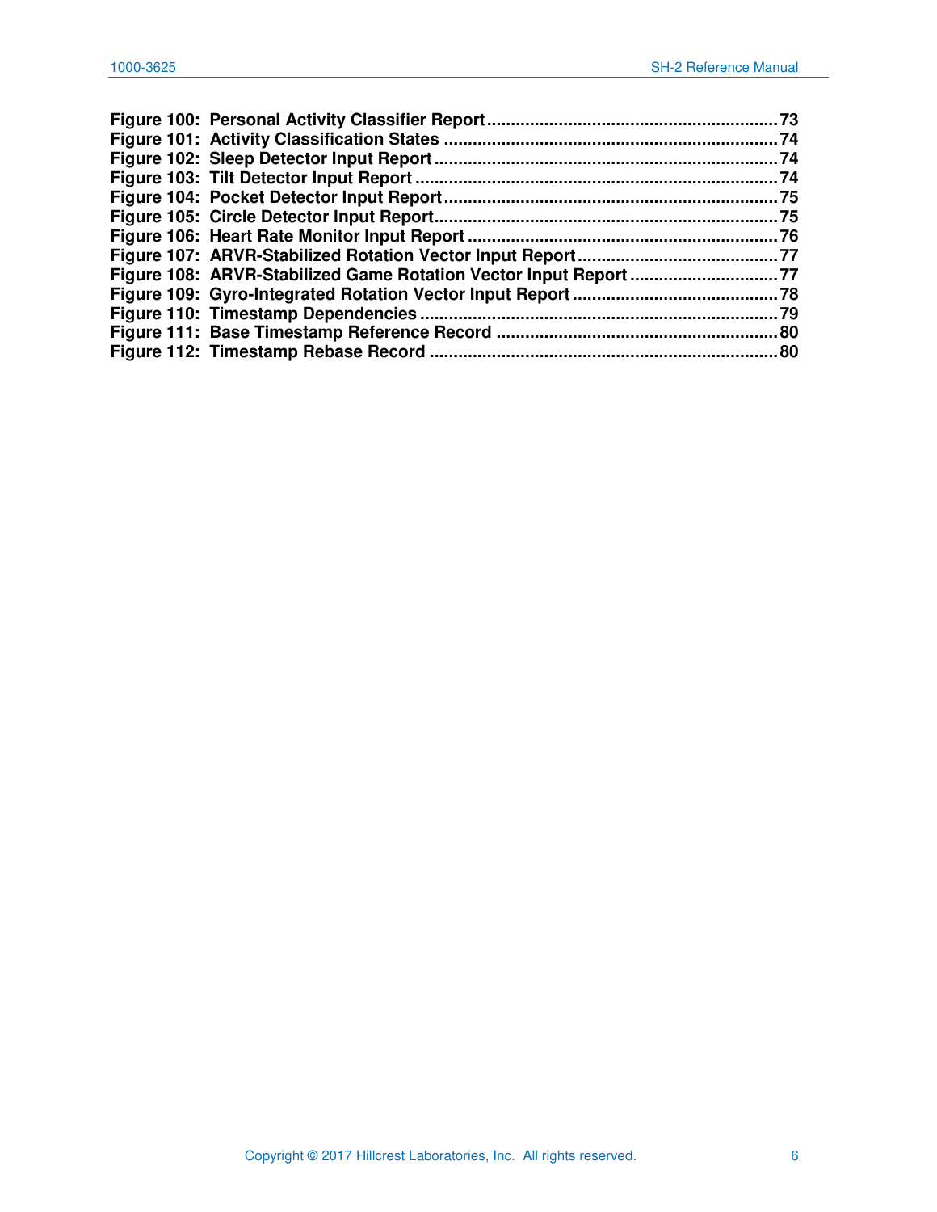**Figure 100: Personal Activity Classifier Report** .................................................. **73**
**Figure 101: Activity Classification States** .................................................. **74**
**Figure 102: Sleep Detector Input Report** .................................................. **74**
**Figure 103: Tilt Detector Input Report** .................................................. **74**
**Figure 104: Pocket Detector Input Report** .................................................. **75**
**Figure 105: Circle Detector Input Report** .................................................. **75**
**Figure 106: Heart Rate Monitor Input Report** .................................................. **76**
**Figure 107: ARVR-Stabilized Rotation Vector Input Report** .................................................. **77**
**Figure 108: ARVR-Stabilized Game Rotation Vector Input Report** .................................................. **77**
**Figure 109: Gyro-Integrated Rotation Vector Input Report** .................................................. **78**
**Figure 110: Timestamp Dependencies** .................................................. **79**
**Figure 111: Base Timestamp Reference Record** .................................................. **80**
**Figure 112: Timestamp Rebase Record** .................................................. **80**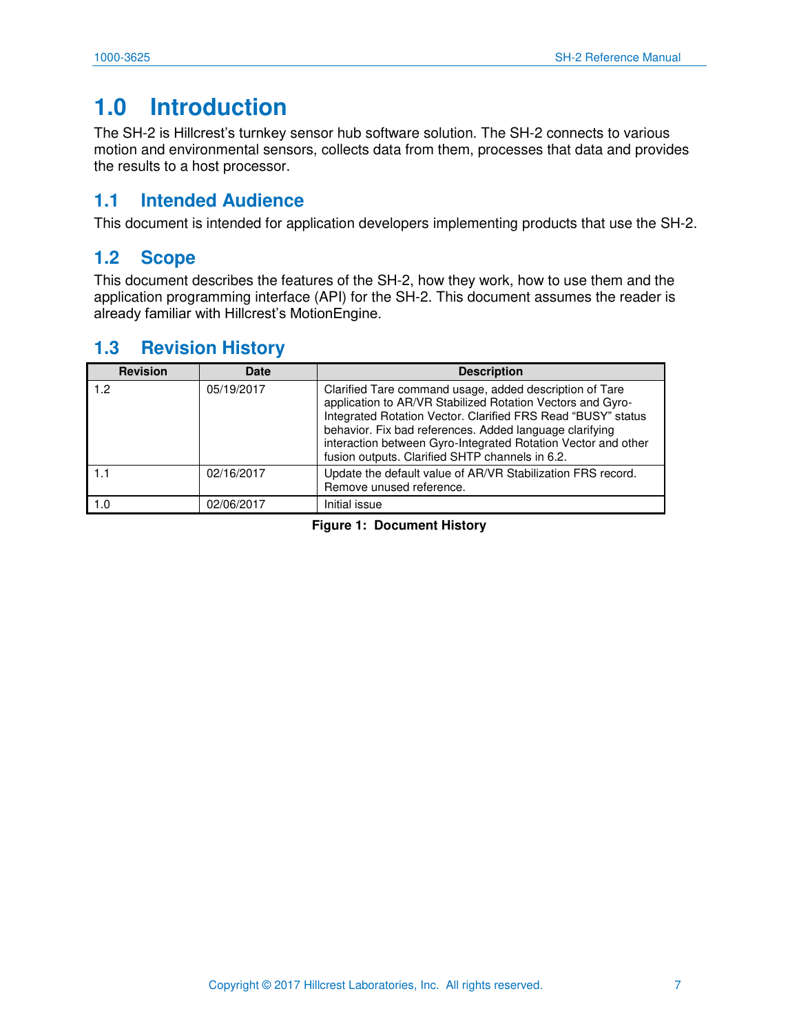# 1.0 Introduction

The SH-2 is Hillcrest's turnkey sensor hub software solution. The SH-2 connects to various motion and environmental sensors, collects data from them, processes that data and provides the results to a host processor.

## 1.1 Intended Audience

This document is intended for application developers implementing products that use the SH-2.

## 1.2 Scope

This document describes the features of the SH-2, how they work, how to use them and the application programming interface (API) for the SH-2. This document assumes the reader is already familiar with Hillcrest's MotionEngine.

## 1.3 Revision History

| Revision | Date | Description |
|---|---|---|
| 1.2 | 05/19/2017 | Clarified Tare command usage, added description of Tare application to AR/VR Stabilized Rotation Vectors and Gyro-Integrated Rotation Vector. Clarified FRS Read "BUSY" status behavior. Fix bad references. Added language clarifying interaction between Gyro-Integrated Rotation Vector and other fusion outputs. Clarified SHTP channels in 6.2. |
| 1.1 | 02/16/2017 | Update the default value of AR/VR Stabilization FRS record. Remove unused reference. |
| 1.0 | 02/06/2017 | Initial issue |

**Figure 1: Document History**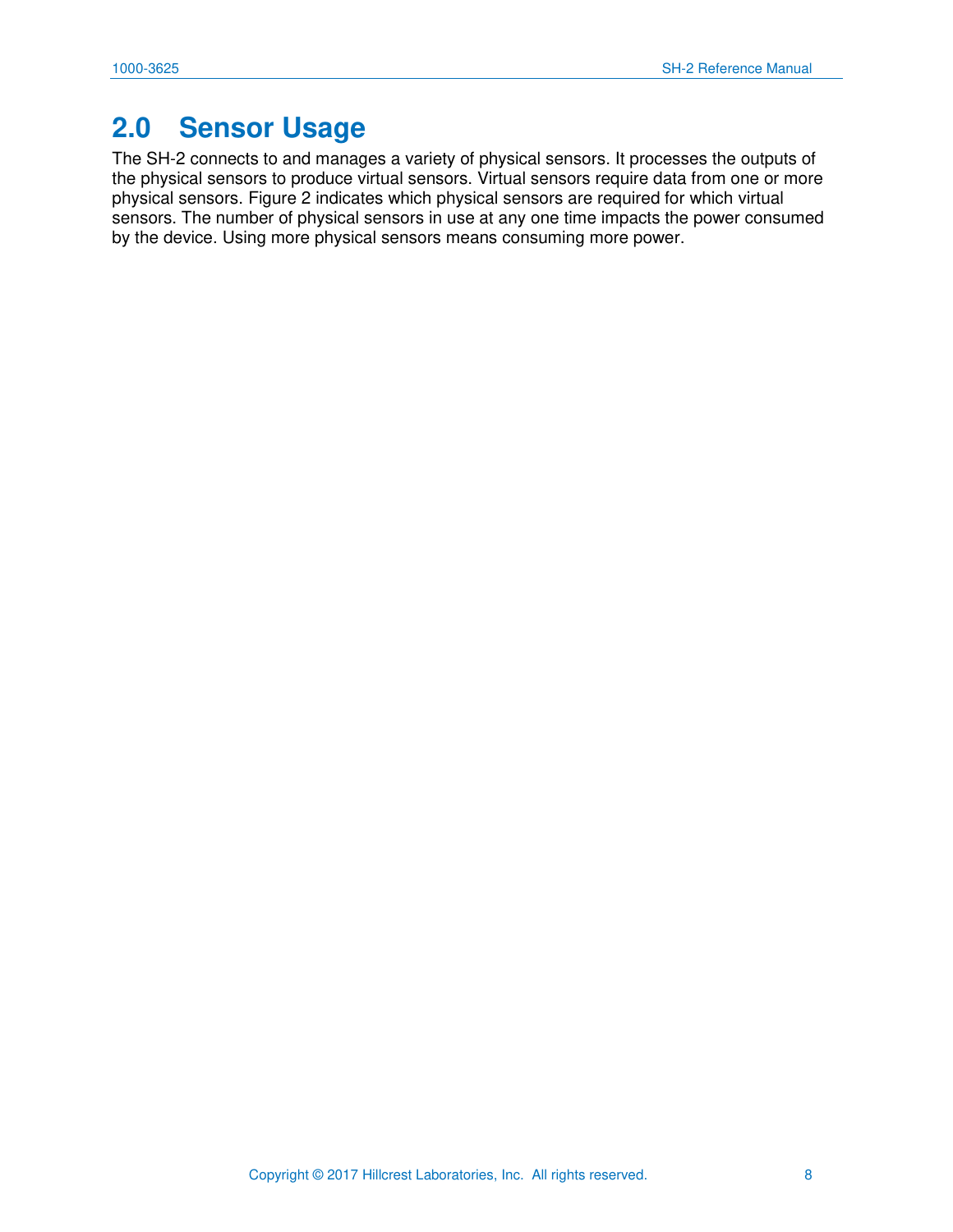# 2.0 Sensor Usage

The SH-2 connects to and manages a variety of physical sensors. It processes the outputs of the physical sensors to produce virtual sensors. Virtual sensors require data from one or more physical sensors. Figure 2 indicates which physical sensors are required for which virtual sensors. The number of physical sensors in use at any one time impacts the power consumed by the device. Using more physical sensors means consuming more power.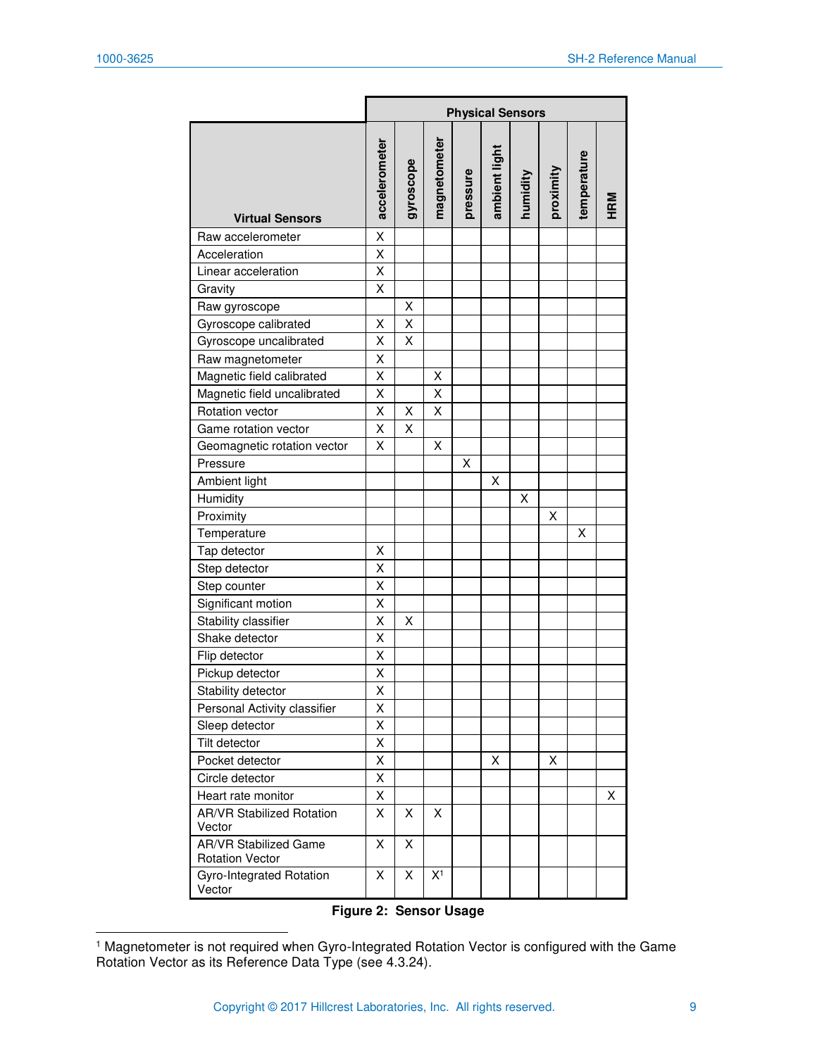| Virtual Sensors | Physical Sensors | | | | | | | | |
|---|---|---|---|---|---|---|---|---|---|
| | accelerometer | gyroscope | magnetometer | pressure | ambient light | humidity | proximity | temperature | HRM |
| Raw accelerometer | X | | | | | | | | |
| Acceleration | X | | | | | | | | |
| Linear acceleration | X | | | | | | | | |
| Gravity | X | | | | | | | | |
| Raw gyroscope | | X | | | | | | | |
| Gyroscope calibrated | X | X | | | | | | | |
| Gyroscope uncalibrated | X | X | | | | | | | |
| Raw magnetometer | X | | | | | | | | |
| Magnetic field calibrated | X | | X | | | | | | |
| Magnetic field uncalibrated | X | | X | | | | | | |
| Rotation vector | X | X | X | | | | | | |
| Game rotation vector | X | X | | | | | | | |
| Geomagnetic rotation vector | X | | X | | | | | | |
| Pressure | | | | X | | | | | |
| Ambient light | | | | | X | | | | |
| Humidity | | | | | | X | | | |
| Proximity | | | | | | | X | | |
| Temperature | | | | | | | | X | |
| Tap detector | X | | | | | | | | |
| Step detector | X | | | | | | | | |
| Step counter | X | | | | | | | | |
| Significant motion | X | | | | | | | | |
| Stability classifier | X | X | | | | | | | |
| Shake detector | X | | | | | | | | |
| Flip detector | X | | | | | | | | |
| Pickup detector | X | | | | | | | | |
| Stability detector | X | | | | | | | | |
| Personal Activity classifier | X | | | | | | | | |
| Sleep detector | X | | | | | | | | |
| Tilt detector | X | | | | | | | | |
| Pocket detector | X | | | | X | | X | | |
| Circle detector | X | | | | | | | | |
| Heart rate monitor | X | | | | | | | | X |
| AR/VR Stabilized Rotation Vector | X | X | X | | | | | | |
| AR/VR Stabilized Game Rotation Vector | X | X | | | | | | | |
| Gyro-Integrated Rotation Vector | X | X | X[1] | | | | | | |

**Figure 2: Sensor Usage**

[1] Magnetometer is not required when Gyro-Integrated Rotation Vector is configured with the Game Rotation Vector as its Reference Data Type (see 4.3.24).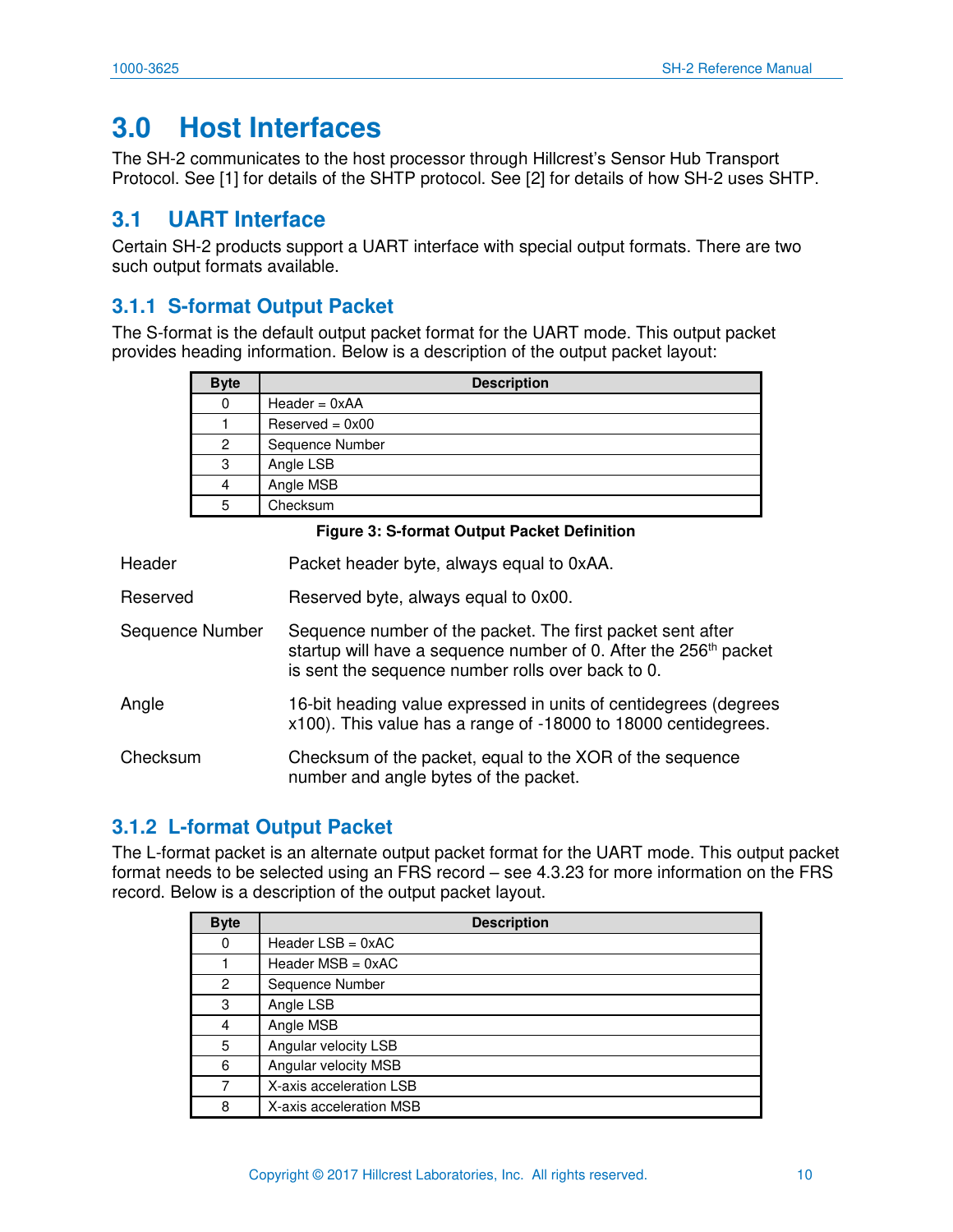# 3.0 Host Interfaces

The SH-2 communicates to the host processor through Hillcrest's Sensor Hub Transport Protocol. See [1] for details of the SHTP protocol. See [2] for details of how SH-2 uses SHTP.

## 3.1 UART Interface

Certain SH-2 products support a UART interface with special output formats. There are two such output formats available.

### 3.1.1 S-format Output Packet

The S-format is the default output packet format for the UART mode. This output packet provides heading information. Below is a description of the output packet layout:

| Byte | Description |
|---|---|
| 0 | Header = 0xAA |
| 1 | Reserved = 0x00 |
| 2 | Sequence Number |
| 3 | Angle LSB |
| 4 | Angle MSB |
| 5 | Checksum |

**Figure 3: S-format Output Packet Definition**

| | |
|---|---|
| Header | Packet header byte, always equal to 0xAA. |
| Reserved | Reserved byte, always equal to 0x00. |
| Sequence Number | Sequence number of the packet. The first packet sent after startup will have a sequence number of 0. After the 256th packet is sent the sequence number rolls over back to 0. |
| Angle | 16-bit heading value expressed in units of centidegrees (degrees x100). This value has a range of -18000 to 18000 centidegrees. |
| Checksum | Checksum of the packet, equal to the XOR of the sequence number and angle bytes of the packet. |

### 3.1.2 L-format Output Packet

The L-format packet is an alternate output packet format for the UART mode. This output packet format needs to be selected using an FRS record – see 4.3.23 for more information on the FRS record. Below is a description of the output packet layout:

| Byte | Description |
|---|---|
| 0 | Header LSB = 0xAC |
| 1 | Header MSB = 0xAC |
| 2 | Sequence Number |
| 3 | Angle LSB |
| 4 | Angle MSB |
| 5 | Angular velocity LSB |
| 6 | Angular velocity MSB |
| 7 | X-axis acceleration LSB |
| 8 | X-axis acceleration MSB |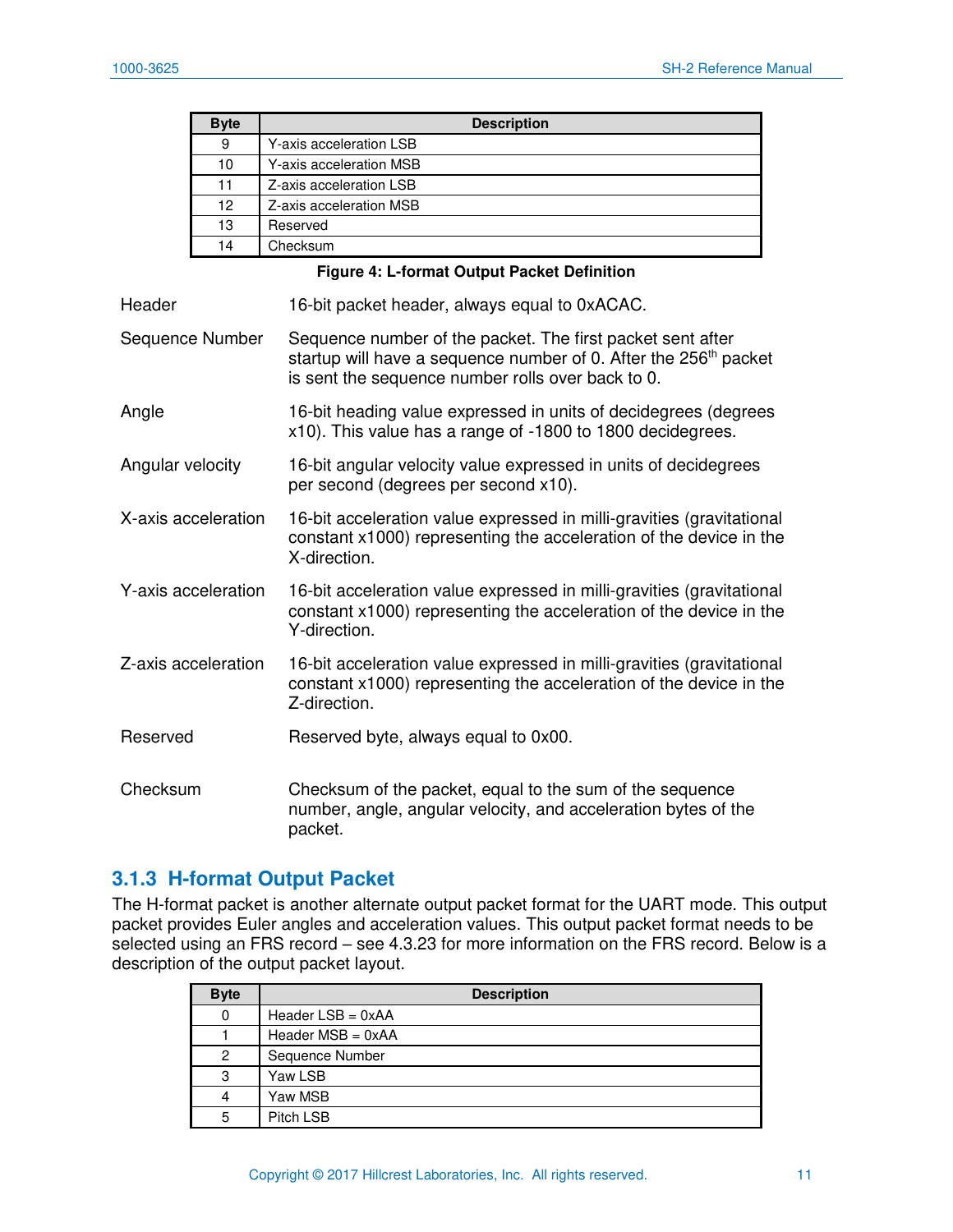| Byte | Description |
|---|---|
| 9 | Y-axis acceleration LSB |
| 10 | Y-axis acceleration MSB |
| 11 | Z-axis acceleration LSB |
| 12 | Z-axis acceleration MSB |
| 13 | Reserved |
| 14 | Checksum |

**Figure 4: L-format Output Packet Definition**

| | |
|---|---|
| Header | 16-bit packet header, always equal to 0xACAC. |
| Sequence Number | Sequence number of the packet. The first packet sent after startup will have a sequence number of 0. After the 256th packet is sent the sequence number rolls over back to 0. |
| Angle | 16-bit heading value expressed in units of decidegrees (degrees x10). This value has a range of -1800 to 1800 decidegrees. |
| Angular velocity | 16-bit angular velocity value expressed in units of decidegrees per second (degrees per second x10). |
| X-axis acceleration | 16-bit acceleration value expressed in milli-gravities (gravitational constant x1000) representing the acceleration of the device in the X-direction. |
| Y-axis acceleration | 16-bit acceleration value expressed in milli-gravities (gravitational constant x1000) representing the acceleration of the device in the Y-direction. |
| Z-axis acceleration | 16-bit acceleration value expressed in milli-gravities (gravitational constant x1000) representing the acceleration of the device in the Z-direction. |
| Reserved | Reserved byte, always equal to 0x00. |
| Checksum | Checksum of the packet, equal to the sum of the sequence number, angle, angular velocity, and acceleration bytes of the packet. |

### 3.1.3 H-format Output Packet

The H-format packet is another alternate output packet format for the UART mode. This output packet provides Euler angles and acceleration values. This output packet format needs to be selected using an FRS record – see 4.3.23 for more information on the FRS record. Below is a description of the output packet layout.

| Byte | Description |
|---|---|
| 0 | Header LSB = 0xAA |
| 1 | Header MSB = 0xAA |
| 2 | Sequence Number |
| 3 | Yaw LSB |
| 4 | Yaw MSB |
| 5 | Pitch LSB |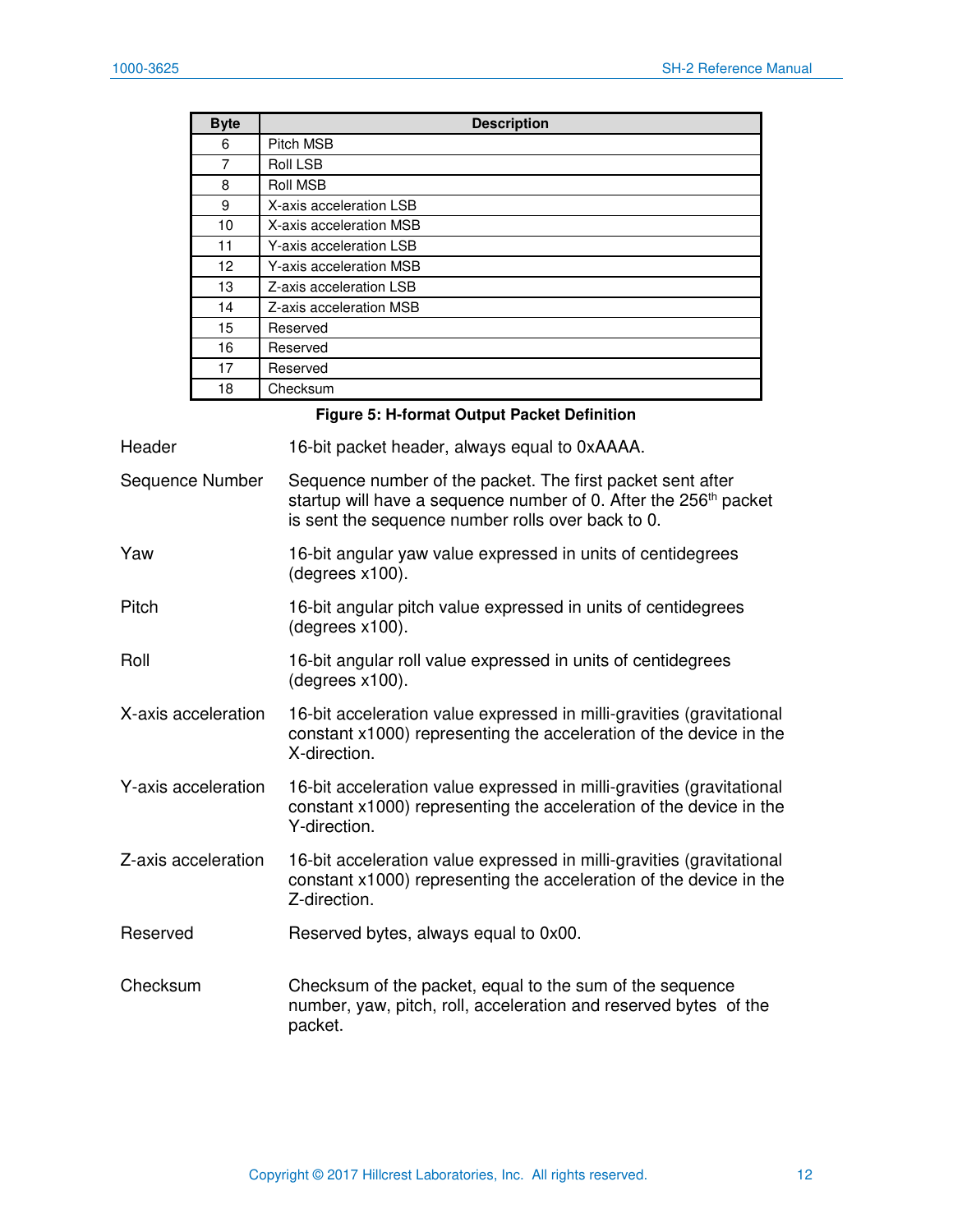| Byte | Description |
|---|---|
| 6 | Pitch MSB |
| 7 | Roll LSB |
| 8 | Roll MSB |
| 9 | X-axis acceleration LSB |
| 10 | X-axis acceleration MSB |
| 11 | Y-axis acceleration LSB |
| 12 | Y-axis acceleration MSB |
| 13 | Z-axis acceleration LSB |
| 14 | Z-axis acceleration MSB |
| 15 | Reserved |
| 16 | Reserved |
| 17 | Reserved |
| 18 | Checksum |

**Figure 5: H-format Output Packet Definition**

Header — 16-bit packet header, always equal to 0xAAAA.

Sequence Number — Sequence number of the packet. The first packet sent after startup will have a sequence number of 0. After the 256th packet is sent the sequence number rolls over back to 0.

Yaw — 16-bit angular yaw value expressed in units of centidegrees (degrees x100).

Pitch — 16-bit angular pitch value expressed in units of centidegrees (degrees x100).

Roll — 16-bit angular roll value expressed in units of centidegrees (degrees x100).

X-axis acceleration — 16-bit acceleration value expressed in milli-gravities (gravitational constant x1000) representing the acceleration of the device in the X-direction.

Y-axis acceleration — 16-bit acceleration value expressed in milli-gravities (gravitational constant x1000) representing the acceleration of the device in the Y-direction.

Z-axis acceleration — 16-bit acceleration value expressed in milli-gravities (gravitational constant x1000) representing the acceleration of the device in the Z-direction.

Reserved — Reserved bytes, always equal to 0x00.

Checksum — Checksum of the packet, equal to the sum of the sequence number, yaw, pitch, roll, acceleration and reserved bytes of the packet.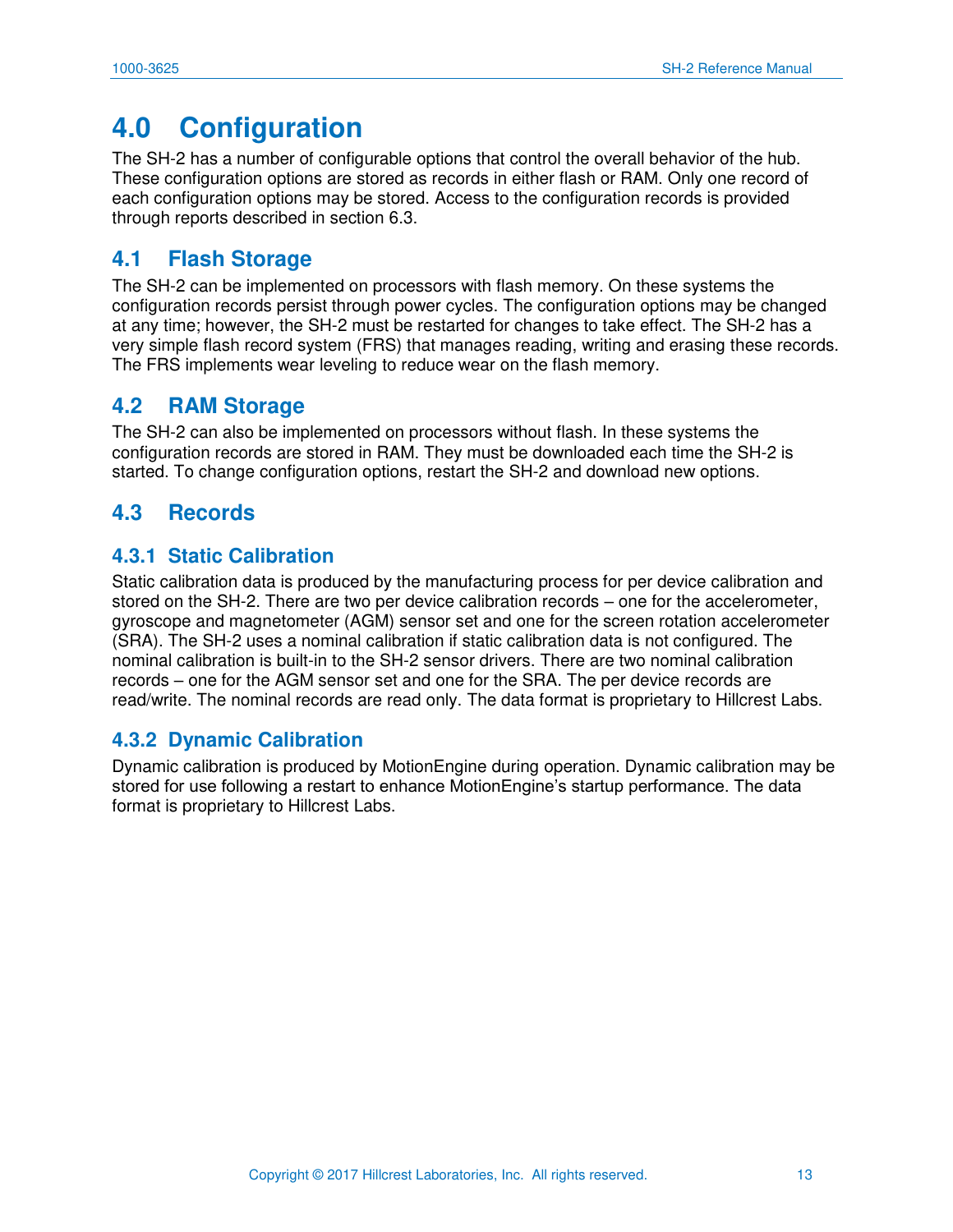# 4.0 Configuration

The SH-2 has a number of configurable options that control the overall behavior of the hub. These configuration options are stored as records in either flash or RAM. Only one record of each configuration options may be stored. Access to the configuration records is provided through reports described in section 6.3.

## 4.1 Flash Storage

The SH-2 can be implemented on processors with flash memory. On these systems the configuration records persist through power cycles. The configuration options may be changed at any time; however, the SH-2 must be restarted for changes to take effect. The SH-2 has a very simple flash record system (FRS) that manages reading, writing and erasing these records. The FRS implements wear leveling to reduce wear on the flash memory.

## 4.2 RAM Storage

The SH-2 can also be implemented on processors without flash. In these systems the configuration records are stored in RAM. They must be downloaded each time the SH-2 is started. To change configuration options, restart the SH-2 and download new options.

## 4.3 Records

### 4.3.1 Static Calibration

Static calibration data is produced by the manufacturing process for per device calibration and stored on the SH-2. There are two per device calibration records – one for the accelerometer, gyroscope and magnetometer (AGM) sensor set and one for the screen rotation accelerometer (SRA). The SH-2 uses a nominal calibration if static calibration data is not configured. The nominal calibration is built-in to the SH-2 sensor drivers. There are two nominal calibration records – one for the AGM sensor set and one for the SRA. The per device records are read/write. The nominal records are read only. The data format is proprietary to Hillcrest Labs.

### 4.3.2 Dynamic Calibration

Dynamic calibration is produced by MotionEngine during operation. Dynamic calibration may be stored for use following a restart to enhance MotionEngine's startup performance. The data format is proprietary to Hillcrest Labs.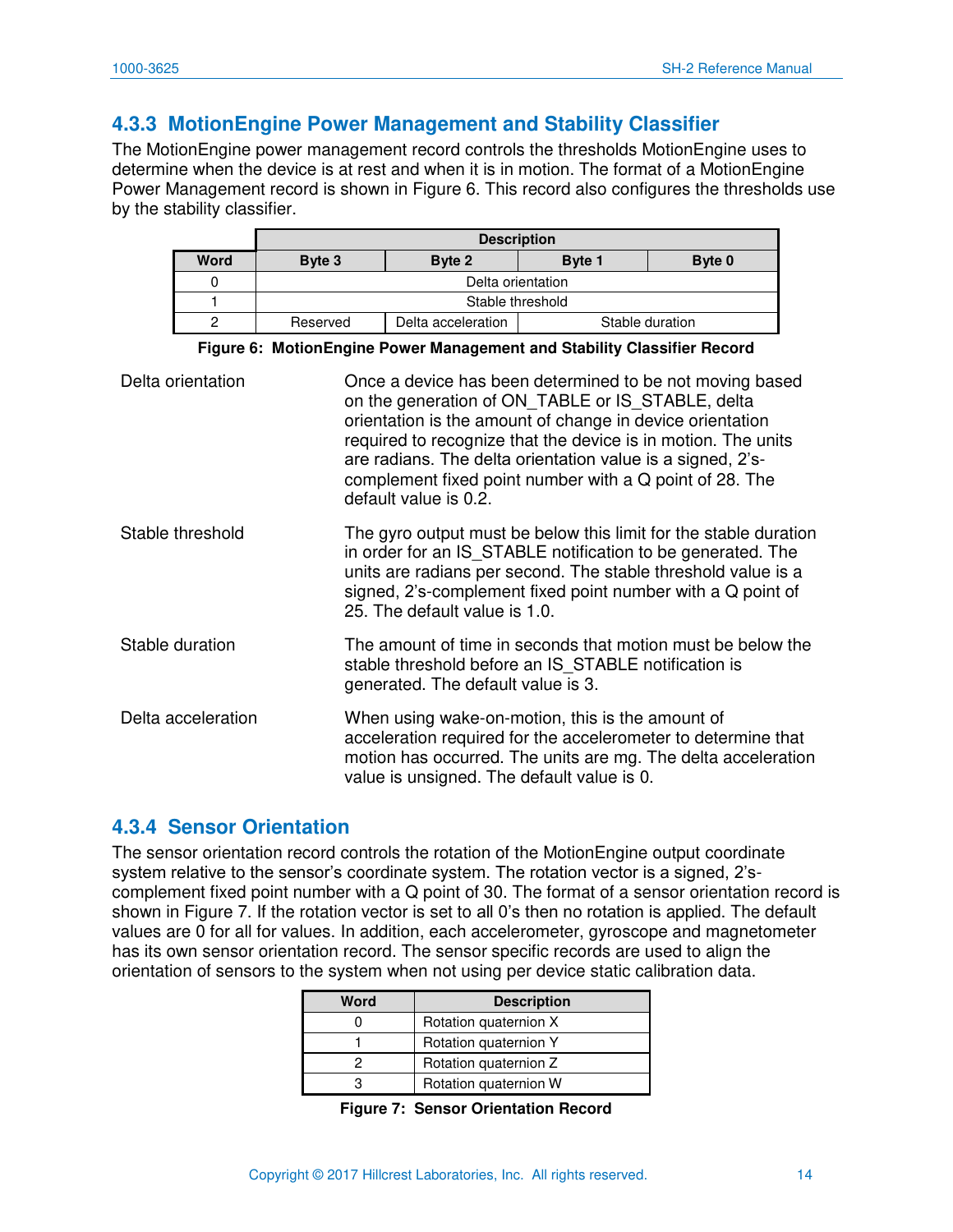### 4.3.3 MotionEngine Power Management and Stability Classifier

The MotionEngine power management record controls the thresholds MotionEngine uses to determine when the device is at rest and when it is in motion. The format of a MotionEngine Power Management record is shown in Figure 6. This record also configures the thresholds use by the stability classifier.

| | Description | | | |
|---|---|---|---|---|
| **Word** | **Byte 3** | **Byte 2** | **Byte 1** | **Byte 0** |
| 0 | Delta orientation | | | |
| 1 | Stable threshold | | | |
| 2 | Reserved | Delta acceleration | Stable duration | |

**Figure 6: MotionEngine Power Management and Stability Classifier Record**

| | |
|---|---|
| Delta orientation | Once a device has been determined to be not moving based on the generation of ON_TABLE or IS_STABLE, delta orientation is the amount of change in device orientation required to recognize that the device is in motion. The units are radians. The delta orientation value is a signed, 2's-complement fixed point number with a Q point of 28. The default value is 0.2. |
| Stable threshold | The gyro output must be below this limit for the stable duration in order for an IS_STABLE notification to be generated. The units are radians per second. The stable threshold value is a signed, 2's-complement fixed point number with a Q point of 25. The default value is 1.0. |
| Stable duration | The amount of time in seconds that motion must be below the stable threshold before an IS_STABLE notification is generated. The default value is 3. |
| Delta acceleration | When using wake-on-motion, this is the amount of acceleration required for the accelerometer to determine that motion has occurred. The units are mg. The delta acceleration value is unsigned. The default value is 0. |

### 4.3.4 Sensor Orientation

The sensor orientation record controls the rotation of the MotionEngine output coordinate system relative to the sensor's coordinate system. The rotation vector is a signed, 2's-complement fixed point number with a Q point of 30. The format of a sensor orientation record is shown in Figure 7. If the rotation vector is set to all 0's then no rotation is applied. The default values are 0 for all for values. In addition, each accelerometer, gyroscope and magnetometer has its own sensor orientation record. The sensor specific records are used to align the orientation of sensors to the system when not using per device static calibration data.

| Word | Description |
|---|---|
| 0 | Rotation quaternion X |
| 1 | Rotation quaternion Y |
| 2 | Rotation quaternion Z |
| 3 | Rotation quaternion W |

**Figure 7: Sensor Orientation Record**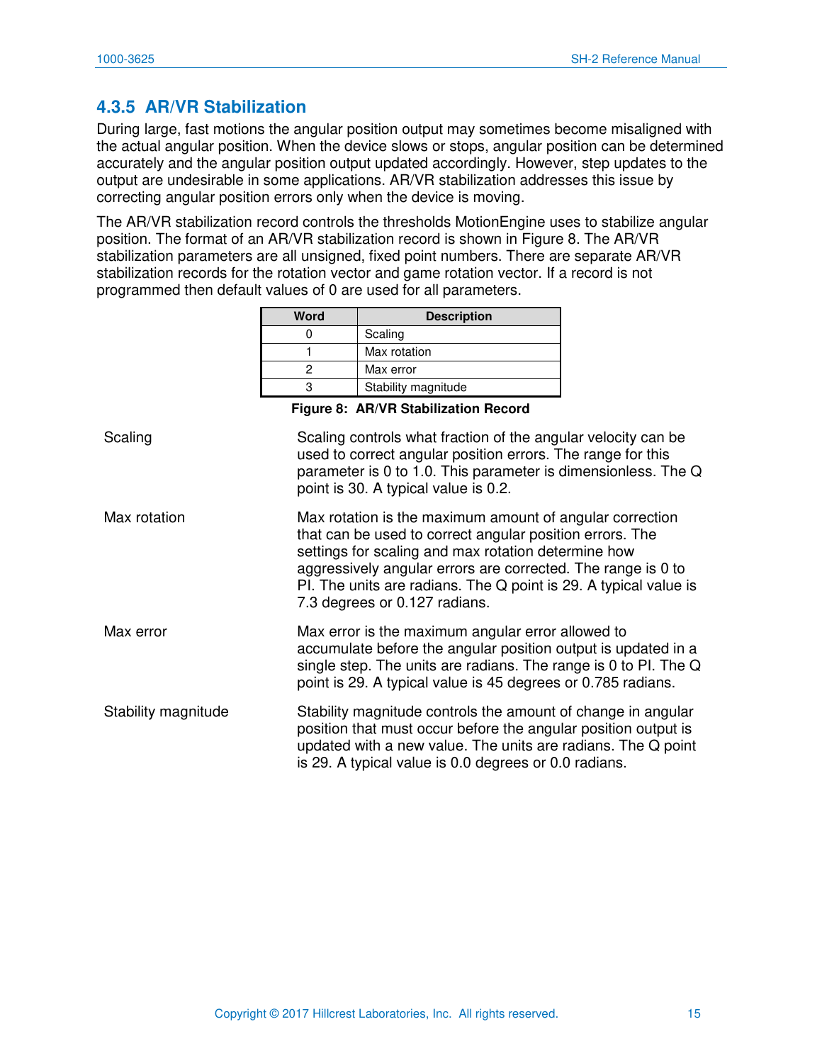### 4.3.5 AR/VR Stabilization

During large, fast motions the angular position output may sometimes become misaligned with the actual angular position. When the device slows or stops, angular position can be determined accurately and the angular position output updated accordingly. However, step updates to the output are undesirable in some applications. AR/VR stabilization addresses this issue by correcting angular position errors only when the device is moving.

The AR/VR stabilization record controls the thresholds MotionEngine uses to stabilize angular position. The format of an AR/VR stabilization record is shown in Figure 8. The AR/VR stabilization parameters are all unsigned, fixed point numbers. There are separate AR/VR stabilization records for the rotation vector and game rotation vector. If a record is not programmed then default values of 0 are used for all parameters.

| Word | Description |
|---|---|
| 0 | Scaling |
| 1 | Max rotation |
| 2 | Max error |
| 3 | Stability magnitude |

**Figure 8: AR/VR Stabilization Record**

| | |
|---|---|
| Scaling | Scaling controls what fraction of the angular velocity can be used to correct angular position errors. The range for this parameter is 0 to 1.0. This parameter is dimensionless. The Q point is 30. A typical value is 0.2. |
| Max rotation | Max rotation is the maximum amount of angular correction that can be used to correct angular position errors. The settings for scaling and max rotation determine how aggressively angular errors are corrected. The range is 0 to PI. The units are radians. The Q point is 29. A typical value is 7.3 degrees or 0.127 radians. |
| Max error | Max error is the maximum angular error allowed to accumulate before the angular position output is updated in a single step. The units are radians. The range is 0 to PI. The Q point is 29. A typical value is 45 degrees or 0.785 radians. |
| Stability magnitude | Stability magnitude controls the amount of change in angular position that must occur before the angular position output is updated with a new value. The units are radians. The Q point is 29. A typical value is 0.0 degrees or 0.0 radians. |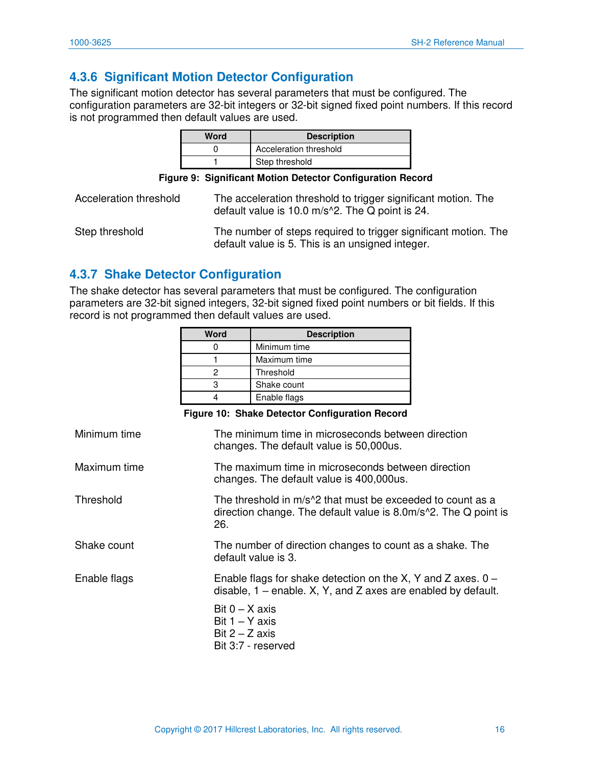### 4.3.6 Significant Motion Detector Configuration

The significant motion detector has several parameters that must be configured. The configuration parameters are 32-bit integers or 32-bit signed fixed point numbers. If this record is not programmed then default values are used.

| Word | Description |
|---|---|
| 0 | Acceleration threshold |
| 1 | Step threshold |

**Figure 9: Significant Motion Detector Configuration Record**

Acceleration threshold — The acceleration threshold to trigger significant motion. The default value is 10.0 m/s^2. The Q point is 24.

Step threshold — The number of steps required to trigger significant motion. The default value is 5. This is an unsigned integer.

### 4.3.7 Shake Detector Configuration

The shake detector has several parameters that must be configured. The configuration parameters are 32-bit signed integers, 32-bit signed fixed point numbers or bit fields. If this record is not programmed then default values are used.

| Word | Description |
|---|---|
| 0 | Minimum time |
| 1 | Maximum time |
| 2 | Threshold |
| 3 | Shake count |
| 4 | Enable flags |

**Figure 10: Shake Detector Configuration Record**

Minimum time — The minimum time in microseconds between direction changes. The default value is 50,000us.

Maximum time — The maximum time in microseconds between direction changes. The default value is 400,000us.

Threshold — The threshold in m/s^2 that must be exceeded to count as a direction change. The default value is 8.0m/s^2. The Q point is 26.

Shake count — The number of direction changes to count as a shake. The default value is 3.

Enable flags — Enable flags for shake detection on the X, Y and Z axes. 0 – disable, 1 – enable. X, Y, and Z axes are enabled by default.

Bit 0 – X axis
Bit 1 – Y axis
Bit 2 – Z axis
Bit 3:7 - reserved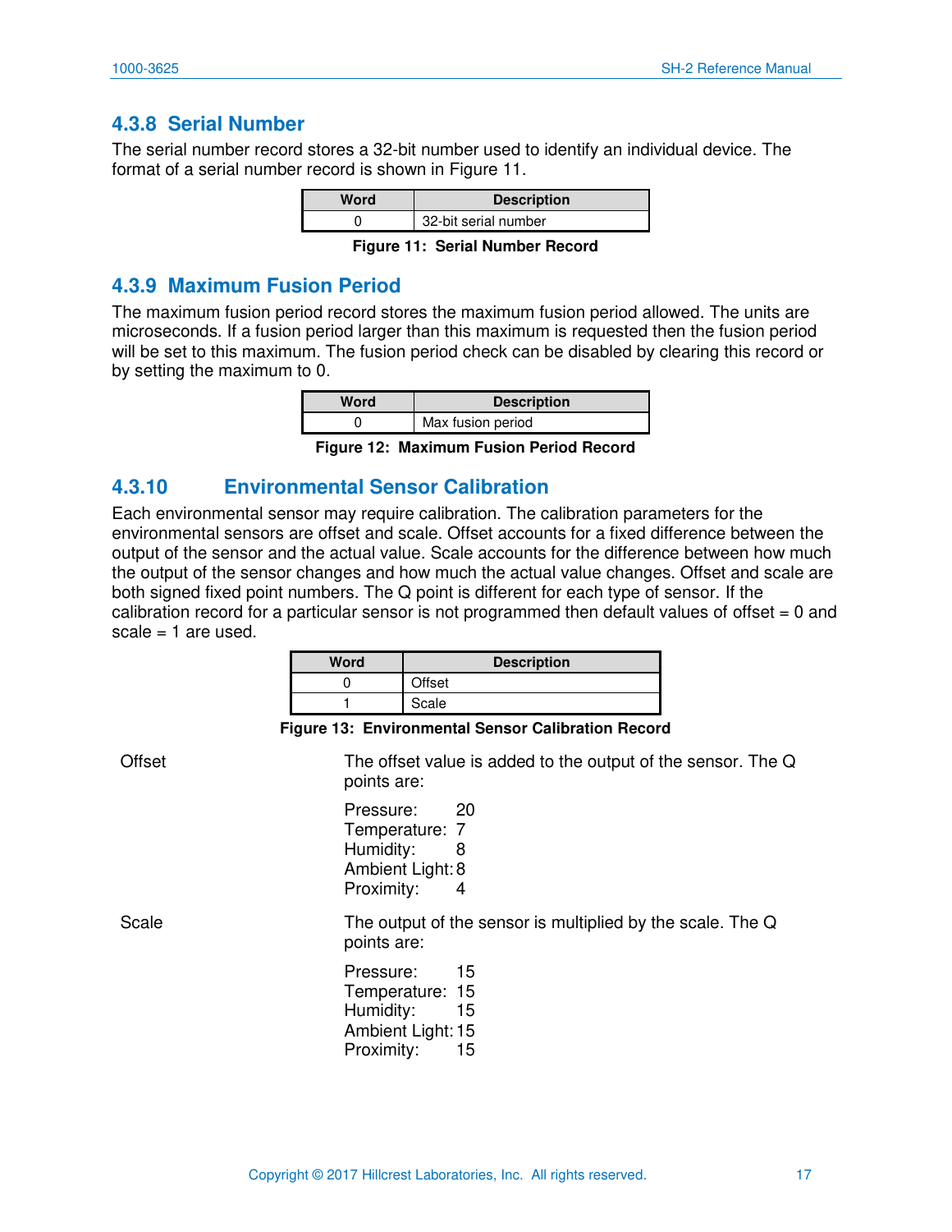### 4.3.8 Serial Number

The serial number record stores a 32-bit number used to identify an individual device. The format of a serial number record is shown in Figure 11.

| Word | Description |
|---|---|
| 0 | 32-bit serial number |

**Figure 11: Serial Number Record**

### 4.3.9 Maximum Fusion Period

The maximum fusion period record stores the maximum fusion period allowed. The units are microseconds. If a fusion period larger than this maximum is requested then the fusion period will be set to this maximum. The fusion period check can be disabled by clearing this record or by setting the maximum to 0.

| Word | Description |
|---|---|
| 0 | Max fusion period |

**Figure 12: Maximum Fusion Period Record**

### 4.3.10 Environmental Sensor Calibration

Each environmental sensor may require calibration. The calibration parameters for the environmental sensors are offset and scale. Offset accounts for a fixed difference between the output of the sensor and the actual value. Scale accounts for the difference between how much the output of the sensor changes and how much the actual value changes. Offset and scale are both signed fixed point numbers. The Q point is different for each type of sensor. If the calibration record for a particular sensor is not programmed then default values of offset = 0 and scale = 1 are used.

| Word | Description |
|---|---|
| 0 | Offset |
| 1 | Scale |

**Figure 13: Environmental Sensor Calibration Record**

**Offset**

The offset value is added to the output of the sensor. The Q points are:

- Pressure: 20
- Temperature: 7
- Humidity: 8
- Ambient Light: 8
- Proximity: 4

**Scale**

The output of the sensor is multiplied by the scale. The Q points are:

- Pressure: 15
- Temperature: 15
- Humidity: 15
- Ambient Light: 15
- Proximity: 15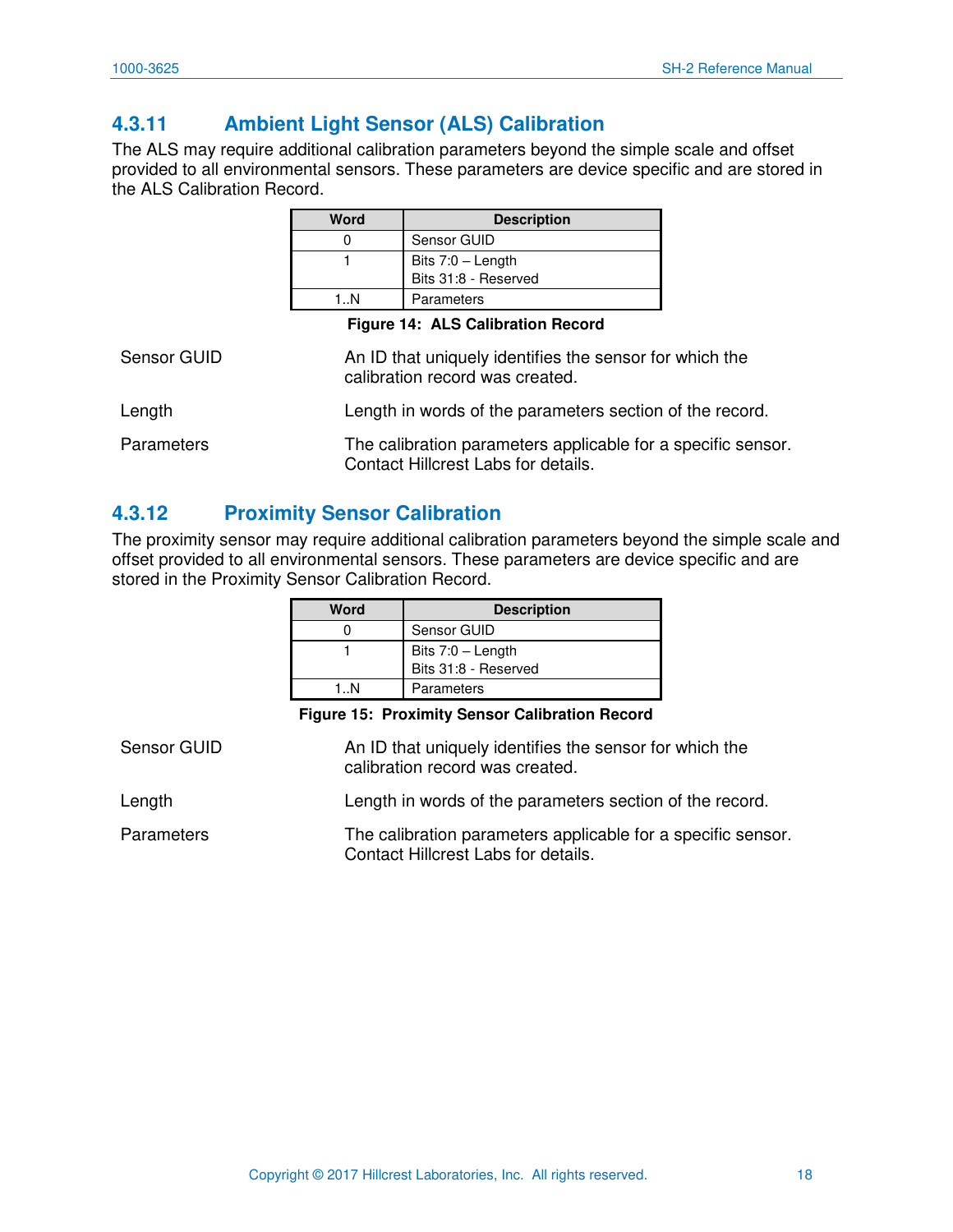### 4.3.11 Ambient Light Sensor (ALS) Calibration

The ALS may require additional calibration parameters beyond the simple scale and offset provided to all environmental sensors. These parameters are device specific and are stored in the ALS Calibration Record.

| Word | Description |
|---|---|
| 0 | Sensor GUID |
| 1 | Bits 7:0 – Length<br>Bits 31:8 - Reserved |
| 1..N | Parameters |

**Figure 14: ALS Calibration Record**

| | |
|---|---|
| Sensor GUID | An ID that uniquely identifies the sensor for which the calibration record was created. |
| Length | Length in words of the parameters section of the record. |
| Parameters | The calibration parameters applicable for a specific sensor. Contact Hillcrest Labs for details. |

### 4.3.12 Proximity Sensor Calibration

The proximity sensor may require additional calibration parameters beyond the simple scale and offset provided to all environmental sensors. These parameters are device specific and are stored in the Proximity Sensor Calibration Record.

| Word | Description |
|---|---|
| 0 | Sensor GUID |
| 1 | Bits 7:0 – Length<br>Bits 31:8 - Reserved |
| 1..N | Parameters |

**Figure 15: Proximity Sensor Calibration Record**

| | |
|---|---|
| Sensor GUID | An ID that uniquely identifies the sensor for which the calibration record was created. |
| Length | Length in words of the parameters section of the record. |
| Parameters | The calibration parameters applicable for a specific sensor. Contact Hillcrest Labs for details. |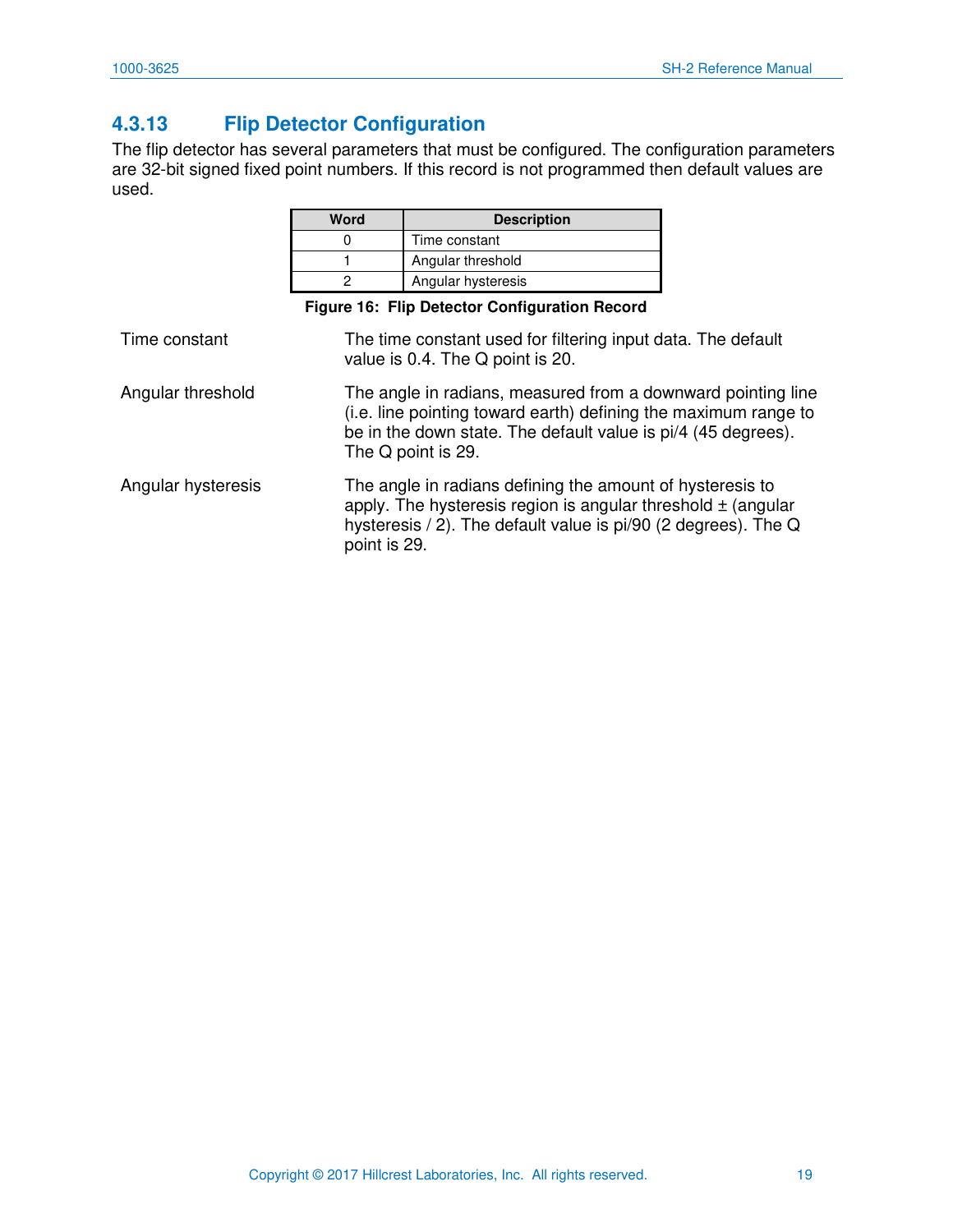### 4.3.13 Flip Detector Configuration

The flip detector has several parameters that must be configured. The configuration parameters are 32-bit signed fixed point numbers. If this record is not programmed then default values are used.

| Word | Description |
|---|---|
| 0 | Time constant |
| 1 | Angular threshold |
| 2 | Angular hysteresis |

**Figure 16: Flip Detector Configuration Record**

| | |
|---|---|
| Time constant | The time constant used for filtering input data. The default value is 0.4. The Q point is 20. |
| Angular threshold | The angle in radians, measured from a downward pointing line (i.e. line pointing toward earth) defining the maximum range to be in the down state. The default value is pi/4 (45 degrees). The Q point is 29. |
| Angular hysteresis | The angle in radians defining the amount of hysteresis to apply. The hysteresis region is angular threshold ± (angular hysteresis / 2). The default value is pi/90 (2 degrees). The Q point is 29. |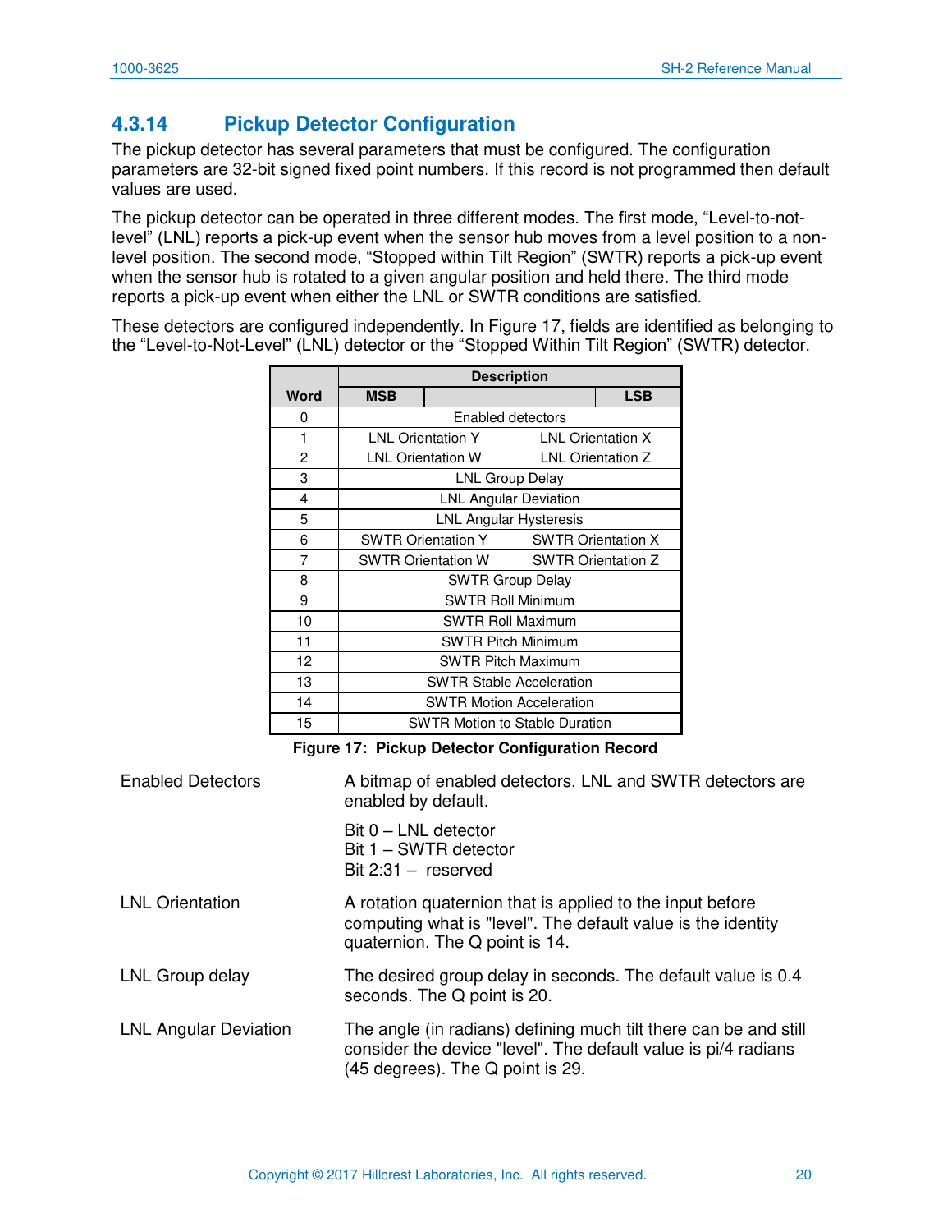## 4.3.14 Pickup Detector Configuration

The pickup detector has several parameters that must be configured. The configuration parameters are 32-bit signed fixed point numbers. If this record is not programmed then default values are used.

The pickup detector can be operated in three different modes. The first mode, "Level-to-not-level" (LNL) reports a pick-up event when the sensor hub moves from a level position to a non-level position. The second mode, "Stopped within Tilt Region" (SWTR) reports a pick-up event when the sensor hub is rotated to a given angular position and held there. The third mode reports a pick-up event when either the LNL or SWTR conditions are satisfied.

These detectors are configured independently. In Figure 17, fields are identified as belonging to the "Level-to-Not-Level" (LNL) detector or the "Stopped Within Tilt Region" (SWTR) detector.

| Word | Description | | | |
|---|---|---|---|---|
| | MSB | | | LSB |
| 0 | Enabled detectors | | | |
| 1 | LNL Orientation Y | | LNL Orientation X | |
| 2 | LNL Orientation W | | LNL Orientation Z | |
| 3 | LNL Group Delay | | | |
| 4 | LNL Angular Deviation | | | |
| 5 | LNL Angular Hysteresis | | | |
| 6 | SWTR Orientation Y | | SWTR Orientation X | |
| 7 | SWTR Orientation W | | SWTR Orientation Z | |
| 8 | SWTR Group Delay | | | |
| 9 | SWTR Roll Minimum | | | |
| 10 | SWTR Roll Maximum | | | |
| 11 | SWTR Pitch Minimum | | | |
| 12 | SWTR Pitch Maximum | | | |
| 13 | SWTR Stable Acceleration | | | |
| 14 | SWTR Motion Acceleration | | | |
| 15 | SWTR Motion to Stable Duration | | | |

**Figure 17: Pickup Detector Configuration Record**

**Enabled Detectors** — A bitmap of enabled detectors. LNL and SWTR detectors are enabled by default.

Bit 0 – LNL detector
Bit 1 – SWTR detector
Bit 2:31 – reserved

**LNL Orientation** — A rotation quaternion that is applied to the input before computing what is "level". The default value is the identity quaternion. The Q point is 14.

**LNL Group delay** — The desired group delay in seconds. The default value is 0.4 seconds. The Q point is 20.

**LNL Angular Deviation** — The angle (in radians) defining much tilt there can be and still consider the device "level". The default value is pi/4 radians (45 degrees). The Q point is 29.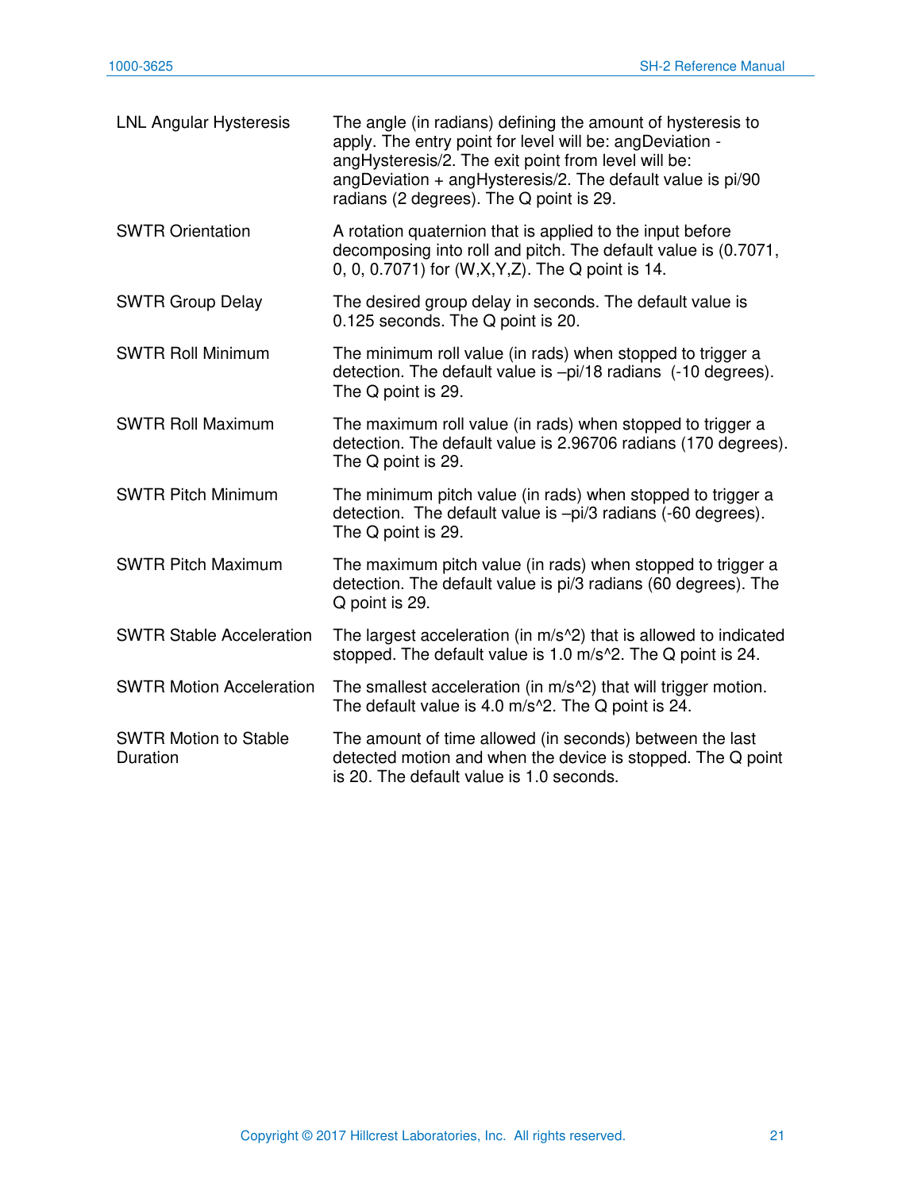| | |
|---|---|
| LNL Angular Hysteresis | The angle (in radians) defining the amount of hysteresis to apply. The entry point for level will be: angDeviation - angHysteresis/2. The exit point from level will be: angDeviation + angHysteresis/2. The default value is pi/90 radians (2 degrees). The Q point is 29. |
| SWTR Orientation | A rotation quaternion that is applied to the input before decomposing into roll and pitch. The default value is (0.7071, 0, 0, 0.7071) for (W,X,Y,Z). The Q point is 14. |
| SWTR Group Delay | The desired group delay in seconds. The default value is 0.125 seconds. The Q point is 20. |
| SWTR Roll Minimum | The minimum roll value (in rads) when stopped to trigger a detection. The default value is –pi/18 radians (-10 degrees). The Q point is 29. |
| SWTR Roll Maximum | The maximum roll value (in rads) when stopped to trigger a detection. The default value is 2.96706 radians (170 degrees). The Q point is 29. |
| SWTR Pitch Minimum | The minimum pitch value (in rads) when stopped to trigger a detection. The default value is –pi/3 radians (-60 degrees). The Q point is 29. |
| SWTR Pitch Maximum | The maximum pitch value (in rads) when stopped to trigger a detection. The default value is pi/3 radians (60 degrees). The Q point is 29. |
| SWTR Stable Acceleration | The largest acceleration (in m/s^2) that is allowed to indicated stopped. The default value is 1.0 m/s^2. The Q point is 24. |
| SWTR Motion Acceleration | The smallest acceleration (in m/s^2) that will trigger motion. The default value is 4.0 m/s^2. The Q point is 24. |
| SWTR Motion to Stable Duration | The amount of time allowed (in seconds) between the last detected motion and when the device is stopped. The Q point is 20. The default value is 1.0 seconds. |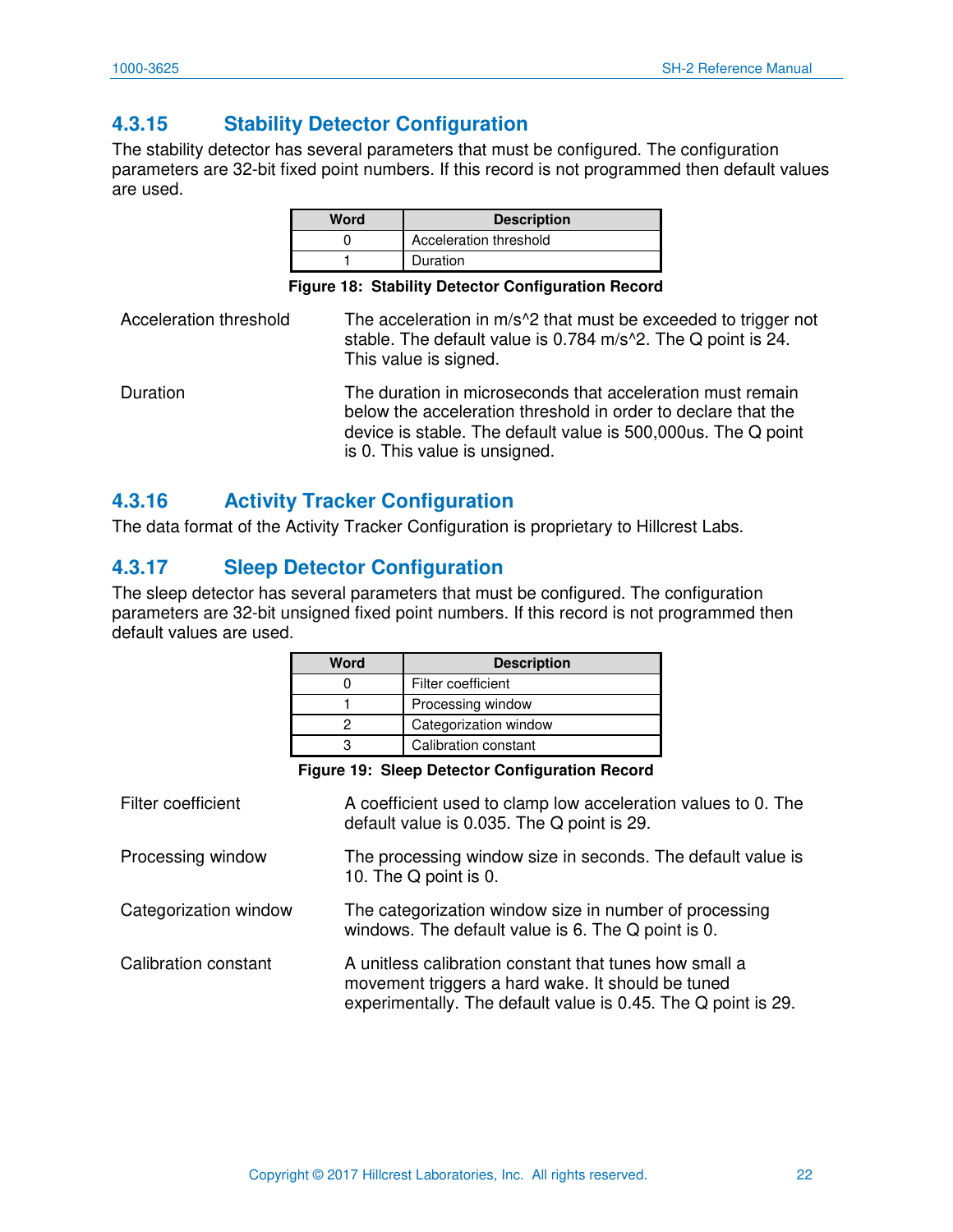### 4.3.15 Stability Detector Configuration

The stability detector has several parameters that must be configured. The configuration parameters are 32-bit fixed point numbers. If this record is not programmed then default values are used.

| Word | Description |
|---|---|
| 0 | Acceleration threshold |
| 1 | Duration |

**Figure 18: Stability Detector Configuration Record**

Acceleration threshold — The acceleration in m/s^2 that must be exceeded to trigger not stable. The default value is 0.784 m/s^2. The Q point is 24. This value is signed.

Duration — The duration in microseconds that acceleration must remain below the acceleration threshold in order to declare that the device is stable. The default value is 500,000us. The Q point is 0. This value is unsigned.

### 4.3.16 Activity Tracker Configuration

The data format of the Activity Tracker Configuration is proprietary to Hillcrest Labs.

### 4.3.17 Sleep Detector Configuration

The sleep detector has several parameters that must be configured. The configuration parameters are 32-bit unsigned fixed point numbers. If this record is not programmed then default values are used.

| Word | Description |
|---|---|
| 0 | Filter coefficient |
| 1 | Processing window |
| 2 | Categorization window |
| 3 | Calibration constant |

**Figure 19: Sleep Detector Configuration Record**

Filter coefficient — A coefficient used to clamp low acceleration values to 0. The default value is 0.035. The Q point is 29.

Processing window — The processing window size in seconds. The default value is 10. The Q point is 0.

Categorization window — The categorization window size in number of processing windows. The default value is 6. The Q point is 0.

Calibration constant — A unitless calibration constant that tunes how small a movement triggers a hard wake. It should be tuned experimentally. The default value is 0.45. The Q point is 29.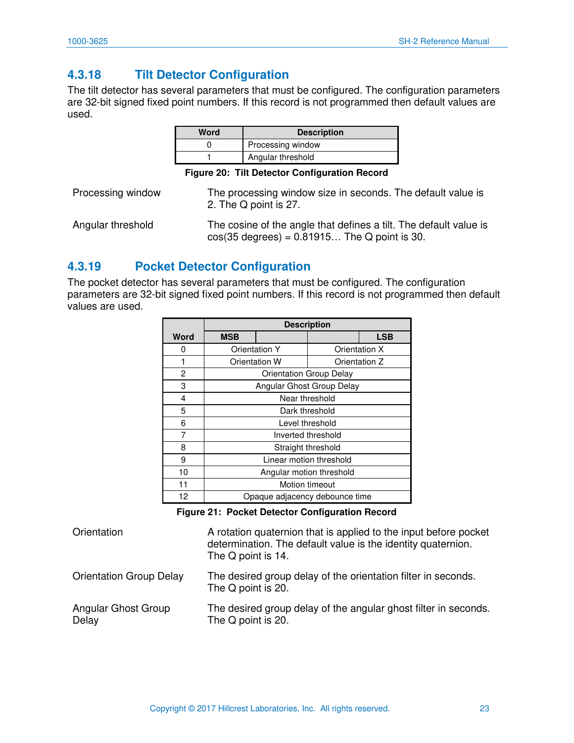### 4.3.18 Tilt Detector Configuration

The tilt detector has several parameters that must be configured. The configuration parameters are 32-bit signed fixed point numbers. If this record is not programmed then default values are used.

| Word | Description |
|---|---|
| 0 | Processing window |
| 1 | Angular threshold |

**Figure 20: Tilt Detector Configuration Record**

Processing window — The processing window size in seconds. The default value is 2. The Q point is 27.

Angular threshold — The cosine of the angle that defines a tilt. The default value is cos(35 degrees) = 0.81915… The Q point is 30.

### 4.3.19 Pocket Detector Configuration

The pocket detector has several parameters that must be configured. The configuration parameters are 32-bit signed fixed point numbers. If this record is not programmed then default values are used.

| Word | Description | | | |
|---|---|---|---|---|
| | MSB | | | LSB |
| 0 | Orientation Y | | Orientation X | |
| 1 | Orientation W | | Orientation Z | |
| 2 | Orientation Group Delay | | | |
| 3 | Angular Ghost Group Delay | | | |
| 4 | Near threshold | | | |
| 5 | Dark threshold | | | |
| 6 | Level threshold | | | |
| 7 | Inverted threshold | | | |
| 8 | Straight threshold | | | |
| 9 | Linear motion threshold | | | |
| 10 | Angular motion threshold | | | |
| 11 | Motion timeout | | | |
| 12 | Opaque adjacency debounce time | | | |

**Figure 21: Pocket Detector Configuration Record**

Orientation — A rotation quaternion that is applied to the input before pocket determination. The default value is the identity quaternion. The Q point is 14.

Orientation Group Delay — The desired group delay of the orientation filter in seconds. The Q point is 20.

Angular Ghost Group Delay — The desired group delay of the angular ghost filter in seconds. The Q point is 20.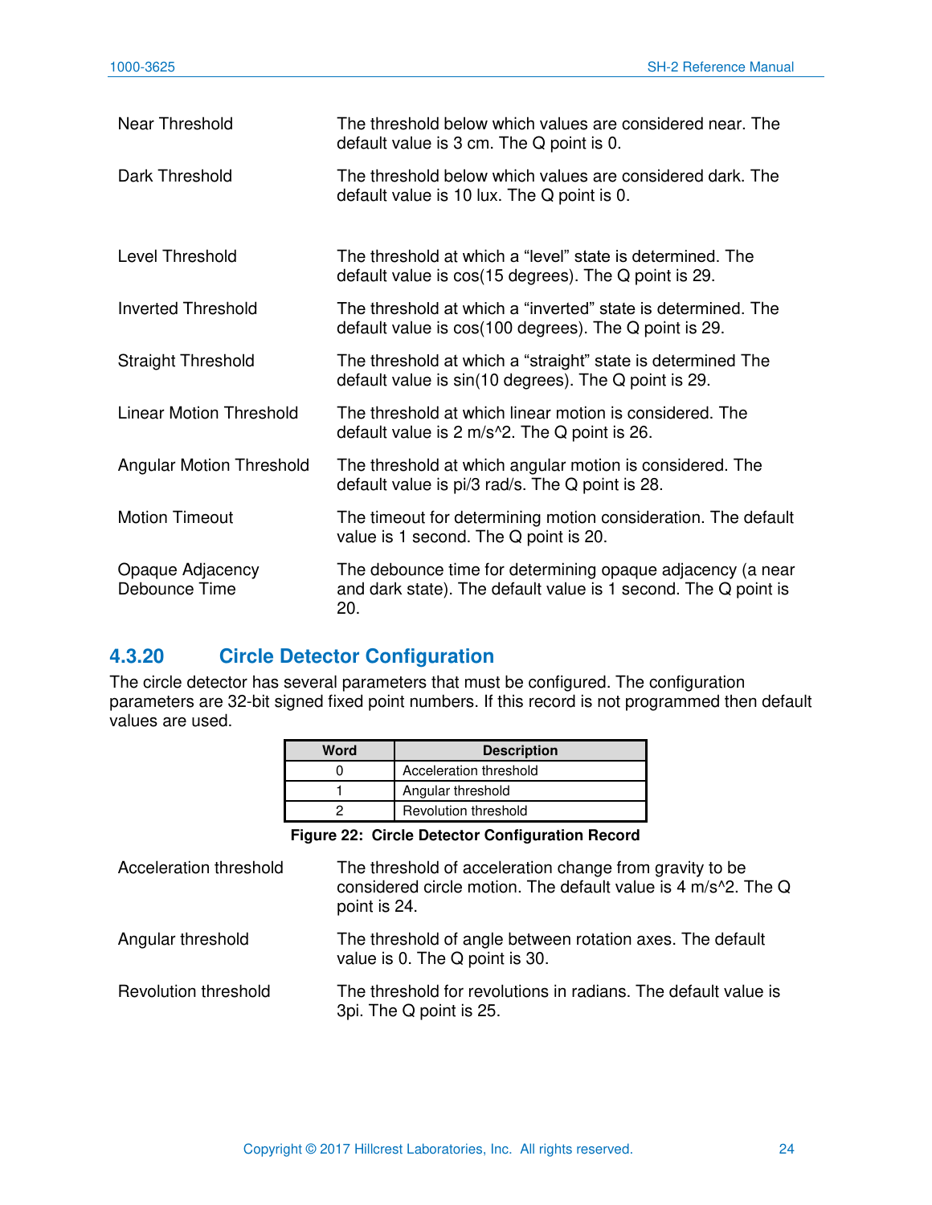| | |
|---|---|
| Near Threshold | The threshold below which values are considered near. The default value is 3 cm. The Q point is 0. |
| Dark Threshold | The threshold below which values are considered dark. The default value is 10 lux. The Q point is 0. |
| Level Threshold | The threshold at which a "level" state is determined. The default value is cos(15 degrees). The Q point is 29. |
| Inverted Threshold | The threshold at which a "inverted" state is determined. The default value is cos(100 degrees). The Q point is 29. |
| Straight Threshold | The threshold at which a "straight" state is determined The default value is sin(10 degrees). The Q point is 29. |
| Linear Motion Threshold | The threshold at which linear motion is considered. The default value is 2 m/s^2. The Q point is 26. |
| Angular Motion Threshold | The threshold at which angular motion is considered. The default value is pi/3 rad/s. The Q point is 28. |
| Motion Timeout | The timeout for determining motion consideration. The default value is 1 second. The Q point is 20. |
| Opaque Adjacency Debounce Time | The debounce time for determining opaque adjacency (a near and dark state). The default value is 1 second. The Q point is 20. |

### 4.3.20 Circle Detector Configuration

The circle detector has several parameters that must be configured. The configuration parameters are 32-bit signed fixed point numbers. If this record is not programmed then default values are used.

| Word | Description |
|---|---|
| 0 | Acceleration threshold |
| 1 | Angular threshold |
| 2 | Revolution threshold |

**Figure 22: Circle Detector Configuration Record**

| | |
|---|---|
| Acceleration threshold | The threshold of acceleration change from gravity to be considered circle motion. The default value is 4 m/s^2. The Q point is 24. |
| Angular threshold | The threshold of angle between rotation axes. The default value is 0. The Q point is 30. |
| Revolution threshold | The threshold for revolutions in radians. The default value is 3pi. The Q point is 25. |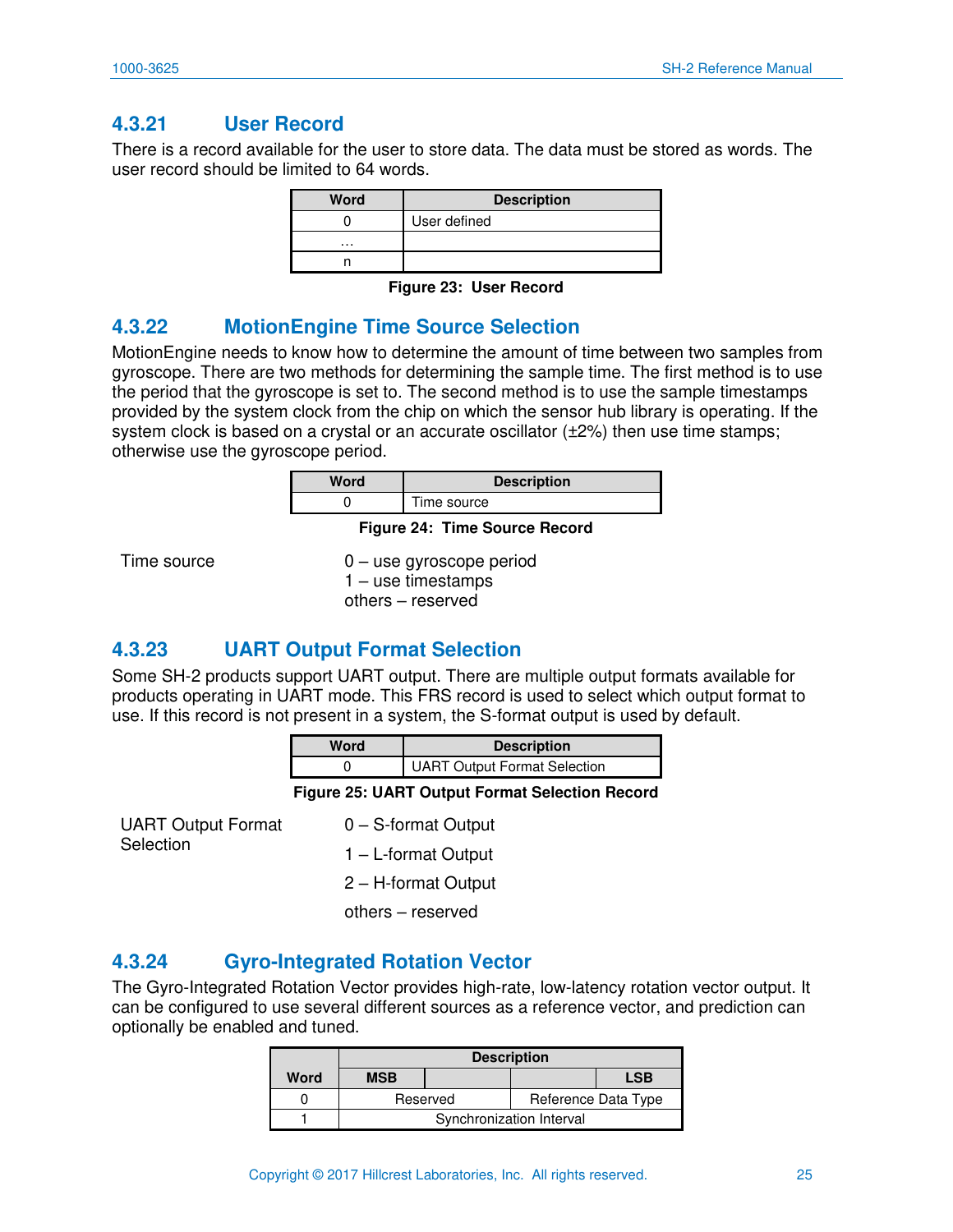### 4.3.21 User Record

There is a record available for the user to store data. The data must be stored as words. The user record should be limited to 64 words.

| Word | Description |
|---|---|
| 0 | User defined |
| … | |
| n | |

**Figure 23: User Record**

### 4.3.22 MotionEngine Time Source Selection

MotionEngine needs to know how to determine the amount of time between two samples from gyroscope. There are two methods for determining the sample time. The first method is to use the period that the gyroscope is set to. The second method is to use the sample timestamps provided by the system clock from the chip on which the sensor hub library is operating. If the system clock is based on a crystal or an accurate oscillator (±2%) then use time stamps; otherwise use the gyroscope period.

| Word | Description |
|---|---|
| 0 | Time source |

**Figure 24: Time Source Record**

Time source
: 0 – use gyroscope period
: 1 – use timestamps
: others – reserved

### 4.3.23 UART Output Format Selection

Some SH-2 products support UART output. There are multiple output formats available for products operating in UART mode. This FRS record is used to select which output format to use. If this record is not present in a system, the S-format output is used by default.

| Word | Description |
|---|---|
| 0 | UART Output Format Selection |

**Figure 25: UART Output Format Selection Record**

UART Output Format Selection
: 0 – S-format Output
: 1 – L-format Output
: 2 – H-format Output
: others – reserved

### 4.3.24 Gyro-Integrated Rotation Vector

The Gyro-Integrated Rotation Vector provides high-rate, low-latency rotation vector output. It can be configured to use several different sources as a reference vector, and prediction can optionally be enabled and tuned.

| Word | Description | | | |
|---|---|---|---|---|
| | MSB | | | LSB |
| 0 | Reserved | | Reference Data Type | |
| 1 | Synchronization Interval | | | |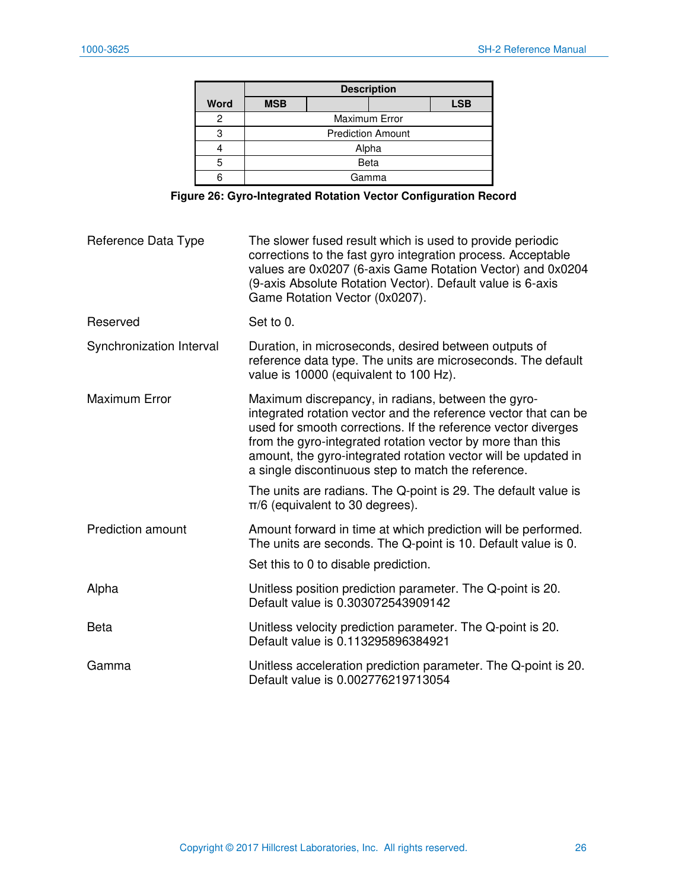| Word | Description | | | |
|---|---|---|---|---|
| | MSB | | | LSB |
| 2 | Maximum Error | | | |
| 3 | Prediction Amount | | | |
| 4 | Alpha | | | |
| 5 | Beta | | | |
| 6 | Gamma | | | |

**Figure 26: Gyro-Integrated Rotation Vector Configuration Record**

| | |
|---|---|
| Reference Data Type | The slower fused result which is used to provide periodic corrections to the fast gyro integration process. Acceptable values are 0x0207 (6-axis Game Rotation Vector) and 0x0204 (9-axis Absolute Rotation Vector). Default value is 6-axis Game Rotation Vector (0x0207). |
| Reserved | Set to 0. |
| Synchronization Interval | Duration, in microseconds, desired between outputs of reference data type. The units are microseconds. The default value is 10000 (equivalent to 100 Hz). |
| Maximum Error | Maximum discrepancy, in radians, between the gyro-integrated rotation vector and the reference vector that can be used for smooth corrections. If the reference vector diverges from the gyro-integrated rotation vector by more than this amount, the gyro-integrated rotation vector will be updated in a single discontinuous step to match the reference.<br><br>The units are radians. The Q-point is 29. The default value is $\pi/6$ (equivalent to 30 degrees). |
| Prediction amount | Amount forward in time at which prediction will be performed. The units are seconds. The Q-point is 10. Default value is 0.<br><br>Set this to 0 to disable prediction. |
| Alpha | Unitless position prediction parameter. The Q-point is 20. Default value is 0.303072543909142 |
| Beta | Unitless velocity prediction parameter. The Q-point is 20. Default value is 0.113295896384921 |
| Gamma | Unitless acceleration prediction parameter. The Q-point is 20. Default value is 0.002776219713054 |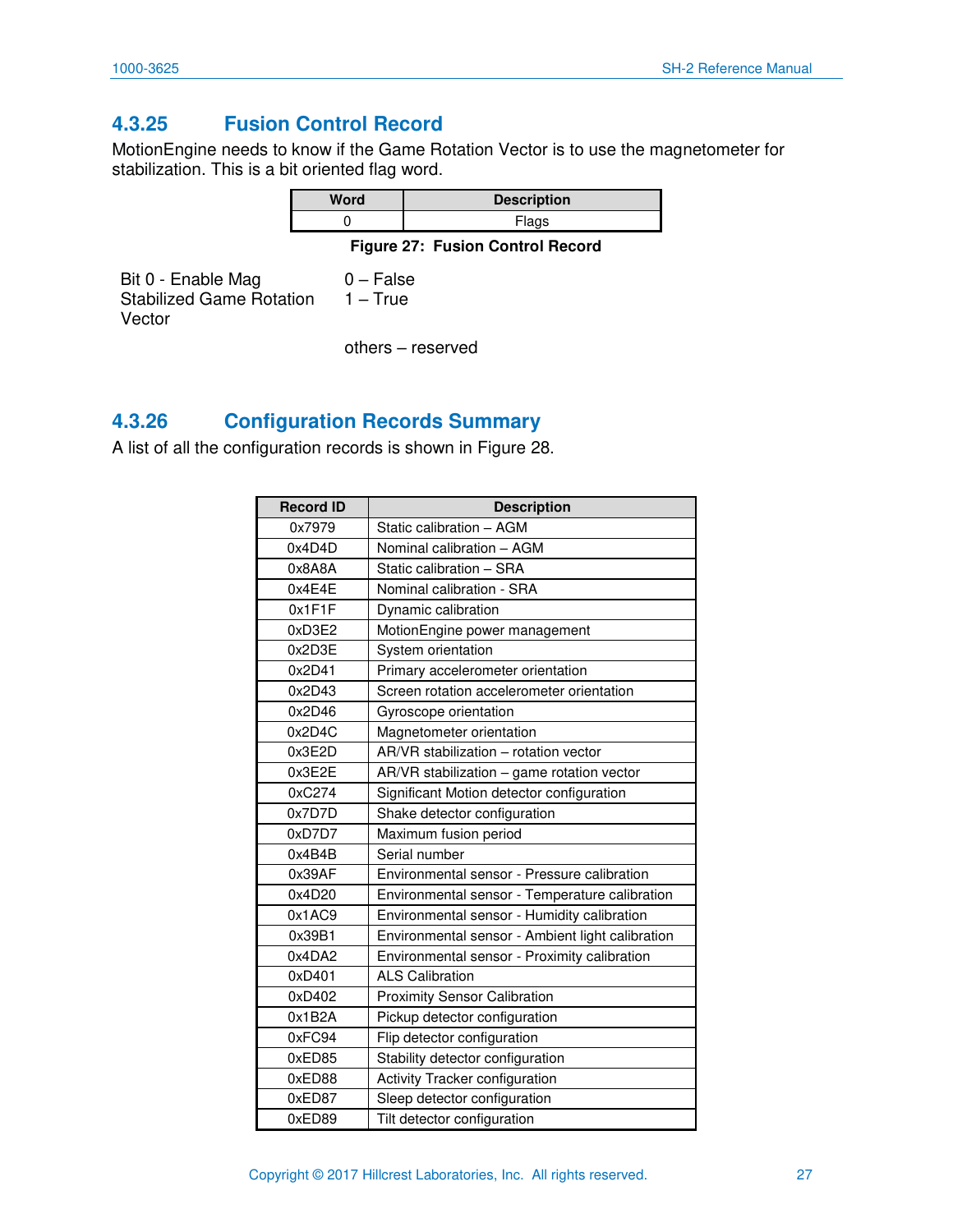### 4.3.25 Fusion Control Record

MotionEngine needs to know if the Game Rotation Vector is to use the magnetometer for stabilization. This is a bit oriented flag word.

| Word | Description |
|---|---|
| 0 | Flags |

**Figure 27: Fusion Control Record**

| | |
|---|---|
| Bit 0 - Enable Mag Stabilized Game Rotation Vector | 0 – False<br>1 – True |
| | others – reserved |

### 4.3.26 Configuration Records Summary

A list of all the configuration records is shown in Figure 28.

| Record ID | Description |
|---|---|
| 0x7979 | Static calibration – AGM |
| 0x4D4D | Nominal calibration – AGM |
| 0x8A8A | Static calibration – SRA |
| 0x4E4E | Nominal calibration - SRA |
| 0x1F1F | Dynamic calibration |
| 0xD3E2 | MotionEngine power management |
| 0x2D3E | System orientation |
| 0x2D41 | Primary accelerometer orientation |
| 0x2D43 | Screen rotation accelerometer orientation |
| 0x2D46 | Gyroscope orientation |
| 0x2D4C | Magnetometer orientation |
| 0x3E2D | AR/VR stabilization – rotation vector |
| 0x3E2E | AR/VR stabilization – game rotation vector |
| 0xC274 | Significant Motion detector configuration |
| 0x7D7D | Shake detector configuration |
| 0xD7D7 | Maximum fusion period |
| 0x4B4B | Serial number |
| 0x39AF | Environmental sensor - Pressure calibration |
| 0x4D20 | Environmental sensor - Temperature calibration |
| 0x1AC9 | Environmental sensor - Humidity calibration |
| 0x39B1 | Environmental sensor - Ambient light calibration |
| 0x4DA2 | Environmental sensor - Proximity calibration |
| 0xD401 | ALS Calibration |
| 0xD402 | Proximity Sensor Calibration |
| 0x1B2A | Pickup detector configuration |
| 0xFC94 | Flip detector configuration |
| 0xED85 | Stability detector configuration |
| 0xED88 | Activity Tracker configuration |
| 0xED87 | Sleep detector configuration |
| 0xED89 | Tilt detector configuration |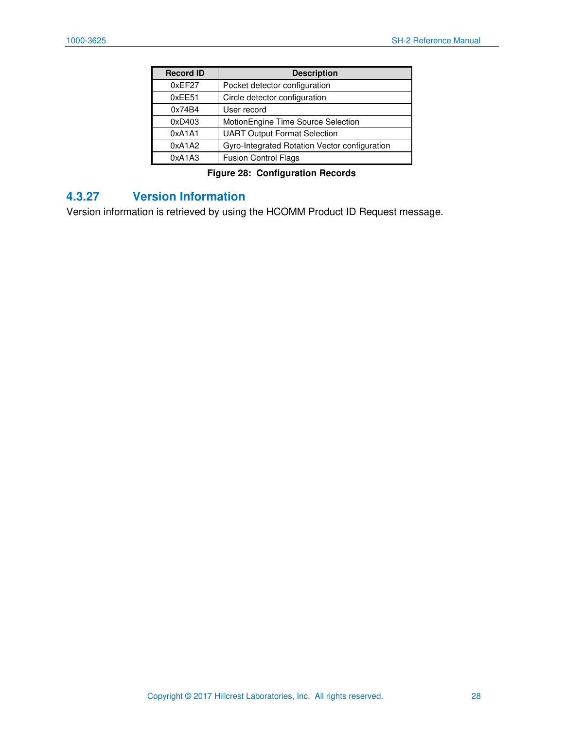| Record ID | Description |
|---|---|
| 0xEF27 | Pocket detector configuration |
| 0xEE51 | Circle detector configuration |
| 0x74B4 | User record |
| 0xD403 | MotionEngine Time Source Selection |
| 0xA1A1 | UART Output Format Selection |
| 0xA1A2 | Gyro-Integrated Rotation Vector configuration |
| 0xA1A3 | Fusion Control Flags |

**Figure 28: Configuration Records**

### 4.3.27 Version Information

Version information is retrieved by using the HCOMM Product ID Request message.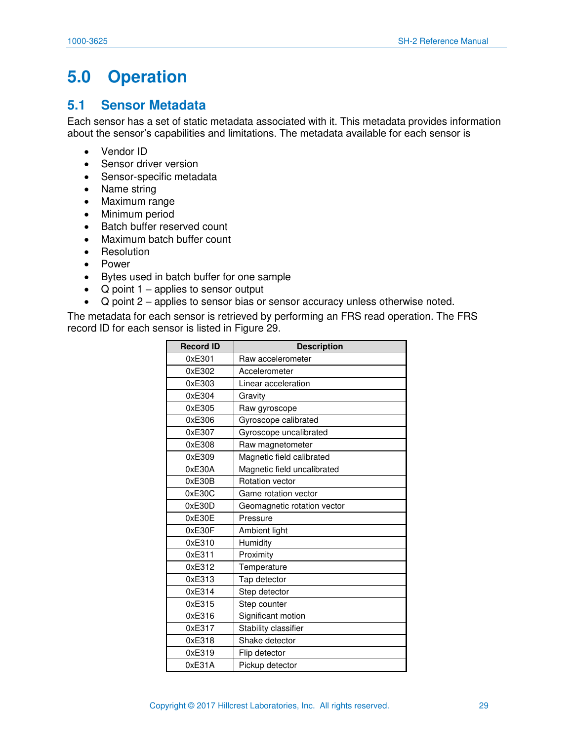# 5.0 Operation

## 5.1 Sensor Metadata

Each sensor has a set of static metadata associated with it. This metadata provides information about the sensor's capabilities and limitations. The metadata available for each sensor is

- Vendor ID
- Sensor driver version
- Sensor-specific metadata
- Name string
- Maximum range
- Minimum period
- Batch buffer reserved count
- Maximum batch buffer count
- Resolution
- Power
- Bytes used in batch buffer for one sample
- Q point 1 – applies to sensor output
- Q point 2 – applies to sensor bias or sensor accuracy unless otherwise noted.

The metadata for each sensor is retrieved by performing an FRS read operation. The FRS record ID for each sensor is listed in Figure 29.

| Record ID | Description |
|---|---|
| 0xE301 | Raw accelerometer |
| 0xE302 | Accelerometer |
| 0xE303 | Linear acceleration |
| 0xE304 | Gravity |
| 0xE305 | Raw gyroscope |
| 0xE306 | Gyroscope calibrated |
| 0xE307 | Gyroscope uncalibrated |
| 0xE308 | Raw magnetometer |
| 0xE309 | Magnetic field calibrated |
| 0xE30A | Magnetic field uncalibrated |
| 0xE30B | Rotation vector |
| 0xE30C | Game rotation vector |
| 0xE30D | Geomagnetic rotation vector |
| 0xE30E | Pressure |
| 0xE30F | Ambient light |
| 0xE310 | Humidity |
| 0xE311 | Proximity |
| 0xE312 | Temperature |
| 0xE313 | Tap detector |
| 0xE314 | Step detector |
| 0xE315 | Step counter |
| 0xE316 | Significant motion |
| 0xE317 | Stability classifier |
| 0xE318 | Shake detector |
| 0xE319 | Flip detector |
| 0xE31A | Pickup detector |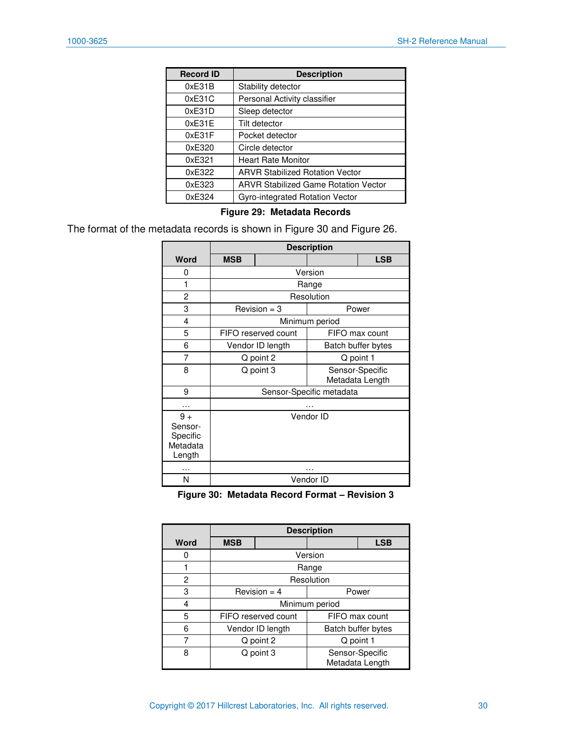| Record ID | Description |
|---|---|
| 0xE31B | Stability detector |
| 0xE31C | Personal Activity classifier |
| 0xE31D | Sleep detector |
| 0xE31E | Tilt detector |
| 0xE31F | Pocket detector |
| 0xE320 | Circle detector |
| 0xE321 | Heart Rate Monitor |
| 0xE322 | ARVR Stabilized Rotation Vector |
| 0xE323 | ARVR Stabilized Game Rotation Vector |
| 0xE324 | Gyro-integrated Rotation Vector |

**Figure 29: Metadata Records**

The format of the metadata records is shown in Figure 30 and Figure 26.

| Word | Description | | | |
|---|---|---|---|---|
| | MSB | | | LSB |
| 0 | Version | | | |
| 1 | Range | | | |
| 2 | Resolution | | | |
| 3 | Revision = 3 | | Power | |
| 4 | Minimum period | | | |
| 5 | FIFO reserved count | | FIFO max count | |
| 6 | Vendor ID length | | Batch buffer bytes | |
| 7 | Q point 2 | | Q point 1 | |
| 8 | Q point 3 | | Sensor-Specific Metadata Length | |
| 9 | Sensor-Specific metadata | | | |
| … | … | | | |
| 9 + Sensor-Specific Metadata Length | Vendor ID | | | |
| … | … | | | |
| N | Vendor ID | | | |

**Figure 30: Metadata Record Format – Revision 3**

| Word | Description | | | |
|---|---|---|---|---|
| | MSB | | | LSB |
| 0 | Version | | | |
| 1 | Range | | | |
| 2 | Resolution | | | |
| 3 | Revision = 4 | | Power | |
| 4 | Minimum period | | | |
| 5 | FIFO reserved count | | FIFO max count | |
| 6 | Vendor ID length | | Batch buffer bytes | |
| 7 | Q point 2 | | Q point 1 | |
| 8 | Q point 3 | | Sensor-Specific Metadata Length | |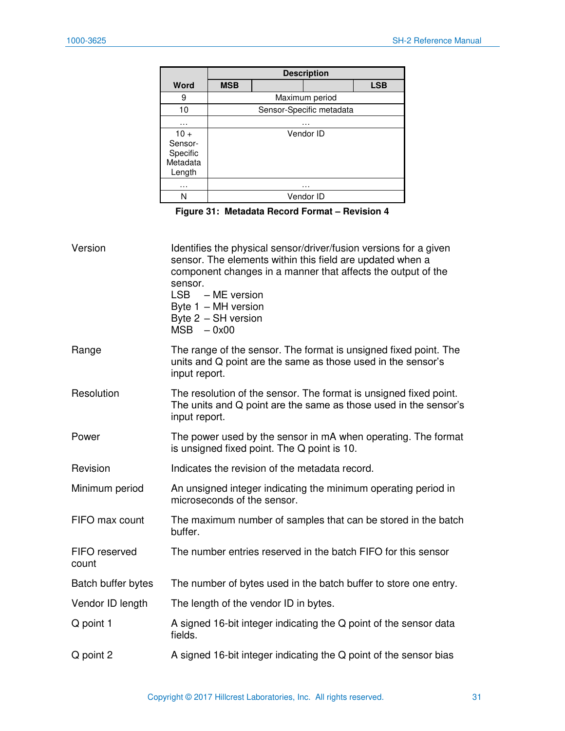| Word | Description | | | |
|---|---|---|---|---|
| | MSB | | | LSB |
| 9 | Maximum period | | | |
| 10 | Sensor-Specific metadata | | | |
| … | … | | | |
| 10 + Sensor-Specific Metadata Length | Vendor ID | | | |
| … | … | | | |
| N | Vendor ID | | | |

**Figure 31: Metadata Record Format – Revision 4**

| | |
|---|---|
| Version | Identifies the physical sensor/driver/fusion versions for a given sensor. The elements within this field are updated when a component changes in a manner that affects the output of the sensor.<br>LSB – ME version<br>Byte 1 – MH version<br>Byte 2 – SH version<br>MSB – 0x00 |
| Range | The range of the sensor. The format is unsigned fixed point. The units and Q point are the same as those used in the sensor's input report. |
| Resolution | The resolution of the sensor. The format is unsigned fixed point. The units and Q point are the same as those used in the sensor's input report. |
| Power | The power used by the sensor in mA when operating. The format is unsigned fixed point. The Q point is 10. |
| Revision | Indicates the revision of the metadata record. |
| Minimum period | An unsigned integer indicating the minimum operating period in microseconds of the sensor. |
| FIFO max count | The maximum number of samples that can be stored in the batch buffer. |
| FIFO reserved count | The number entries reserved in the batch FIFO for this sensor |
| Batch buffer bytes | The number of bytes used in the batch buffer to store one entry. |
| Vendor ID length | The length of the vendor ID in bytes. |
| Q point 1 | A signed 16-bit integer indicating the Q point of the sensor data fields. |
| Q point 2 | A signed 16-bit integer indicating the Q point of the sensor bias |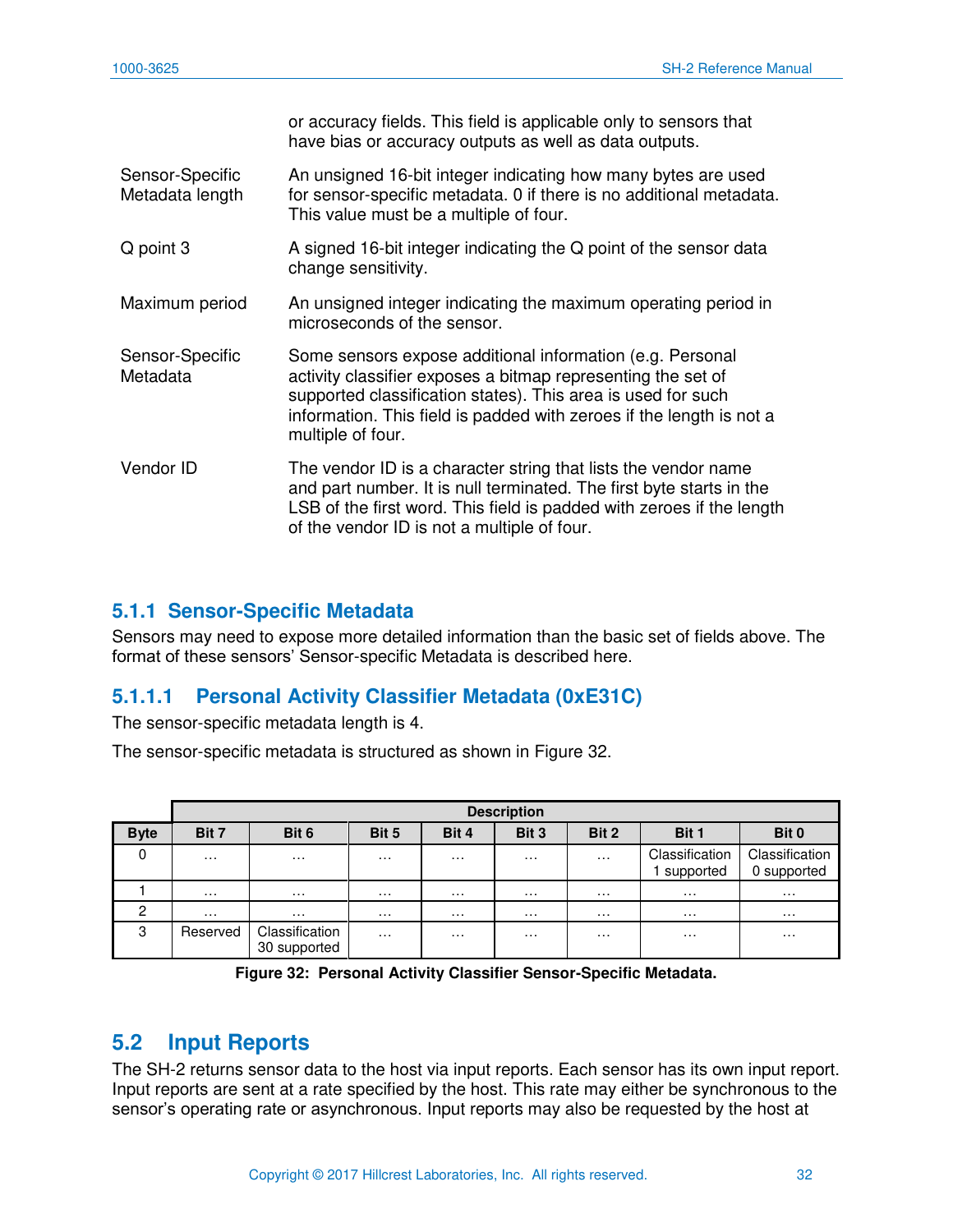| | |
|---|---|
| | or accuracy fields. This field is applicable only to sensors that have bias or accuracy outputs as well as data outputs. |
| Sensor-Specific Metadata length | An unsigned 16-bit integer indicating how many bytes are used for sensor-specific metadata. 0 if there is no additional metadata. This value must be a multiple of four. |
| Q point 3 | A signed 16-bit integer indicating the Q point of the sensor data change sensitivity. |
| Maximum period | An unsigned integer indicating the maximum operating period in microseconds of the sensor. |
| Sensor-Specific Metadata | Some sensors expose additional information (e.g. Personal activity classifier exposes a bitmap representing the set of supported classification states). This area is used for such information. This field is padded with zeroes if the length is not a multiple of four. |
| Vendor ID | The vendor ID is a character string that lists the vendor name and part number. It is null terminated. The first byte starts in the LSB of the first word. This field is padded with zeroes if the length of the vendor ID is not a multiple of four. |

### 5.1.1 Sensor-Specific Metadata

Sensors may need to expose more detailed information than the basic set of fields above. The format of these sensors' Sensor-specific Metadata is described here.

#### 5.1.1.1 Personal Activity Classifier Metadata (0xE31C)

The sensor-specific metadata length is 4.

The sensor-specific metadata is structured as shown in Figure 32.

| | Description | | | | | | | |
|---|---|---|---|---|---|---|---|---|
| **Byte** | **Bit 7** | **Bit 6** | **Bit 5** | **Bit 4** | **Bit 3** | **Bit 2** | **Bit 1** | **Bit 0** |
| 0 | … | … | … | … | … | … | Classification 1 supported | Classification 0 supported |
| 1 | … | … | … | … | … | … | … | … |
| 2 | … | … | … | … | … | … | … | … |
| 3 | Reserved | Classification 30 supported | … | … | … | … | … | … |

**Figure 32: Personal Activity Classifier Sensor-Specific Metadata.**

## 5.2 Input Reports

The SH-2 returns sensor data to the host via input reports. Each sensor has its own input report. Input reports are sent at a rate specified by the host. This rate may either be synchronous to the sensor's operating rate or asynchronous. Input reports may also be requested by the host at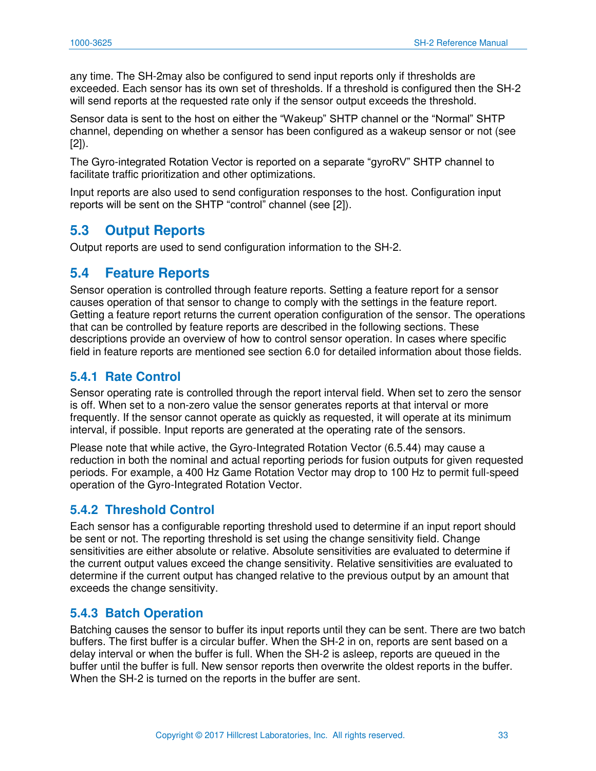any time. The SH-2may also be configured to send input reports only if thresholds are exceeded. Each sensor has its own set of thresholds. If a threshold is configured then the SH-2 will send reports at the requested rate only if the sensor output exceeds the threshold.

Sensor data is sent to the host on either the “Wakeup” SHTP channel or the “Normal” SHTP channel, depending on whether a sensor has been configured as a wakeup sensor or not (see [2]).

The Gyro-integrated Rotation Vector is reported on a separate “gyroRV” SHTP channel to facilitate traffic prioritization and other optimizations.

Input reports are also used to send configuration responses to the host. Configuration input reports will be sent on the SHTP “control” channel (see [2]).

## 5.3 Output Reports

Output reports are used to send configuration information to the SH-2.

## 5.4 Feature Reports

Sensor operation is controlled through feature reports. Setting a feature report for a sensor causes operation of that sensor to change to comply with the settings in the feature report. Getting a feature report returns the current operation configuration of the sensor. The operations that can be controlled by feature reports are described in the following sections. These descriptions provide an overview of how to control sensor operation. In cases where specific field in feature reports are mentioned see section 6.0 for detailed information about those fields.

### 5.4.1 Rate Control

Sensor operating rate is controlled through the report interval field. When set to zero the sensor is off. When set to a non-zero value the sensor generates reports at that interval or more frequently. If the sensor cannot operate as quickly as requested, it will operate at its minimum interval, if possible. Input reports are generated at the operating rate of the sensors.

Please note that while active, the Gyro-Integrated Rotation Vector (6.5.44) may cause a reduction in both the nominal and actual reporting periods for fusion outputs for given requested periods. For example, a 400 Hz Game Rotation Vector may drop to 100 Hz to permit full-speed operation of the Gyro-Integrated Rotation Vector.

### 5.4.2 Threshold Control

Each sensor has a configurable reporting threshold used to determine if an input report should be sent or not. The reporting threshold is set using the change sensitivity field. Change sensitivities are either absolute or relative. Absolute sensitivities are evaluated to determine if the current output values exceed the change sensitivity. Relative sensitivities are evaluated to determine if the current output has changed relative to the previous output by an amount that exceeds the change sensitivity.

### 5.4.3 Batch Operation

Batching causes the sensor to buffer its input reports until they can be sent. There are two batch buffers. The first buffer is a circular buffer. When the SH-2 in on, reports are sent based on a delay interval or when the buffer is full. When the SH-2 is asleep, reports are queued in the buffer until the buffer is full. New sensor reports then overwrite the oldest reports in the buffer. When the SH-2 is turned on the reports in the buffer are sent.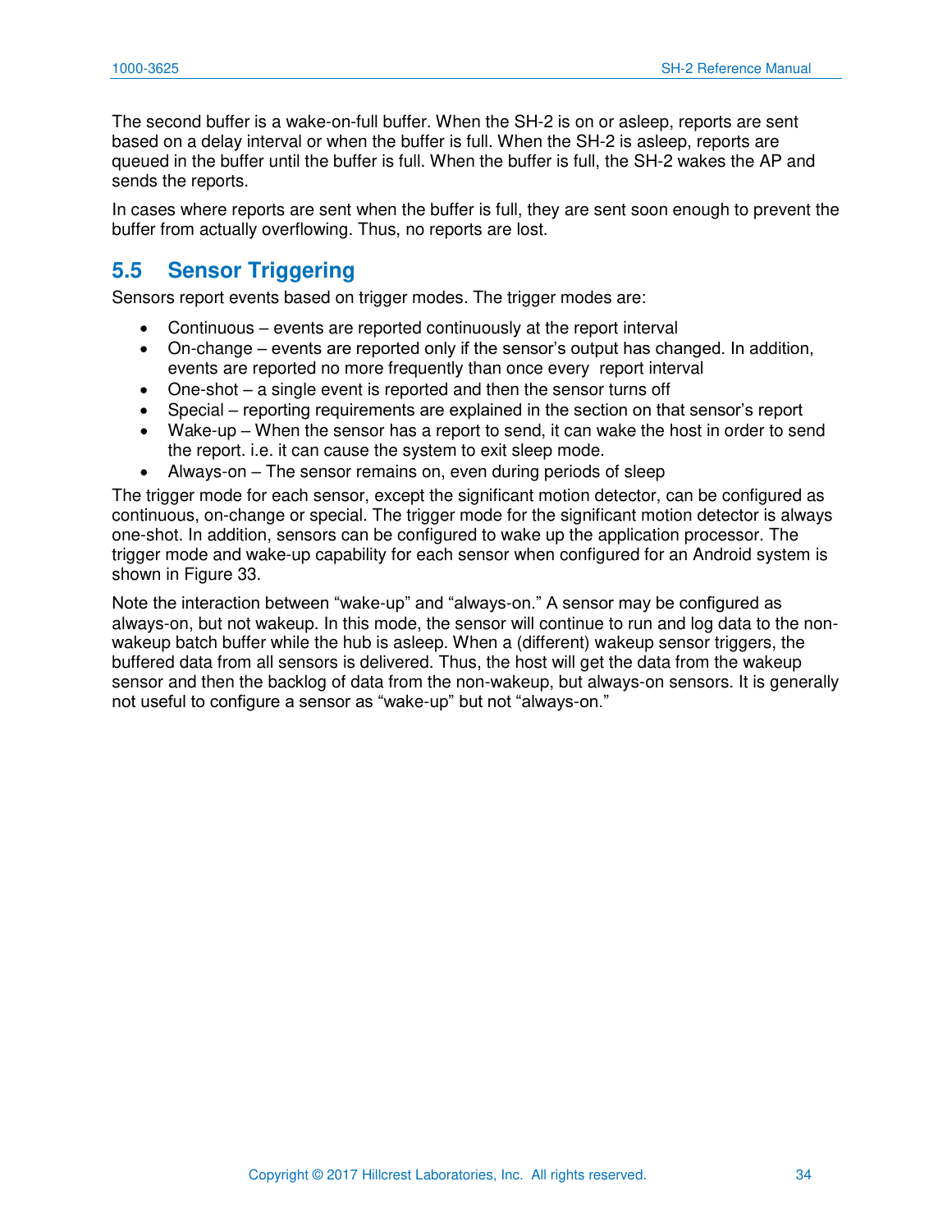The second buffer is a wake-on-full buffer. When the SH-2 is on or asleep, reports are sent based on a delay interval or when the buffer is full. When the SH-2 is asleep, reports are queued in the buffer until the buffer is full. When the buffer is full, the SH-2 wakes the AP and sends the reports.

In cases where reports are sent when the buffer is full, they are sent soon enough to prevent the buffer from actually overflowing. Thus, no reports are lost.

## 5.5 Sensor Triggering

Sensors report events based on trigger modes. The trigger modes are:

- Continuous – events are reported continuously at the report interval
- On-change – events are reported only if the sensor's output has changed. In addition, events are reported no more frequently than once every report interval
- One-shot – a single event is reported and then the sensor turns off
- Special – reporting requirements are explained in the section on that sensor's report
- Wake-up – When the sensor has a report to send, it can wake the host in order to send the report. i.e. it can cause the system to exit sleep mode.
- Always-on – The sensor remains on, even during periods of sleep

The trigger mode for each sensor, except the significant motion detector, can be configured as continuous, on-change or special. The trigger mode for the significant motion detector is always one-shot. In addition, sensors can be configured to wake up the application processor. The trigger mode and wake-up capability for each sensor when configured for an Android system is shown in Figure 33.

Note the interaction between "wake-up" and "always-on." A sensor may be configured as always-on, but not wakeup. In this mode, the sensor will continue to run and log data to the non-wakeup batch buffer while the hub is asleep. When a (different) wakeup sensor triggers, the buffered data from all sensors is delivered. Thus, the host will get the data from the wakeup sensor and then the backlog of data from the non-wakeup, but always-on sensors. It is generally not useful to configure a sensor as "wake-up" but not "always-on."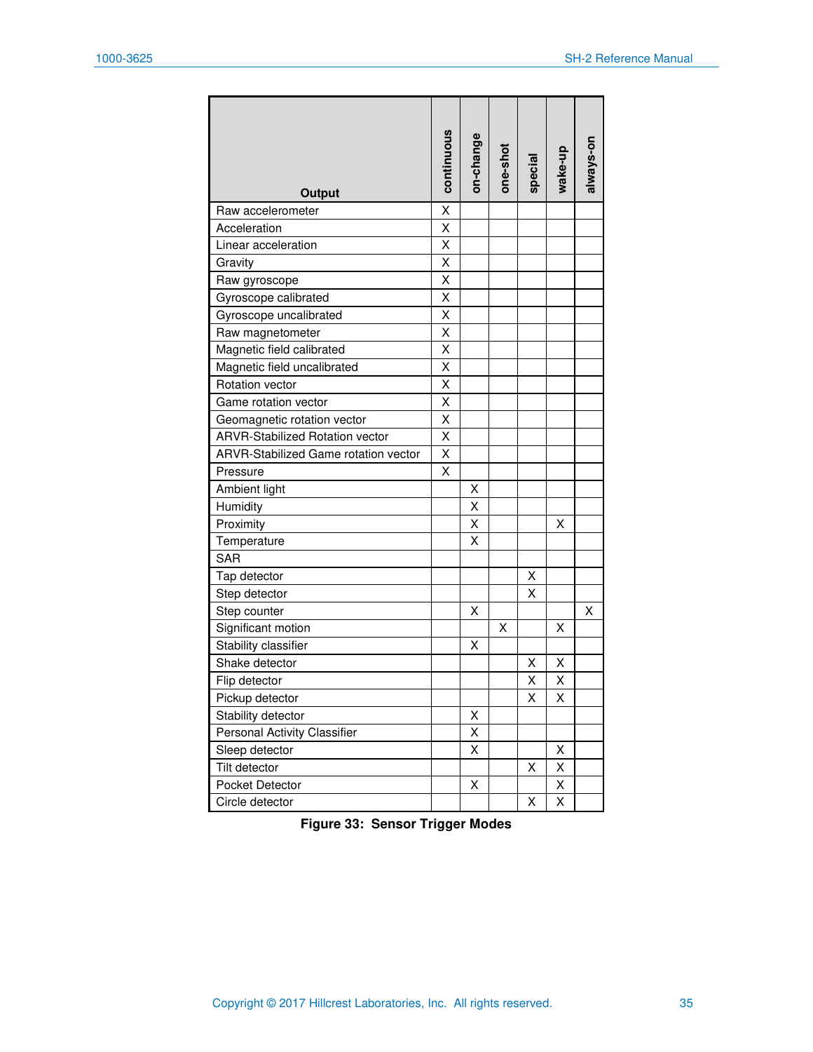| Output | continuous | on-change | one-shot | special | wake-up | always-on |
|---|---|---|---|---|---|---|
| Raw accelerometer | X | | | | | |
| Acceleration | X | | | | | |
| Linear acceleration | X | | | | | |
| Gravity | X | | | | | |
| Raw gyroscope | X | | | | | |
| Gyroscope calibrated | X | | | | | |
| Gyroscope uncalibrated | X | | | | | |
| Raw magnetometer | X | | | | | |
| Magnetic field calibrated | X | | | | | |
| Magnetic field uncalibrated | X | | | | | |
| Rotation vector | X | | | | | |
| Game rotation vector | X | | | | | |
| Geomagnetic rotation vector | X | | | | | |
| ARVR-Stabilized Rotation vector | X | | | | | |
| ARVR-Stabilized Game rotation vector | X | | | | | |
| Pressure | X | | | | | |
| Ambient light | | X | | | | |
| Humidity | | X | | | | |
| Proximity | | X | | | X | |
| Temperature | | X | | | | |
| SAR | | | | | | |
| Tap detector | | | | X | | |
| Step detector | | | | X | | |
| Step counter | | X | | | | X |
| Significant motion | | | X | | X | |
| Stability classifier | | X | | | | |
| Shake detector | | | | X | X | |
| Flip detector | | | | X | X | |
| Pickup detector | | | | X | X | |
| Stability detector | | X | | | | |
| Personal Activity Classifier | | X | | | | |
| Sleep detector | | X | | | X | |
| Tilt detector | | | | X | X | |
| Pocket Detector | | X | | | X | |
| Circle detector | | | | X | X | |

**Figure 33: Sensor Trigger Modes**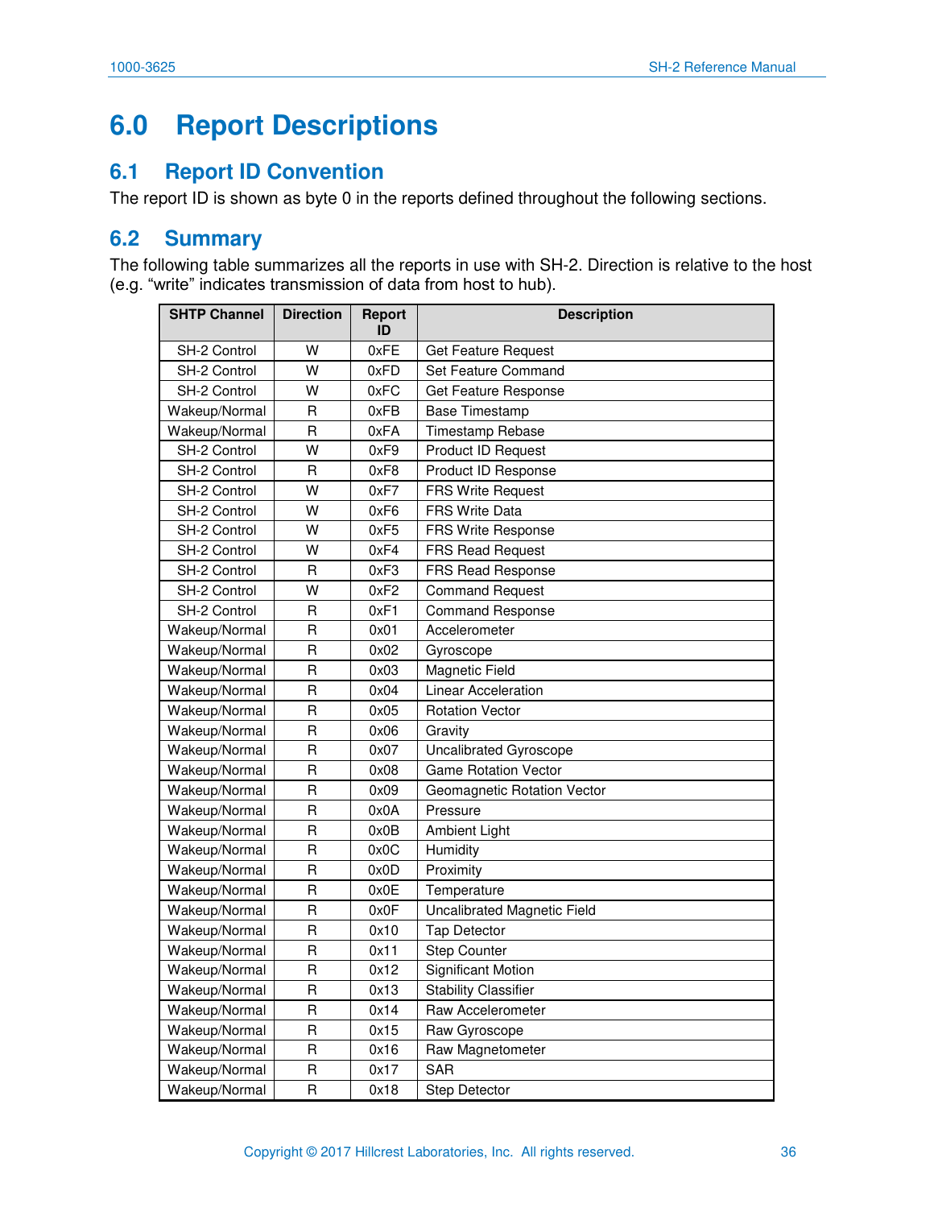# 6.0 Report Descriptions

## 6.1 Report ID Convention

The report ID is shown as byte 0 in the reports defined throughout the following sections.

## 6.2 Summary

The following table summarizes all the reports in use with SH-2. Direction is relative to the host (e.g. "write" indicates transmission of data from host to hub).

| SHTP Channel | Direction | Report ID | Description |
|---|---|---|---|
| SH-2 Control | W | 0xFE | Get Feature Request |
| SH-2 Control | W | 0xFD | Set Feature Command |
| SH-2 Control | W | 0xFC | Get Feature Response |
| Wakeup/Normal | R | 0xFB | Base Timestamp |
| Wakeup/Normal | R | 0xFA | Timestamp Rebase |
| SH-2 Control | W | 0xF9 | Product ID Request |
| SH-2 Control | R | 0xF8 | Product ID Response |
| SH-2 Control | W | 0xF7 | FRS Write Request |
| SH-2 Control | W | 0xF6 | FRS Write Data |
| SH-2 Control | W | 0xF5 | FRS Write Response |
| SH-2 Control | W | 0xF4 | FRS Read Request |
| SH-2 Control | R | 0xF3 | FRS Read Response |
| SH-2 Control | W | 0xF2 | Command Request |
| SH-2 Control | R | 0xF1 | Command Response |
| Wakeup/Normal | R | 0x01 | Accelerometer |
| Wakeup/Normal | R | 0x02 | Gyroscope |
| Wakeup/Normal | R | 0x03 | Magnetic Field |
| Wakeup/Normal | R | 0x04 | Linear Acceleration |
| Wakeup/Normal | R | 0x05 | Rotation Vector |
| Wakeup/Normal | R | 0x06 | Gravity |
| Wakeup/Normal | R | 0x07 | Uncalibrated Gyroscope |
| Wakeup/Normal | R | 0x08 | Game Rotation Vector |
| Wakeup/Normal | R | 0x09 | Geomagnetic Rotation Vector |
| Wakeup/Normal | R | 0x0A | Pressure |
| Wakeup/Normal | R | 0x0B | Ambient Light |
| Wakeup/Normal | R | 0x0C | Humidity |
| Wakeup/Normal | R | 0x0D | Proximity |
| Wakeup/Normal | R | 0x0E | Temperature |
| Wakeup/Normal | R | 0x0F | Uncalibrated Magnetic Field |
| Wakeup/Normal | R | 0x10 | Tap Detector |
| Wakeup/Normal | R | 0x11 | Step Counter |
| Wakeup/Normal | R | 0x12 | Significant Motion |
| Wakeup/Normal | R | 0x13 | Stability Classifier |
| Wakeup/Normal | R | 0x14 | Raw Accelerometer |
| Wakeup/Normal | R | 0x15 | Raw Gyroscope |
| Wakeup/Normal | R | 0x16 | Raw Magnetometer |
| Wakeup/Normal | R | 0x17 | SAR |
| Wakeup/Normal | R | 0x18 | Step Detector |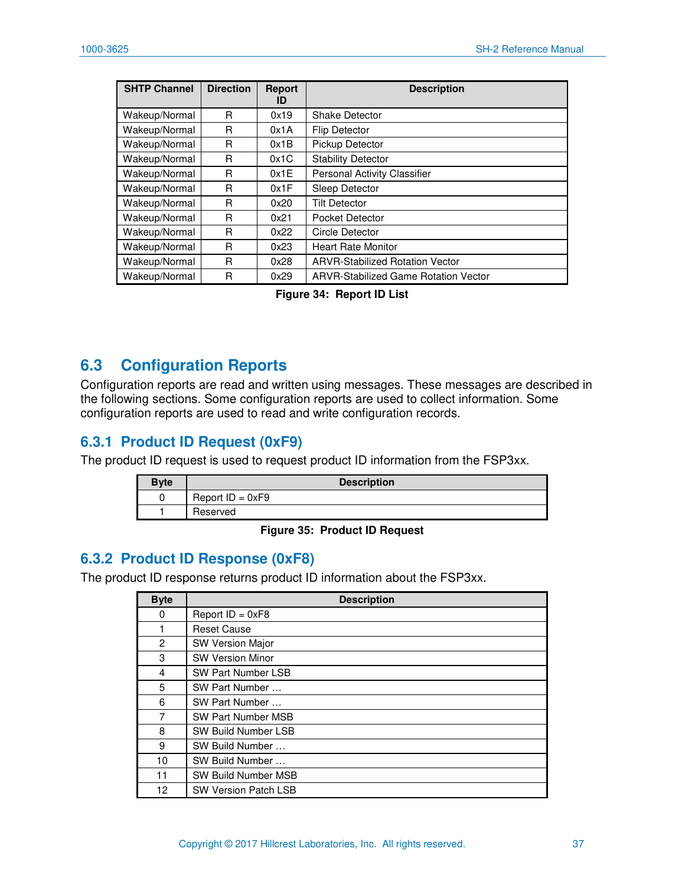| SHTP Channel | Direction | Report ID | Description |
|---|---|---|---|
| Wakeup/Normal | R | 0x19 | Shake Detector |
| Wakeup/Normal | R | 0x1A | Flip Detector |
| Wakeup/Normal | R | 0x1B | Pickup Detector |
| Wakeup/Normal | R | 0x1C | Stability Detector |
| Wakeup/Normal | R | 0x1E | Personal Activity Classifier |
| Wakeup/Normal | R | 0x1F | Sleep Detector |
| Wakeup/Normal | R | 0x20 | Tilt Detector |
| Wakeup/Normal | R | 0x21 | Pocket Detector |
| Wakeup/Normal | R | 0x22 | Circle Detector |
| Wakeup/Normal | R | 0x23 | Heart Rate Monitor |
| Wakeup/Normal | R | 0x28 | ARVR-Stabilized Rotation Vector |
| Wakeup/Normal | R | 0x29 | ARVR-Stabilized Game Rotation Vector |

**Figure 34: Report ID List**

## 6.3 Configuration Reports

Configuration reports are read and written using messages. These messages are described in the following sections. Some configuration reports are used to collect information. Some configuration reports are used to read and write configuration records.

### 6.3.1 Product ID Request (0xF9)

The product ID request is used to request product ID information from the FSP3xx.

| Byte | Description |
|---|---|
| 0 | Report ID = 0xF9 |
| 1 | Reserved |

**Figure 35: Product ID Request**

### 6.3.2 Product ID Response (0xF8)

The product ID response returns product ID information about the FSP3xx.

| Byte | Description |
|---|---|
| 0 | Report ID = 0xF8 |
| 1 | Reset Cause |
| 2 | SW Version Major |
| 3 | SW Version Minor |
| 4 | SW Part Number LSB |
| 5 | SW Part Number … |
| 6 | SW Part Number … |
| 7 | SW Part Number MSB |
| 8 | SW Build Number LSB |
| 9 | SW Build Number … |
| 10 | SW Build Number … |
| 11 | SW Build Number MSB |
| 12 | SW Version Patch LSB |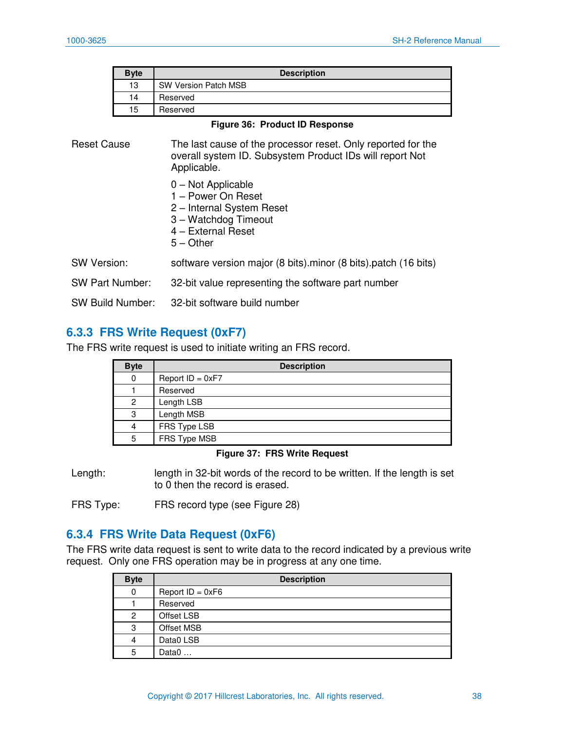| Byte | Description |
|---|---|
| 13 | SW Version Patch MSB |
| 14 | Reserved |
| 15 | Reserved |

**Figure 36: Product ID Response**

Reset Cause — The last cause of the processor reset. Only reported for the overall system ID. Subsystem Product IDs will report Not Applicable.

0 – Not Applicable
1 – Power On Reset
2 – Internal System Reset
3 – Watchdog Timeout
4 – External Reset
5 – Other

SW Version: software version major (8 bits).minor (8 bits).patch (16 bits)

SW Part Number: 32-bit value representing the software part number

SW Build Number: 32-bit software build number

### 6.3.3 FRS Write Request (0xF7)

The FRS write request is used to initiate writing an FRS record.

| Byte | Description |
|---|---|
| 0 | Report ID = 0xF7 |
| 1 | Reserved |
| 2 | Length LSB |
| 3 | Length MSB |
| 4 | FRS Type LSB |
| 5 | FRS Type MSB |

**Figure 37: FRS Write Request**

Length: length in 32-bit words of the record to be written. If the length is set to 0 then the record is erased.

FRS Type: FRS record type (see Figure 28)

### 6.3.4 FRS Write Data Request (0xF6)

The FRS write data request is sent to write data to the record indicated by a previous write request. Only one FRS operation may be in progress at any one time.

| Byte | Description |
|---|---|
| 0 | Report ID = 0xF6 |
| 1 | Reserved |
| 2 | Offset LSB |
| 3 | Offset MSB |
| 4 | Data0 LSB |
| 5 | Data0 … |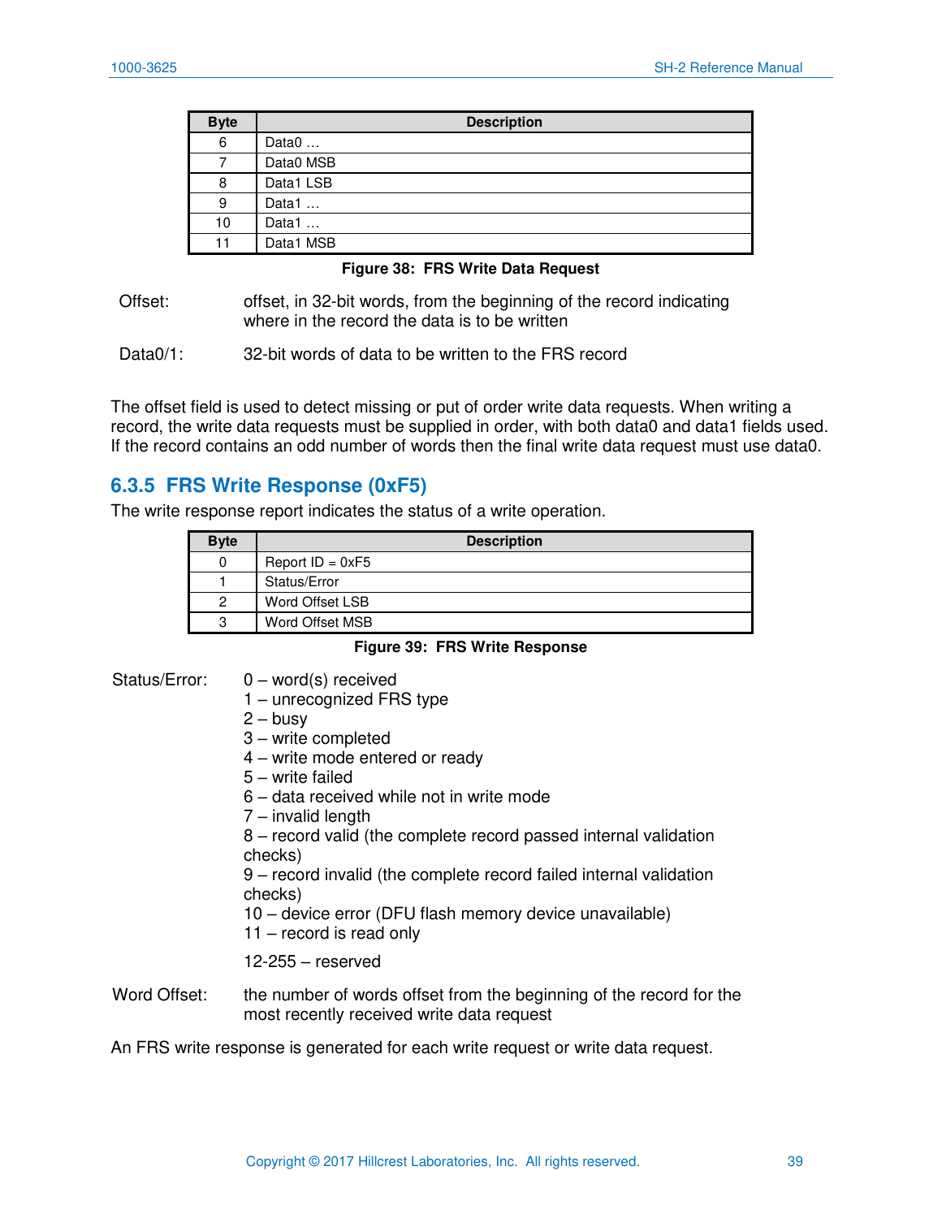| Byte | Description |
|---|---|
| 6 | Data0 … |
| 7 | Data0 MSB |
| 8 | Data1 LSB |
| 9 | Data1 … |
| 10 | Data1 … |
| 11 | Data1 MSB |

**Figure 38: FRS Write Data Request**

Offset: offset, in 32-bit words, from the beginning of the record indicating where in the record the data is to be written

Data0/1: 32-bit words of data to be written to the FRS record

The offset field is used to detect missing or put of order write data requests. When writing a record, the write data requests must be supplied in order, with both data0 and data1 fields used. If the record contains an odd number of words then the final write data request must use data0.

### 6.3.5 FRS Write Response (0xF5)

The write response report indicates the status of a write operation.

| Byte | Description |
|---|---|
| 0 | Report ID = 0xF5 |
| 1 | Status/Error |
| 2 | Word Offset LSB |
| 3 | Word Offset MSB |

**Figure 39: FRS Write Response**

Status/Error:
- 0 – word(s) received
- 1 – unrecognized FRS type
- 2 – busy
- 3 – write completed
- 4 – write mode entered or ready
- 5 – write failed
- 6 – data received while not in write mode
- 7 – invalid length
- 8 – record valid (the complete record passed internal validation checks)
- 9 – record invalid (the complete record failed internal validation checks)
- 10 – device error (DFU flash memory device unavailable)
- 11 – record is read only

12-255 – reserved

Word Offset: the number of words offset from the beginning of the record for the most recently received write data request

An FRS write response is generated for each write request or write data request.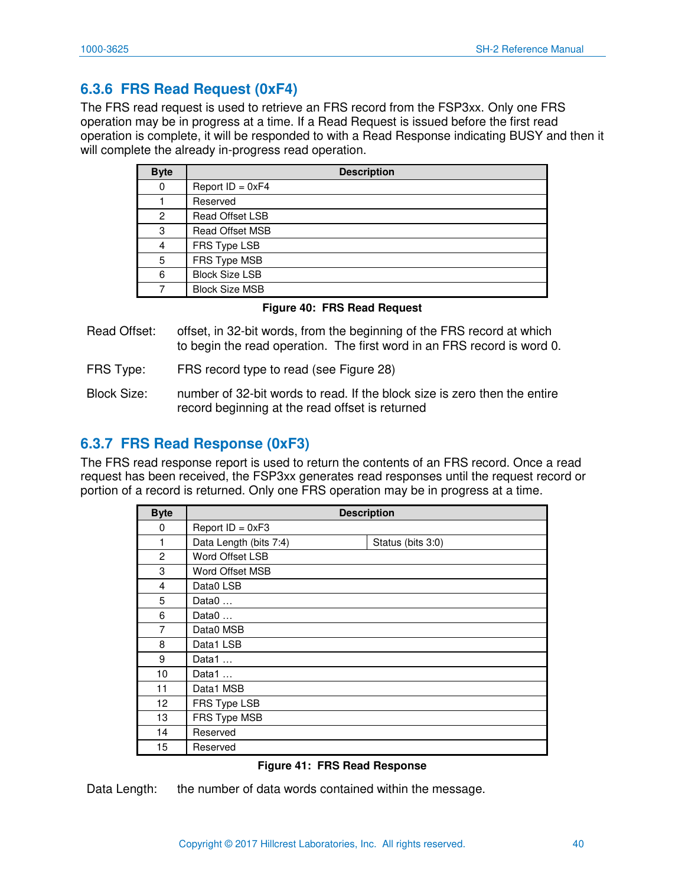### 6.3.6 FRS Read Request (0xF4)

The FRS read request is used to retrieve an FRS record from the FSP3xx. Only one FRS operation may be in progress at a time. If a Read Request is issued before the first read operation is complete, it will be responded to with a Read Response indicating BUSY and then it will complete the already in-progress read operation.

| Byte | Description |
|---|---|
| 0 | Report ID = 0xF4 |
| 1 | Reserved |
| 2 | Read Offset LSB |
| 3 | Read Offset MSB |
| 4 | FRS Type LSB |
| 5 | FRS Type MSB |
| 6 | Block Size LSB |
| 7 | Block Size MSB |

**Figure 40: FRS Read Request**

Read Offset: offset, in 32-bit words, from the beginning of the FRS record at which to begin the read operation. The first word in an FRS record is word 0.

FRS Type: FRS record type to read (see Figure 28)

Block Size: number of 32-bit words to read. If the block size is zero then the entire record beginning at the read offset is returned

### 6.3.7 FRS Read Response (0xF3)

The FRS read response report is used to return the contents of an FRS record. Once a read request has been received, the FSP3xx generates read responses until the request record or portion of a record is returned. Only one FRS operation may be in progress at a time.

| Byte | Description | |
|---|---|---|
| 0 | Report ID = 0xF3 | |
| 1 | Data Length (bits 7:4) | Status (bits 3:0) |
| 2 | Word Offset LSB | |
| 3 | Word Offset MSB | |
| 4 | Data0 LSB | |
| 5 | Data0 … | |
| 6 | Data0 … | |
| 7 | Data0 MSB | |
| 8 | Data1 LSB | |
| 9 | Data1 … | |
| 10 | Data1 … | |
| 11 | Data1 MSB | |
| 12 | FRS Type LSB | |
| 13 | FRS Type MSB | |
| 14 | Reserved | |
| 15 | Reserved | |

**Figure 41: FRS Read Response**

Data Length: the number of data words contained within the message.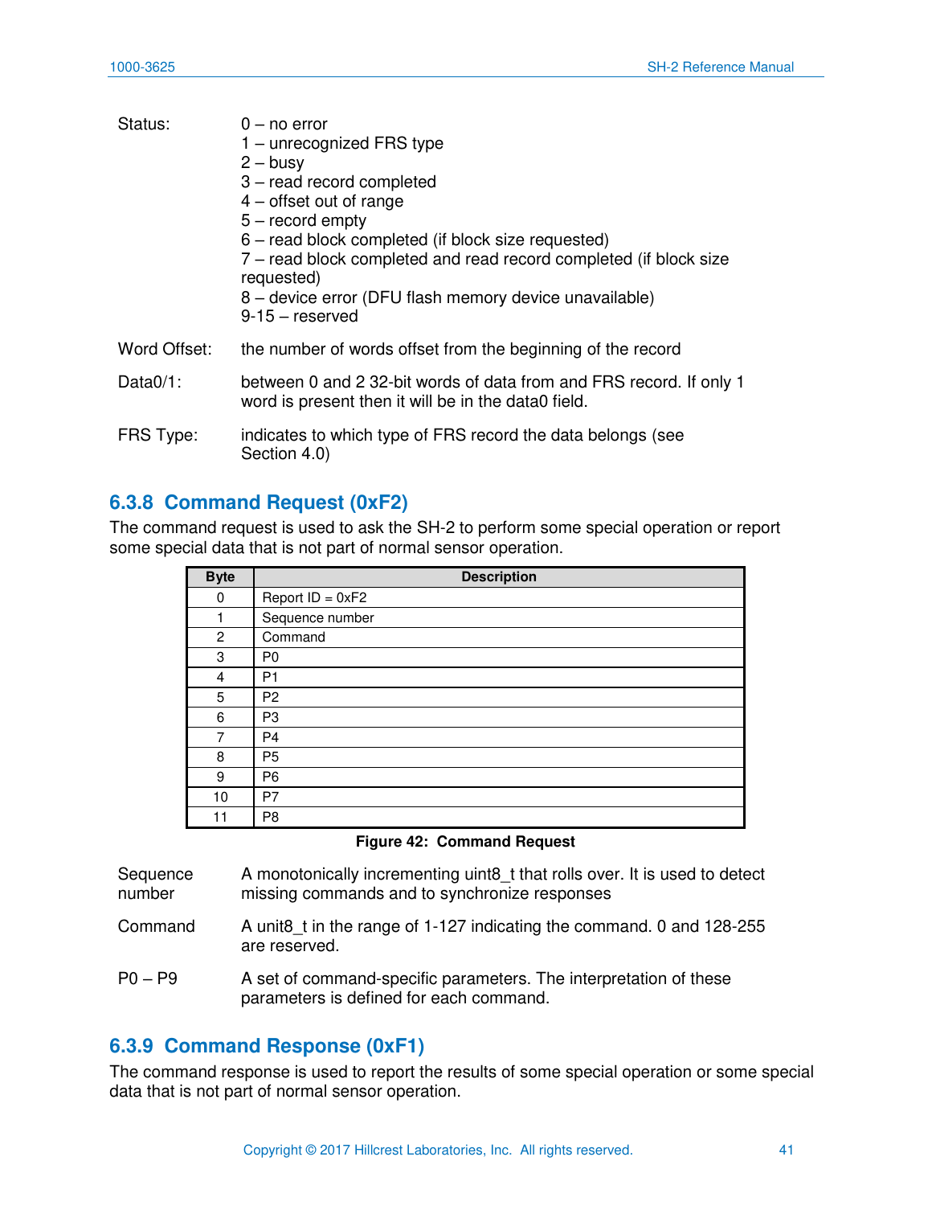Status: 0 – no error
1 – unrecognized FRS type
2 – busy
3 – read record completed
4 – offset out of range
5 – record empty
6 – read block completed (if block size requested)
7 – read block completed and read record completed (if block size requested)
8 – device error (DFU flash memory device unavailable)
9-15 – reserved

Word Offset: the number of words offset from the beginning of the record

Data0/1: between 0 and 2 32-bit words of data from and FRS record. If only 1 word is present then it will be in the data0 field.

FRS Type: indicates to which type of FRS record the data belongs (see Section 4.0)

### 6.3.8 Command Request (0xF2)

The command request is used to ask the SH-2 to perform some special operation or report some special data that is not part of normal sensor operation.

| Byte | Description |
|---|---|
| 0 | Report ID = 0xF2 |
| 1 | Sequence number |
| 2 | Command |
| 3 | P0 |
| 4 | P1 |
| 5 | P2 |
| 6 | P3 |
| 7 | P4 |
| 8 | P5 |
| 9 | P6 |
| 10 | P7 |
| 11 | P8 |

**Figure 42: Command Request**

Sequence number: A monotonically incrementing uint8_t that rolls over. It is used to detect missing commands and to synchronize responses

Command: A unit8_t in the range of 1-127 indicating the command. 0 and 128-255 are reserved.

P0 – P9: A set of command-specific parameters. The interpretation of these parameters is defined for each command.

### 6.3.9 Command Response (0xF1)

The command response is used to report the results of some special operation or some special data that is not part of normal sensor operation.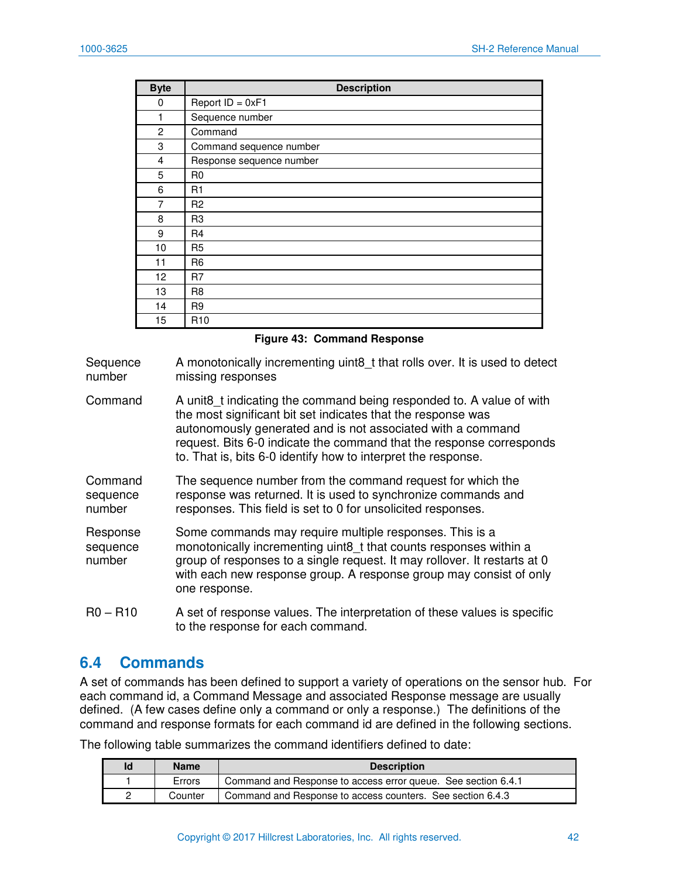| Byte | Description |
| --- | --- |
| 0 | Report ID = 0xF1 |
| 1 | Sequence number |
| 2 | Command |
| 3 | Command sequence number |
| 4 | Response sequence number |
| 5 | R0 |
| 6 | R1 |
| 7 | R2 |
| 8 | R3 |
| 9 | R4 |
| 10 | R5 |
| 11 | R6 |
| 12 | R7 |
| 13 | R8 |
| 14 | R9 |
| 15 | R10 |

**Figure 43: Command Response**

**Sequence number** — A monotonically incrementing uint8_t that rolls over. It is used to detect missing responses

**Command** — A unit8_t indicating the command being responded to. A value of with the most significant bit set indicates that the response was autonomously generated and is not associated with a command request. Bits 6-0 indicate the command that the response corresponds to. That is, bits 6-0 identify how to interpret the response.

**Command sequence number** — The sequence number from the command request for which the response was returned. It is used to synchronize commands and responses. This field is set to 0 for unsolicited responses.

**Response sequence number** — Some commands may require multiple responses. This is a monotonically incrementing uint8_t that counts responses within a group of responses to a single request. It may rollover. It restarts at 0 with each new response group. A response group may consist of only one response.

**R0 – R10** — A set of response values. The interpretation of these values is specific to the response for each command.

## 6.4 Commands

A set of commands has been defined to support a variety of operations on the sensor hub. For each command id, a Command Message and associated Response message are usually defined. (A few cases define only a command or only a response.) The definitions of the command and response formats for each command id are defined in the following sections.

The following table summarizes the command identifiers defined to date:

| Id | Name | Description |
| --- | --- | --- |
| 1 | Errors | Command and Response to access error queue. See section 6.4.1 |
| 2 | Counter | Command and Response to access counters. See section 6.4.3 |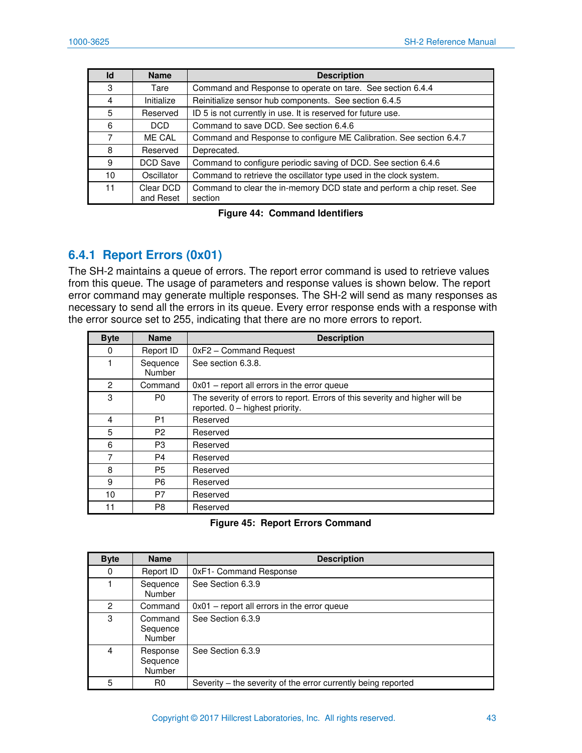| Id | Name | Description |
|---|---|---|
| 3 | Tare | Command and Response to operate on tare. See section 6.4.4 |
| 4 | Initialize | Reinitialize sensor hub components. See section 6.4.5 |
| 5 | Reserved | ID 5 is not currently in use. It is reserved for future use. |
| 6 | DCD | Command to save DCD. See section 6.4.6 |
| 7 | ME CAL | Command and Response to configure ME Calibration. See section 6.4.7 |
| 8 | Reserved | Deprecated. |
| 9 | DCD Save | Command to configure periodic saving of DCD. See section 6.4.6 |
| 10 | Oscillator | Command to retrieve the oscillator type used in the clock system. |
| 11 | Clear DCD and Reset | Command to clear the in-memory DCD state and perform a chip reset. See section |

**Figure 44: Command Identifiers**

### 6.4.1 Report Errors (0x01)

The SH-2 maintains a queue of errors. The report error command is used to retrieve values from this queue. The usage of parameters and response values is shown below. The report error command may generate multiple responses. The SH-2 will send as many responses as necessary to send all the errors in its queue. Every error response ends with a response with the error source set to 255, indicating that there are no more errors to report.

| Byte | Name | Description |
|---|---|---|
| 0 | Report ID | 0xF2 – Command Request |
| 1 | Sequence Number | See section 6.3.8. |
| 2 | Command | 0x01 – report all errors in the error queue |
| 3 | P0 | The severity of errors to report. Errors of this severity and higher will be reported. 0 – highest priority. |
| 4 | P1 | Reserved |
| 5 | P2 | Reserved |
| 6 | P3 | Reserved |
| 7 | P4 | Reserved |
| 8 | P5 | Reserved |
| 9 | P6 | Reserved |
| 10 | P7 | Reserved |
| 11 | P8 | Reserved |

**Figure 45: Report Errors Command**

| Byte | Name | Description |
|---|---|---|
| 0 | Report ID | 0xF1- Command Response |
| 1 | Sequence Number | See Section 6.3.9 |
| 2 | Command | 0x01 – report all errors in the error queue |
| 3 | Command Sequence Number | See Section 6.3.9 |
| 4 | Response Sequence Number | See Section 6.3.9 |
| 5 | R0 | Severity – the severity of the error currently being reported |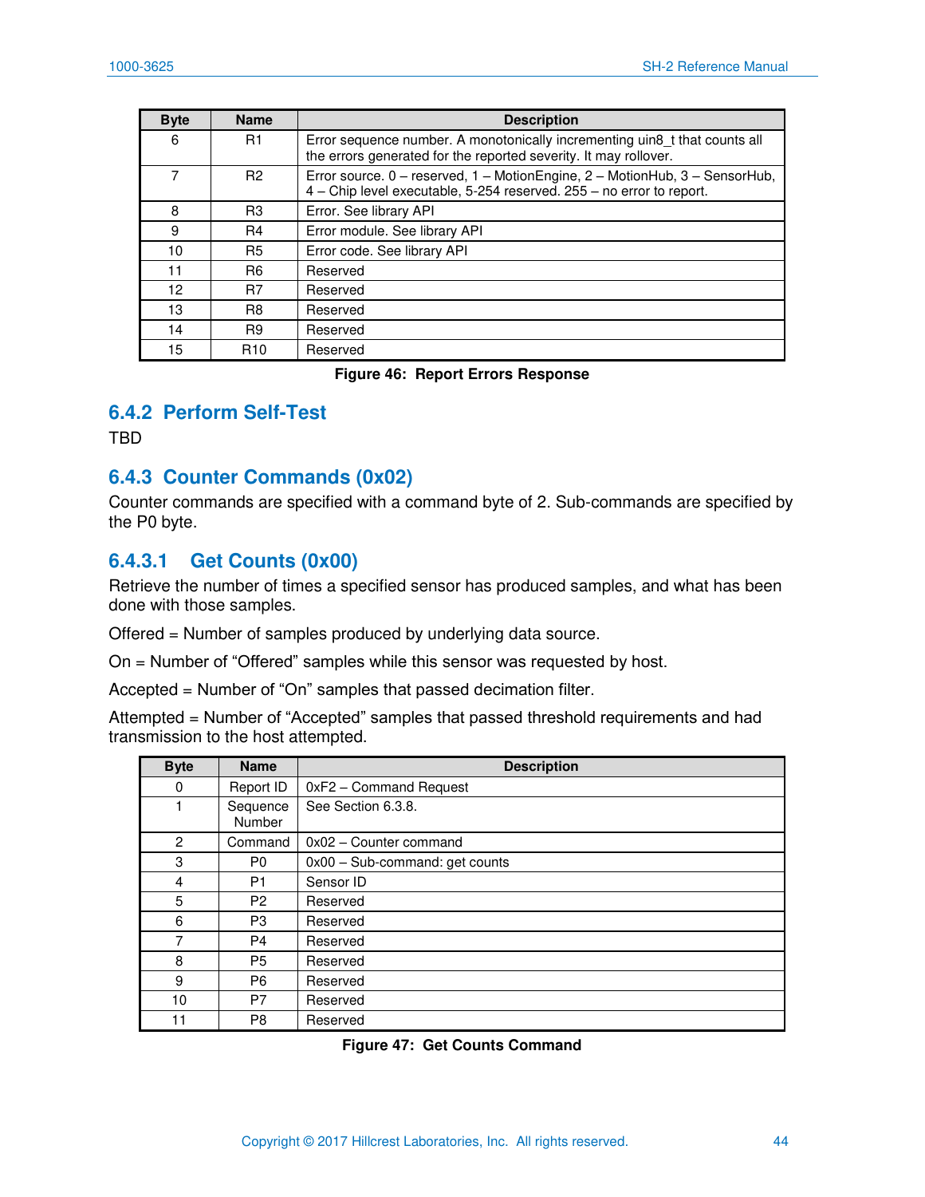| Byte | Name | Description |
|---|---|---|
| 6 | R1 | Error sequence number. A monotonically incrementing uin8_t that counts all the errors generated for the reported severity. It may rollover. |
| 7 | R2 | Error source. 0 – reserved, 1 – MotionEngine, 2 – MotionHub, 3 – SensorHub, 4 – Chip level executable, 5-254 reserved. 255 – no error to report. |
| 8 | R3 | Error. See library API |
| 9 | R4 | Error module. See library API |
| 10 | R5 | Error code. See library API |
| 11 | R6 | Reserved |
| 12 | R7 | Reserved |
| 13 | R8 | Reserved |
| 14 | R9 | Reserved |
| 15 | R10 | Reserved |

**Figure 46: Report Errors Response**

### 6.4.2 Perform Self-Test

TBD

### 6.4.3 Counter Commands (0x02)

Counter commands are specified with a command byte of 2. Sub-commands are specified by the P0 byte.

#### 6.4.3.1 Get Counts (0x00)

Retrieve the number of times a specified sensor has produced samples, and what has been done with those samples.

Offered = Number of samples produced by underlying data source.

On = Number of "Offered" samples while this sensor was requested by host.

Accepted = Number of "On" samples that passed decimation filter.

Attempted = Number of "Accepted" samples that passed threshold requirements and had transmission to the host attempted.

| Byte | Name | Description |
|---|---|---|
| 0 | Report ID | 0xF2 – Command Request |
| 1 | Sequence Number | See Section 6.3.8. |
| 2 | Command | 0x02 – Counter command |
| 3 | P0 | 0x00 – Sub-command: get counts |
| 4 | P1 | Sensor ID |
| 5 | P2 | Reserved |
| 6 | P3 | Reserved |
| 7 | P4 | Reserved |
| 8 | P5 | Reserved |
| 9 | P6 | Reserved |
| 10 | P7 | Reserved |
| 11 | P8 | Reserved |

**Figure 47: Get Counts Command**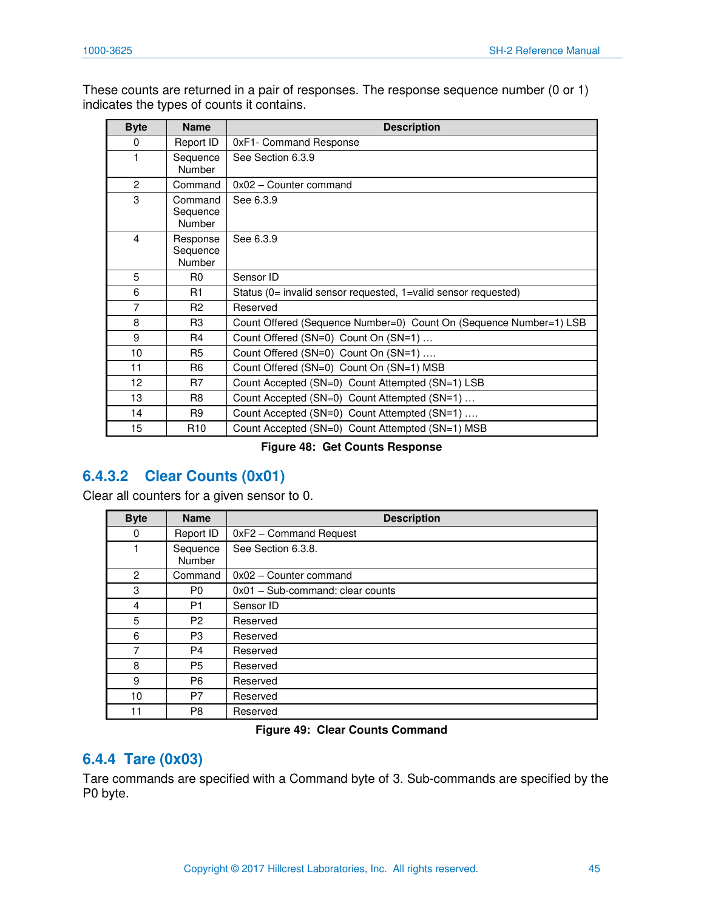These counts are returned in a pair of responses. The response sequence number (0 or 1) indicates the types of counts it contains.

| Byte | Name | Description |
|---|---|---|
| 0 | Report ID | 0xF1- Command Response |
| 1 | Sequence Number | See Section 6.3.9 |
| 2 | Command | 0x02 – Counter command |
| 3 | Command Sequence Number | See 6.3.9 |
| 4 | Response Sequence Number | See 6.3.9 |
| 5 | R0 | Sensor ID |
| 6 | R1 | Status (0= invalid sensor requested, 1=valid sensor requested) |
| 7 | R2 | Reserved |
| 8 | R3 | Count Offered (Sequence Number=0) Count On (Sequence Number=1) LSB |
| 9 | R4 | Count Offered (SN=0) Count On (SN=1) … |
| 10 | R5 | Count Offered (SN=0) Count On (SN=1) …. |
| 11 | R6 | Count Offered (SN=0) Count On (SN=1) MSB |
| 12 | R7 | Count Accepted (SN=0) Count Attempted (SN=1) LSB |
| 13 | R8 | Count Accepted (SN=0) Count Attempted (SN=1) … |
| 14 | R9 | Count Accepted (SN=0) Count Attempted (SN=1) …. |
| 15 | R10 | Count Accepted (SN=0) Count Attempted (SN=1) MSB |

**Figure 48: Get Counts Response**

### 6.4.3.2 Clear Counts (0x01)

Clear all counters for a given sensor to 0.

| Byte | Name | Description |
|---|---|---|
| 0 | Report ID | 0xF2 – Command Request |
| 1 | Sequence Number | See Section 6.3.8. |
| 2 | Command | 0x02 – Counter command |
| 3 | P0 | 0x01 – Sub-command: clear counts |
| 4 | P1 | Sensor ID |
| 5 | P2 | Reserved |
| 6 | P3 | Reserved |
| 7 | P4 | Reserved |
| 8 | P5 | Reserved |
| 9 | P6 | Reserved |
| 10 | P7 | Reserved |
| 11 | P8 | Reserved |

**Figure 49: Clear Counts Command**

## 6.4.4 Tare (0x03)

Tare commands are specified with a Command byte of 3. Sub-commands are specified by the P0 byte.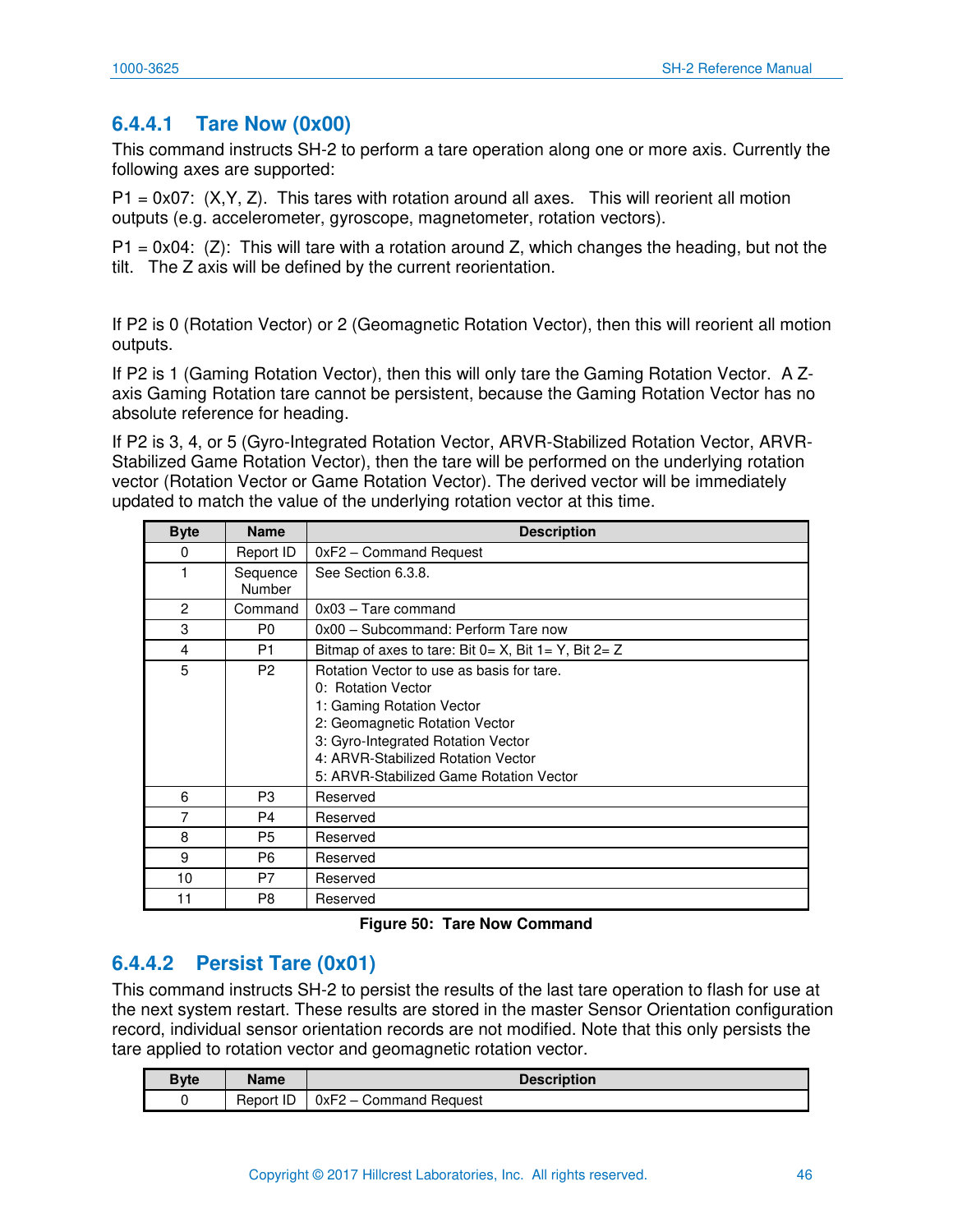#### 6.4.4.1 Tare Now (0x00)

This command instructs SH-2 to perform a tare operation along one or more axis. Currently the following axes are supported:

P1 = 0x07: (X,Y, Z). This tares with rotation around all axes. This will reorient all motion outputs (e.g. accelerometer, gyroscope, magnetometer, rotation vectors).

P1 = 0x04: (Z): This will tare with a rotation around Z, which changes the heading, but not the tilt. The Z axis will be defined by the current reorientation.

If P2 is 0 (Rotation Vector) or 2 (Geomagnetic Rotation Vector), then this will reorient all motion outputs.

If P2 is 1 (Gaming Rotation Vector), then this will only tare the Gaming Rotation Vector. A Z-axis Gaming Rotation tare cannot be persistent, because the Gaming Rotation Vector has no absolute reference for heading.

If P2 is 3, 4, or 5 (Gyro-Integrated Rotation Vector, ARVR-Stabilized Rotation Vector, ARVR-Stabilized Game Rotation Vector), then the tare will be performed on the underlying rotation vector (Rotation Vector or Game Rotation Vector). The derived vector will be immediately updated to match the value of the underlying rotation vector at this time.

| Byte | Name | Description |
|---|---|---|
| 0 | Report ID | 0xF2 – Command Request |
| 1 | Sequence Number | See Section 6.3.8. |
| 2 | Command | 0x03 – Tare command |
| 3 | P0 | 0x00 – Subcommand: Perform Tare now |
| 4 | P1 | Bitmap of axes to tare: Bit 0= X, Bit 1= Y, Bit 2= Z |
| 5 | P2 | Rotation Vector to use as basis for tare.<br>0: Rotation Vector<br>1: Gaming Rotation Vector<br>2: Geomagnetic Rotation Vector<br>3: Gyro-Integrated Rotation Vector<br>4: ARVR-Stabilized Rotation Vector<br>5: ARVR-Stabilized Game Rotation Vector |
| 6 | P3 | Reserved |
| 7 | P4 | Reserved |
| 8 | P5 | Reserved |
| 9 | P6 | Reserved |
| 10 | P7 | Reserved |
| 11 | P8 | Reserved |

**Figure 50: Tare Now Command**

#### 6.4.4.2 Persist Tare (0x01)

This command instructs SH-2 to persist the results of the last tare operation to flash for use at the next system restart. These results are stored in the master Sensor Orientation configuration record, individual sensor orientation records are not modified. Note that this only persists the tare applied to rotation vector and geomagnetic rotation vector.

| Byte | Name | Description |
|---|---|---|
| 0 | Report ID | 0xF2 – Command Request |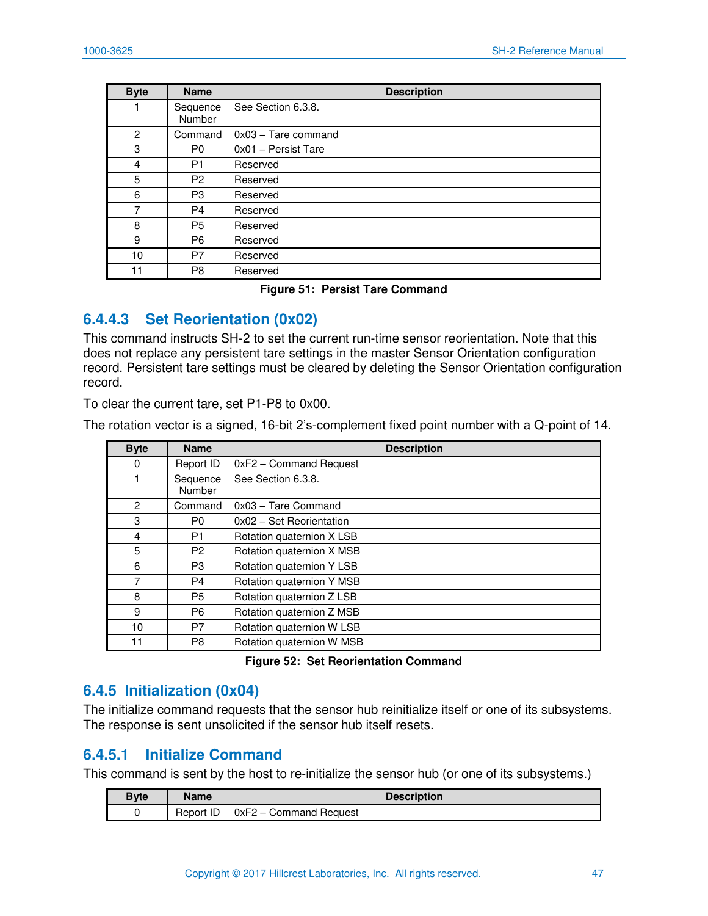| Byte | Name | Description |
|---|---|---|
| 1 | Sequence Number | See Section 6.3.8. |
| 2 | Command | 0x03 – Tare command |
| 3 | P0 | 0x01 – Persist Tare |
| 4 | P1 | Reserved |
| 5 | P2 | Reserved |
| 6 | P3 | Reserved |
| 7 | P4 | Reserved |
| 8 | P5 | Reserved |
| 9 | P6 | Reserved |
| 10 | P7 | Reserved |
| 11 | P8 | Reserved |

**Figure 51: Persist Tare Command**

#### 6.4.4.3 Set Reorientation (0x02)

This command instructs SH-2 to set the current run-time sensor reorientation. Note that this does not replace any persistent tare settings in the master Sensor Orientation configuration record. Persistent tare settings must be cleared by deleting the Sensor Orientation configuration record.

To clear the current tare, set P1-P8 to 0x00.

The rotation vector is a signed, 16-bit 2's-complement fixed point number with a Q-point of 14.

| Byte | Name | Description |
|---|---|---|
| 0 | Report ID | 0xF2 – Command Request |
| 1 | Sequence Number | See Section 6.3.8. |
| 2 | Command | 0x03 – Tare Command |
| 3 | P0 | 0x02 – Set Reorientation |
| 4 | P1 | Rotation quaternion X LSB |
| 5 | P2 | Rotation quaternion X MSB |
| 6 | P3 | Rotation quaternion Y LSB |
| 7 | P4 | Rotation quaternion Y MSB |
| 8 | P5 | Rotation quaternion Z LSB |
| 9 | P6 | Rotation quaternion Z MSB |
| 10 | P7 | Rotation quaternion W LSB |
| 11 | P8 | Rotation quaternion W MSB |

**Figure 52: Set Reorientation Command**

### 6.4.5 Initialization (0x04)

The initialize command requests that the sensor hub reinitialize itself or one of its subsystems. The response is sent unsolicited if the sensor hub itself resets.

#### 6.4.5.1 Initialize Command

This command is sent by the host to re-initialize the sensor hub (or one of its subsystems.)

| Byte | Name | Description |
|---|---|---|
| 0 | Report ID | 0xF2 – Command Request |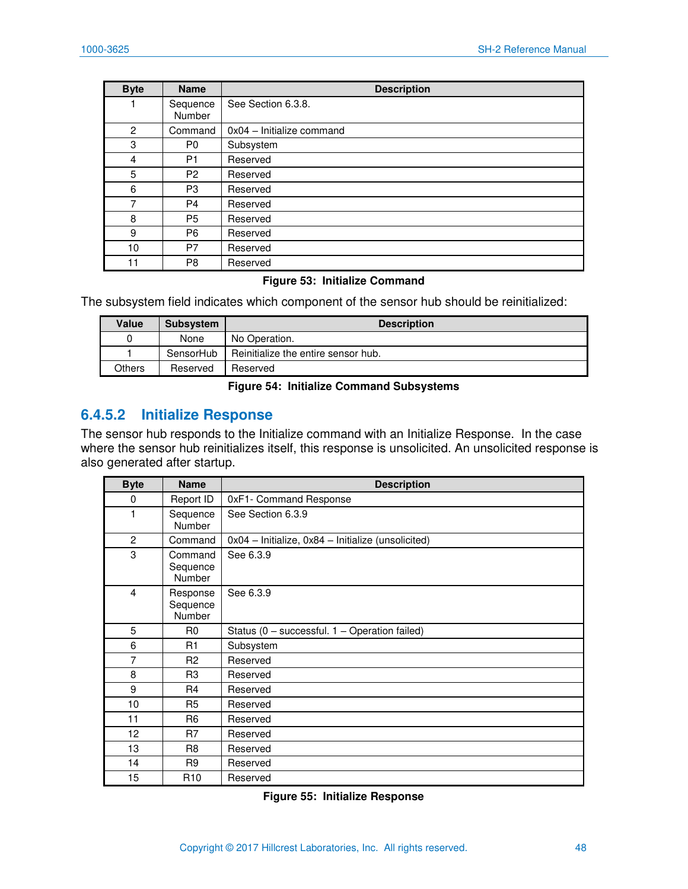| Byte | Name | Description |
|---|---|---|
| 1 | Sequence Number | See Section 6.3.8. |
| 2 | Command | 0x04 – Initialize command |
| 3 | P0 | Subsystem |
| 4 | P1 | Reserved |
| 5 | P2 | Reserved |
| 6 | P3 | Reserved |
| 7 | P4 | Reserved |
| 8 | P5 | Reserved |
| 9 | P6 | Reserved |
| 10 | P7 | Reserved |
| 11 | P8 | Reserved |

**Figure 53: Initialize Command**

The subsystem field indicates which component of the sensor hub should be reinitialized:

| Value | Subsystem | Description |
|---|---|---|
| 0 | None | No Operation. |
| 1 | SensorHub | Reinitialize the entire sensor hub. |
| Others | Reserved | Reserved |

**Figure 54: Initialize Command Subsystems**

### 6.4.5.2 Initialize Response

The sensor hub responds to the Initialize command with an Initialize Response. In the case where the sensor hub reinitializes itself, this response is unsolicited. An unsolicited response is also generated after startup.

| Byte | Name | Description |
|---|---|---|
| 0 | Report ID | 0xF1- Command Response |
| 1 | Sequence Number | See Section 6.3.9 |
| 2 | Command | 0x04 – Initialize, 0x84 – Initialize (unsolicited) |
| 3 | Command Sequence Number | See 6.3.9 |
| 4 | Response Sequence Number | See 6.3.9 |
| 5 | R0 | Status (0 – successful. 1 – Operation failed) |
| 6 | R1 | Subsystem |
| 7 | R2 | Reserved |
| 8 | R3 | Reserved |
| 9 | R4 | Reserved |
| 10 | R5 | Reserved |
| 11 | R6 | Reserved |
| 12 | R7 | Reserved |
| 13 | R8 | Reserved |
| 14 | R9 | Reserved |
| 15 | R10 | Reserved |

**Figure 55: Initialize Response**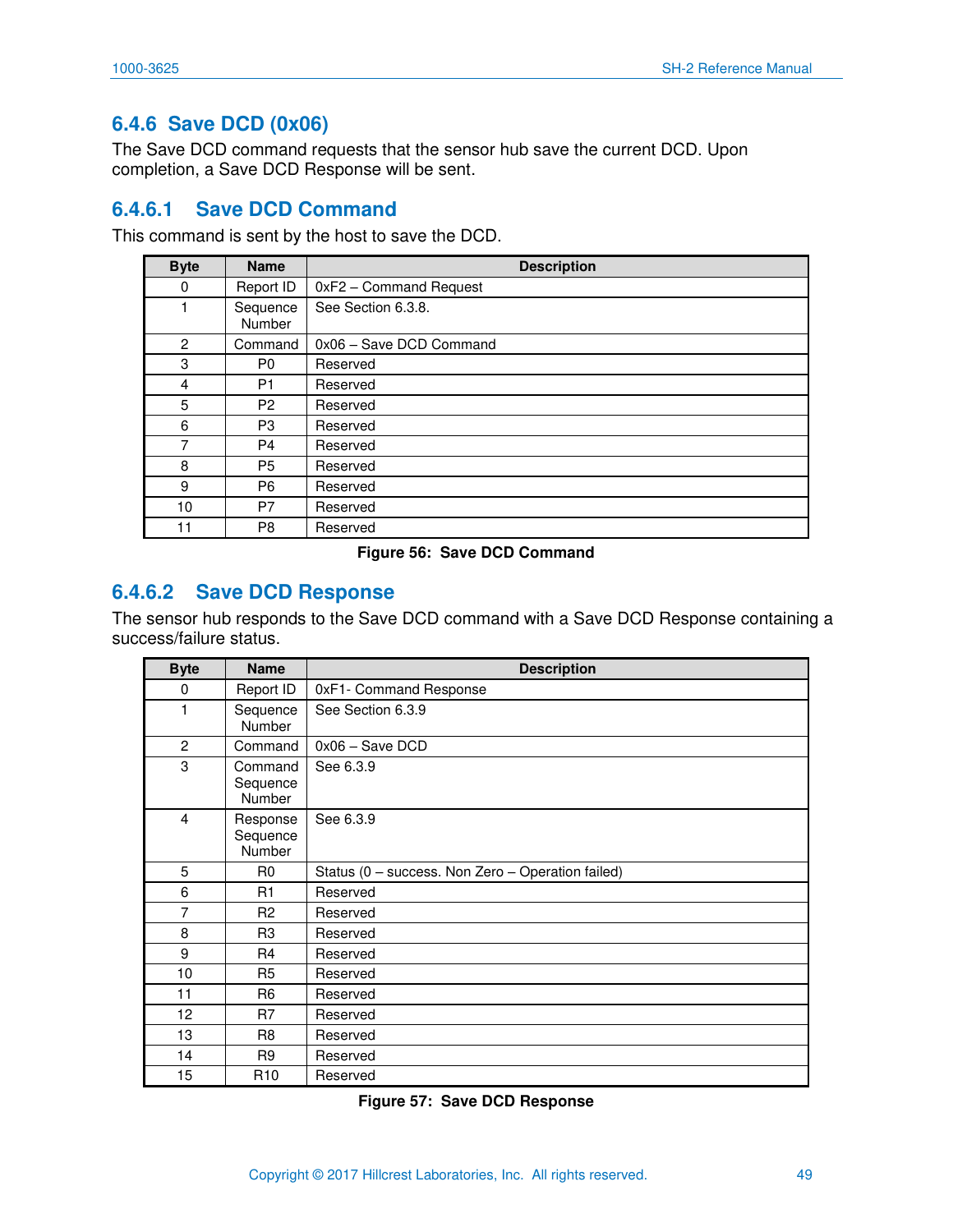### 6.4.6 Save DCD (0x06)

The Save DCD command requests that the sensor hub save the current DCD. Upon completion, a Save DCD Response will be sent.

#### 6.4.6.1 Save DCD Command

This command is sent by the host to save the DCD.

| Byte | Name | Description |
|---|---|---|
| 0 | Report ID | 0xF2 – Command Request |
| 1 | Sequence Number | See Section 6.3.8. |
| 2 | Command | 0x06 – Save DCD Command |
| 3 | P0 | Reserved |
| 4 | P1 | Reserved |
| 5 | P2 | Reserved |
| 6 | P3 | Reserved |
| 7 | P4 | Reserved |
| 8 | P5 | Reserved |
| 9 | P6 | Reserved |
| 10 | P7 | Reserved |
| 11 | P8 | Reserved |

**Figure 56: Save DCD Command**

#### 6.4.6.2 Save DCD Response

The sensor hub responds to the Save DCD command with a Save DCD Response containing a success/failure status.

| Byte | Name | Description |
|---|---|---|
| 0 | Report ID | 0xF1- Command Response |
| 1 | Sequence Number | See Section 6.3.9 |
| 2 | Command | 0x06 – Save DCD |
| 3 | Command Sequence Number | See 6.3.9 |
| 4 | Response Sequence Number | See 6.3.9 |
| 5 | R0 | Status (0 – success. Non Zero – Operation failed) |
| 6 | R1 | Reserved |
| 7 | R2 | Reserved |
| 8 | R3 | Reserved |
| 9 | R4 | Reserved |
| 10 | R5 | Reserved |
| 11 | R6 | Reserved |
| 12 | R7 | Reserved |
| 13 | R8 | Reserved |
| 14 | R9 | Reserved |
| 15 | R10 | Reserved |

**Figure 57: Save DCD Response**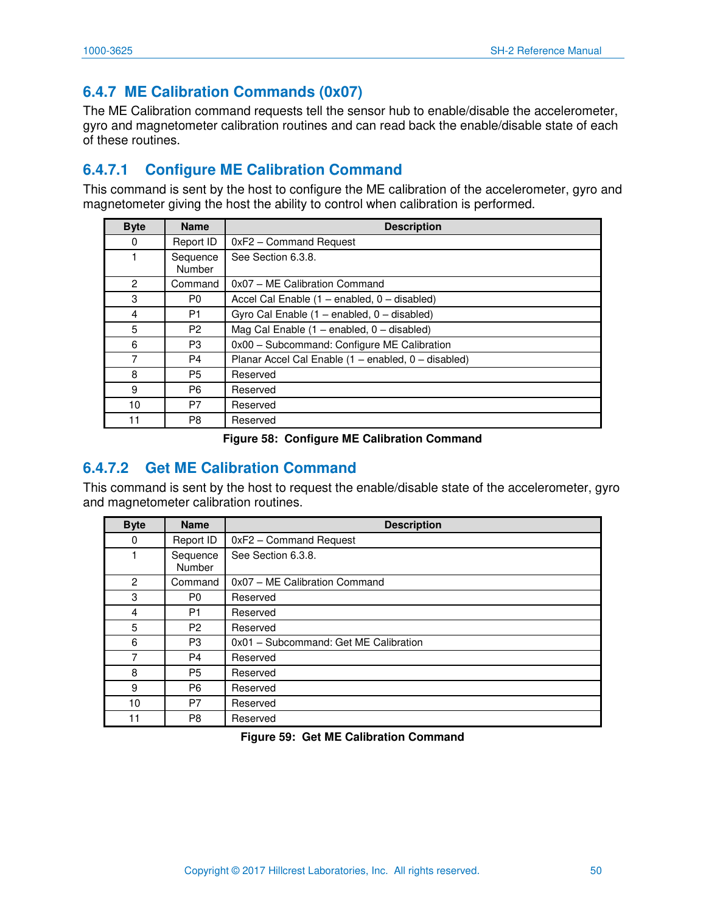### 6.4.7 ME Calibration Commands (0x07)

The ME Calibration command requests tell the sensor hub to enable/disable the accelerometer, gyro and magnetometer calibration routines and can read back the enable/disable state of each of these routines.

#### 6.4.7.1 Configure ME Calibration Command

This command is sent by the host to configure the ME calibration of the accelerometer, gyro and magnetometer giving the host the ability to control when calibration is performed.

| Byte | Name | Description |
|---|---|---|
| 0 | Report ID | 0xF2 – Command Request |
| 1 | Sequence Number | See Section 6.3.8. |
| 2 | Command | 0x07 – ME Calibration Command |
| 3 | P0 | Accel Cal Enable (1 – enabled, 0 – disabled) |
| 4 | P1 | Gyro Cal Enable (1 – enabled, 0 – disabled) |
| 5 | P2 | Mag Cal Enable (1 – enabled, 0 – disabled) |
| 6 | P3 | 0x00 – Subcommand: Configure ME Calibration |
| 7 | P4 | Planar Accel Cal Enable (1 – enabled, 0 – disabled) |
| 8 | P5 | Reserved |
| 9 | P6 | Reserved |
| 10 | P7 | Reserved |
| 11 | P8 | Reserved |

**Figure 58: Configure ME Calibration Command**

#### 6.4.7.2 Get ME Calibration Command

This command is sent by the host to request the enable/disable state of the accelerometer, gyro and magnetometer calibration routines.

| Byte | Name | Description |
|---|---|---|
| 0 | Report ID | 0xF2 – Command Request |
| 1 | Sequence Number | See Section 6.3.8. |
| 2 | Command | 0x07 – ME Calibration Command |
| 3 | P0 | Reserved |
| 4 | P1 | Reserved |
| 5 | P2 | Reserved |
| 6 | P3 | 0x01 – Subcommand: Get ME Calibration |
| 7 | P4 | Reserved |
| 8 | P5 | Reserved |
| 9 | P6 | Reserved |
| 10 | P7 | Reserved |
| 11 | P8 | Reserved |

**Figure 59: Get ME Calibration Command**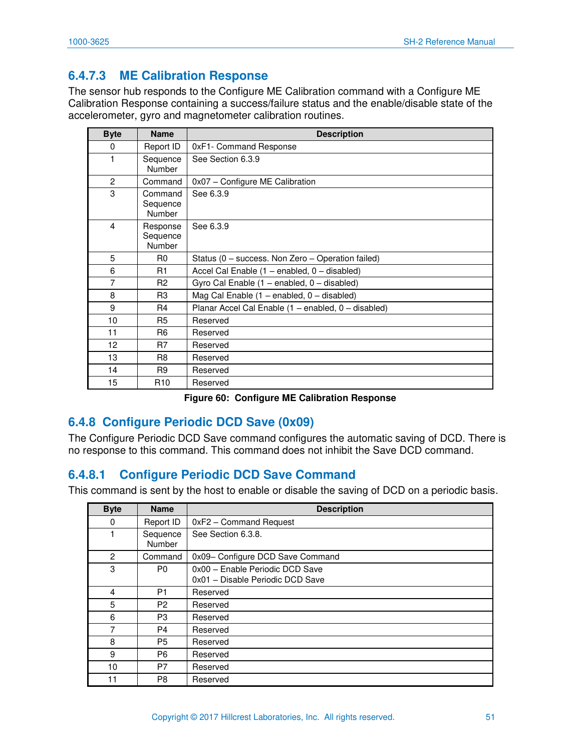### 6.4.7.3 ME Calibration Response

The sensor hub responds to the Configure ME Calibration command with a Configure ME Calibration Response containing a success/failure status and the enable/disable state of the accelerometer, gyro and magnetometer calibration routines.

| Byte | Name | Description |
|---|---|---|
| 0 | Report ID | 0xF1- Command Response |
| 1 | Sequence Number | See Section 6.3.9 |
| 2 | Command | 0x07 – Configure ME Calibration |
| 3 | Command Sequence Number | See 6.3.9 |
| 4 | Response Sequence Number | See 6.3.9 |
| 5 | R0 | Status (0 – success. Non Zero – Operation failed) |
| 6 | R1 | Accel Cal Enable (1 – enabled, 0 – disabled) |
| 7 | R2 | Gyro Cal Enable (1 – enabled, 0 – disabled) |
| 8 | R3 | Mag Cal Enable (1 – enabled, 0 – disabled) |
| 9 | R4 | Planar Accel Cal Enable (1 – enabled, 0 – disabled) |
| 10 | R5 | Reserved |
| 11 | R6 | Reserved |
| 12 | R7 | Reserved |
| 13 | R8 | Reserved |
| 14 | R9 | Reserved |
| 15 | R10 | Reserved |

**Figure 60: Configure ME Calibration Response**

## 6.4.8 Configure Periodic DCD Save (0x09)

The Configure Periodic DCD Save command configures the automatic saving of DCD. There is no response to this command. This command does not inhibit the Save DCD command.

### 6.4.8.1 Configure Periodic DCD Save Command

This command is sent by the host to enable or disable the saving of DCD on a periodic basis.

| Byte | Name | Description |
|---|---|---|
| 0 | Report ID | 0xF2 – Command Request |
| 1 | Sequence Number | See Section 6.3.8. |
| 2 | Command | 0x09– Configure DCD Save Command |
| 3 | P0 | 0x00 – Enable Periodic DCD Save<br>0x01 – Disable Periodic DCD Save |
| 4 | P1 | Reserved |
| 5 | P2 | Reserved |
| 6 | P3 | Reserved |
| 7 | P4 | Reserved |
| 8 | P5 | Reserved |
| 9 | P6 | Reserved |
| 10 | P7 | Reserved |
| 11 | P8 | Reserved |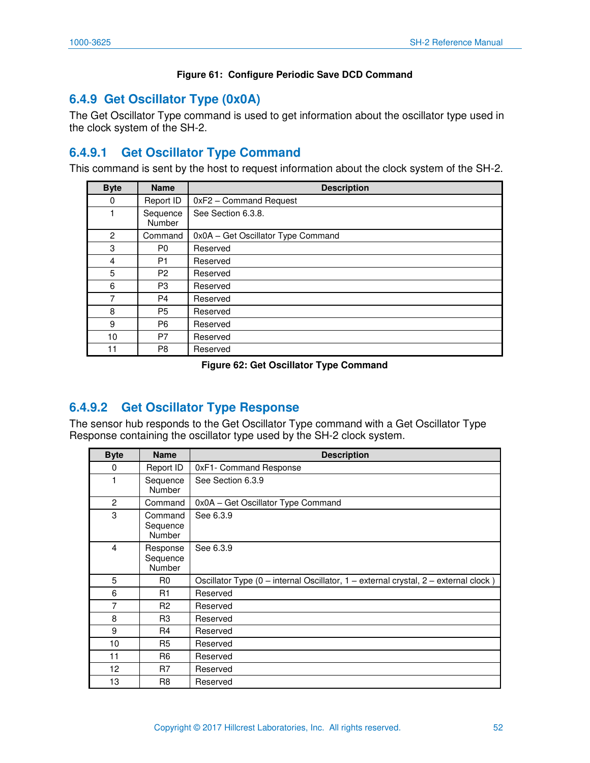**Figure 61: Configure Periodic Save DCD Command**

## 6.4.9 Get Oscillator Type (0x0A)

The Get Oscillator Type command is used to get information about the oscillator type used in the clock system of the SH-2.

### 6.4.9.1 Get Oscillator Type Command

This command is sent by the host to request information about the clock system of the SH-2.

| Byte | Name | Description |
|---|---|---|
| 0 | Report ID | 0xF2 – Command Request |
| 1 | Sequence Number | See Section 6.3.8. |
| 2 | Command | 0x0A – Get Oscillator Type Command |
| 3 | P0 | Reserved |
| 4 | P1 | Reserved |
| 5 | P2 | Reserved |
| 6 | P3 | Reserved |
| 7 | P4 | Reserved |
| 8 | P5 | Reserved |
| 9 | P6 | Reserved |
| 10 | P7 | Reserved |
| 11 | P8 | Reserved |

**Figure 62: Get Oscillator Type Command**

### 6.4.9.2 Get Oscillator Type Response

The sensor hub responds to the Get Oscillator Type command with a Get Oscillator Type Response containing the oscillator type used by the SH-2 clock system.

| Byte | Name | Description |
|---|---|---|
| 0 | Report ID | 0xF1- Command Response |
| 1 | Sequence Number | See Section 6.3.9 |
| 2 | Command | 0x0A – Get Oscillator Type Command |
| 3 | Command Sequence Number | See 6.3.9 |
| 4 | Response Sequence Number | See 6.3.9 |
| 5 | R0 | Oscillator Type (0 – internal Oscillator, 1 – external crystal, 2 – external clock ) |
| 6 | R1 | Reserved |
| 7 | R2 | Reserved |
| 8 | R3 | Reserved |
| 9 | R4 | Reserved |
| 10 | R5 | Reserved |
| 11 | R6 | Reserved |
| 12 | R7 | Reserved |
| 13 | R8 | Reserved |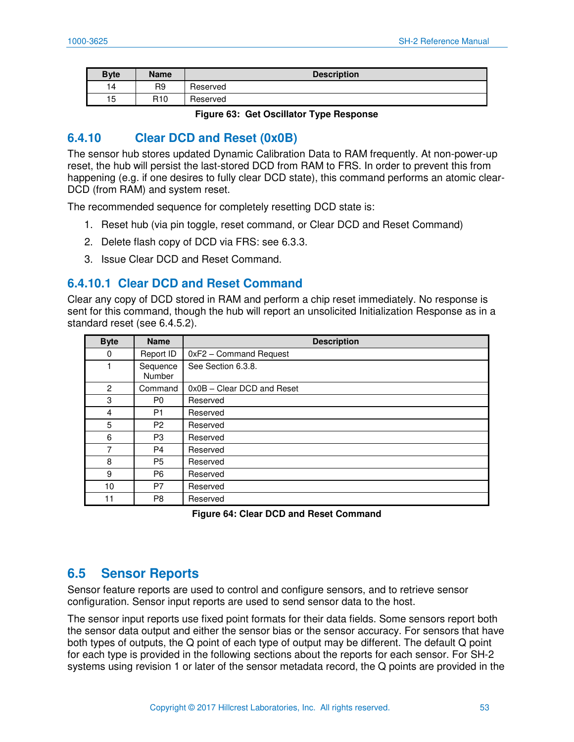| Byte | Name | Description |
|---|---|---|
| 14 | R9 | Reserved |
| 15 | R10 | Reserved |

**Figure 63: Get Oscillator Type Response**

### 6.4.10 Clear DCD and Reset (0x0B)

The sensor hub stores updated Dynamic Calibration Data to RAM frequently. At non-power-up reset, the hub will persist the last-stored DCD from RAM to FRS. In order to prevent this from happening (e.g. if one desires to fully clear DCD state), this command performs an atomic clear-DCD (from RAM) and system reset.

The recommended sequence for completely resetting DCD state is:

1. Reset hub (via pin toggle, reset command, or Clear DCD and Reset Command)
2. Delete flash copy of DCD via FRS: see 6.3.3.
3. Issue Clear DCD and Reset Command.

#### 6.4.10.1 Clear DCD and Reset Command

Clear any copy of DCD stored in RAM and perform a chip reset immediately. No response is sent for this command, though the hub will report an unsolicited Initialization Response as in a standard reset (see 6.4.5.2).

| Byte | Name | Description |
|---|---|---|
| 0 | Report ID | 0xF2 – Command Request |
| 1 | Sequence Number | See Section 6.3.8. |
| 2 | Command | 0x0B – Clear DCD and Reset |
| 3 | P0 | Reserved |
| 4 | P1 | Reserved |
| 5 | P2 | Reserved |
| 6 | P3 | Reserved |
| 7 | P4 | Reserved |
| 8 | P5 | Reserved |
| 9 | P6 | Reserved |
| 10 | P7 | Reserved |
| 11 | P8 | Reserved |

**Figure 64: Clear DCD and Reset Command**

## 6.5 Sensor Reports

Sensor feature reports are used to control and configure sensors, and to retrieve sensor configuration. Sensor input reports are used to send sensor data to the host.

The sensor input reports use fixed point formats for their data fields. Some sensors report both the sensor data output and either the sensor bias or the sensor accuracy. For sensors that have both types of outputs, the Q point of each type of output may be different. The default Q point for each type is provided in the following sections about the reports for each sensor. For SH-2 systems using revision 1 or later of the sensor metadata record, the Q points are provided in the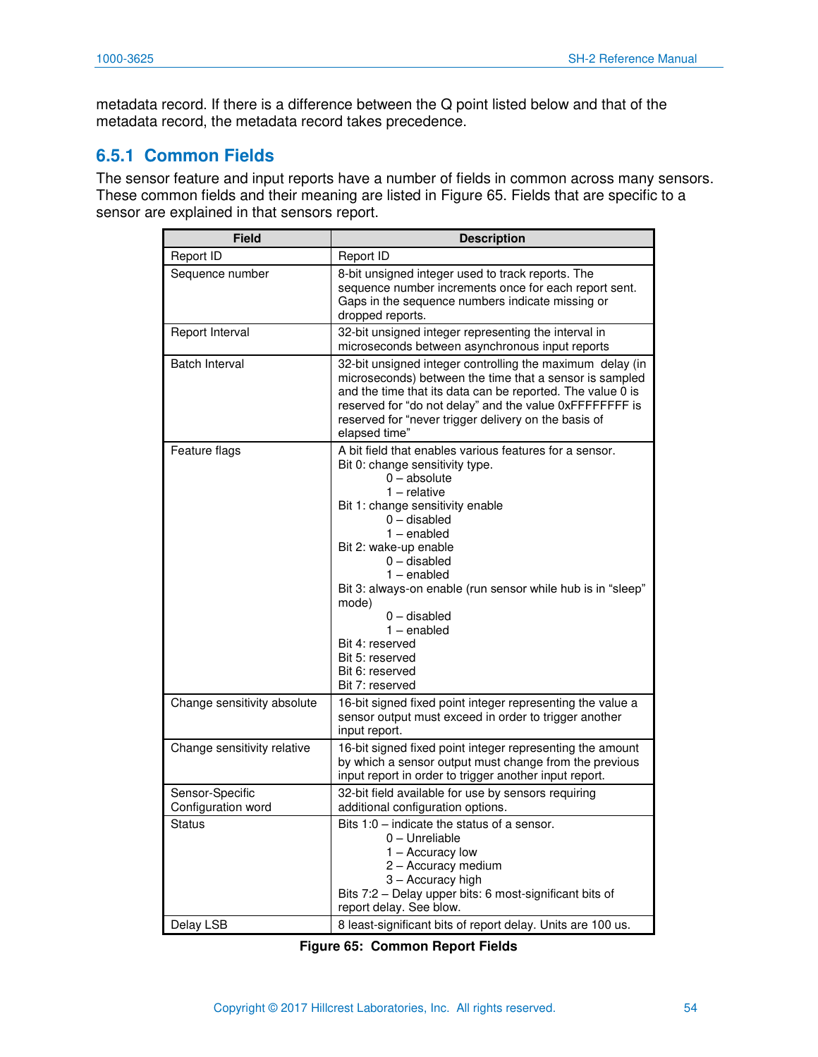metadata record. If there is a difference between the Q point listed below and that of the metadata record, the metadata record takes precedence.

### 6.5.1 Common Fields

The sensor feature and input reports have a number of fields in common across many sensors. These common fields and their meaning are listed in Figure 65. Fields that are specific to a sensor are explained in that sensors report.

| Field | Description |
|---|---|
| Report ID | Report ID |
| Sequence number | 8-bit unsigned integer used to track reports. The sequence number increments once for each report sent. Gaps in the sequence numbers indicate missing or dropped reports. |
| Report Interval | 32-bit unsigned integer representing the interval in microseconds between asynchronous input reports |
| Batch Interval | 32-bit unsigned integer controlling the maximum delay (in microseconds) between the time that a sensor is sampled and the time that its data can be reported. The value 0 is reserved for "do not delay" and the value 0xFFFFFFFF is reserved for "never trigger delivery on the basis of elapsed time" |
| Feature flags | A bit field that enables various features for a sensor.<br>Bit 0: change sensitivity type.<br>0 – absolute<br>1 – relative<br>Bit 1: change sensitivity enable<br>0 – disabled<br>1 – enabled<br>Bit 2: wake-up enable<br>0 – disabled<br>1 – enabled<br>Bit 3: always-on enable (run sensor while hub is in "sleep" mode)<br>0 – disabled<br>1 – enabled<br>Bit 4: reserved<br>Bit 5: reserved<br>Bit 6: reserved<br>Bit 7: reserved |
| Change sensitivity absolute | 16-bit signed fixed point integer representing the value a sensor output must exceed in order to trigger another input report. |
| Change sensitivity relative | 16-bit signed fixed point integer representing the amount by which a sensor output must change from the previous input report in order to trigger another input report. |
| Sensor-Specific Configuration word | 32-bit field available for use by sensors requiring additional configuration options. |
| Status | Bits 1:0 – indicate the status of a sensor.<br>0 – Unreliable<br>1 – Accuracy low<br>2 – Accuracy medium<br>3 – Accuracy high<br>Bits 7:2 – Delay upper bits: 6 most-significant bits of report delay. See blow. |
| Delay LSB | 8 least-significant bits of report delay. Units are 100 us. |

**Figure 65: Common Report Fields**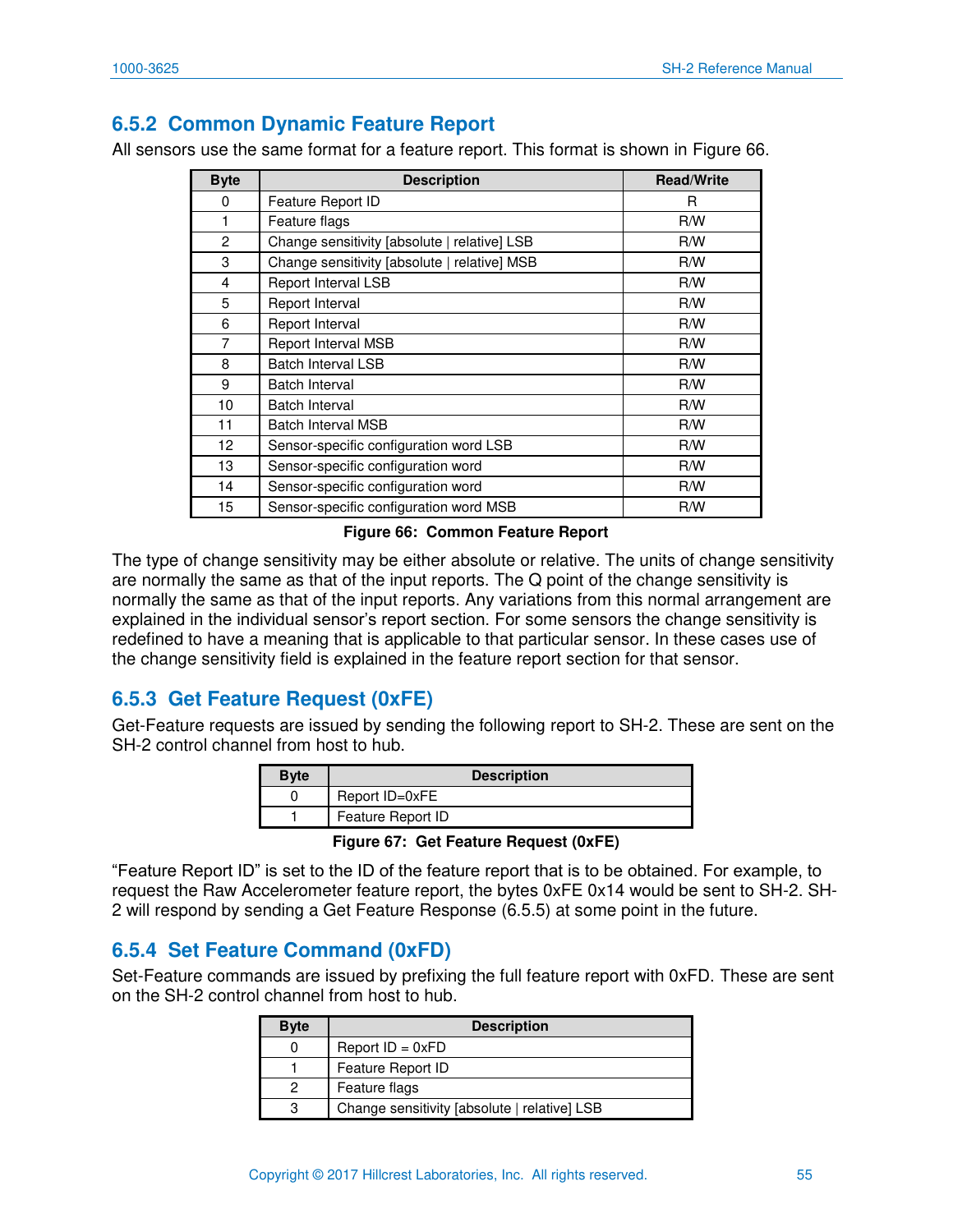### 6.5.2 Common Dynamic Feature Report

All sensors use the same format for a feature report. This format is shown in Figure 66.

| Byte | Description | Read/Write |
|---|---|---|
| 0 | Feature Report ID | R |
| 1 | Feature flags | R/W |
| 2 | Change sensitivity [absolute \| relative] LSB | R/W |
| 3 | Change sensitivity [absolute \| relative] MSB | R/W |
| 4 | Report Interval LSB | R/W |
| 5 | Report Interval | R/W |
| 6 | Report Interval | R/W |
| 7 | Report Interval MSB | R/W |
| 8 | Batch Interval LSB | R/W |
| 9 | Batch Interval | R/W |
| 10 | Batch Interval | R/W |
| 11 | Batch Interval MSB | R/W |
| 12 | Sensor-specific configuration word LSB | R/W |
| 13 | Sensor-specific configuration word | R/W |
| 14 | Sensor-specific configuration word | R/W |
| 15 | Sensor-specific configuration word MSB | R/W |

**Figure 66: Common Feature Report**

The type of change sensitivity may be either absolute or relative. The units of change sensitivity are normally the same as that of the input reports. The Q point of the change sensitivity is normally the same as that of the input reports. Any variations from this normal arrangement are explained in the individual sensor's report section. For some sensors the change sensitivity is redefined to have a meaning that is applicable to that particular sensor. In these cases use of the change sensitivity field is explained in the feature report section for that sensor.

### 6.5.3 Get Feature Request (0xFE)

Get-Feature requests are issued by sending the following report to SH-2. These are sent on the SH-2 control channel from host to hub.

| Byte | Description |
|---|---|
| 0 | Report ID=0xFE |
| 1 | Feature Report ID |

**Figure 67: Get Feature Request (0xFE)**

"Feature Report ID" is set to the ID of the feature report that is to be obtained. For example, to request the Raw Accelerometer feature report, the bytes 0xFE 0x14 would be sent to SH-2. SH-2 will respond by sending a Get Feature Response (6.5.5) at some point in the future.

### 6.5.4 Set Feature Command (0xFD)

Set-Feature commands are issued by prefixing the full feature report with 0xFD. These are sent on the SH-2 control channel from host to hub.

| Byte | Description |
|---|---|
| 0 | Report ID = 0xFD |
| 1 | Feature Report ID |
| 2 | Feature flags |
| 3 | Change sensitivity [absolute \| relative] LSB |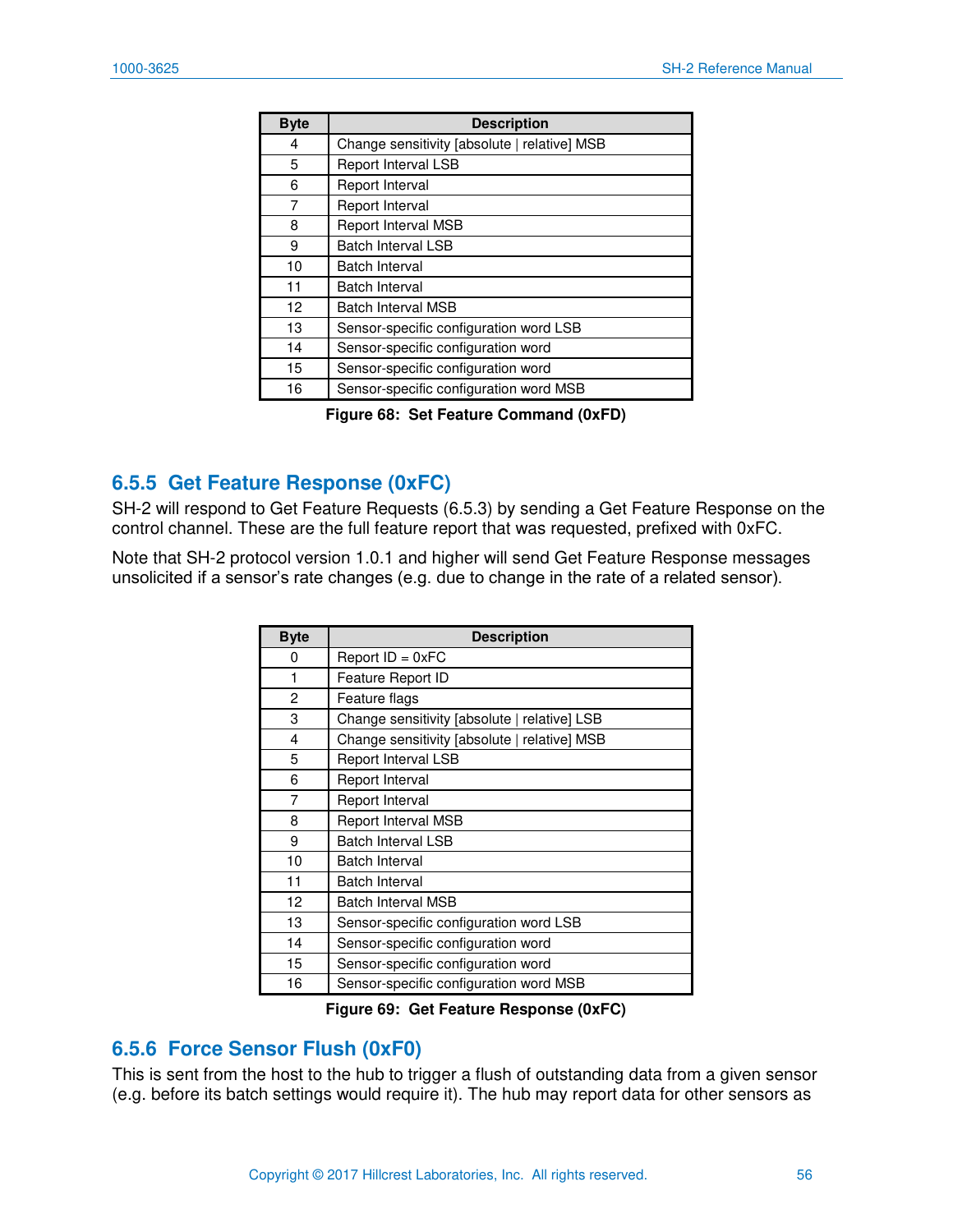| Byte | Description |
| --- | --- |
| 4 | Change sensitivity [absolute \| relative] MSB |
| 5 | Report Interval LSB |
| 6 | Report Interval |
| 7 | Report Interval |
| 8 | Report Interval MSB |
| 9 | Batch Interval LSB |
| 10 | Batch Interval |
| 11 | Batch Interval |
| 12 | Batch Interval MSB |
| 13 | Sensor-specific configuration word LSB |
| 14 | Sensor-specific configuration word |
| 15 | Sensor-specific configuration word |
| 16 | Sensor-specific configuration word MSB |

**Figure 68: Set Feature Command (0xFD)**

### 6.5.5 Get Feature Response (0xFC)

SH-2 will respond to Get Feature Requests (6.5.3) by sending a Get Feature Response on the control channel. These are the full feature report that was requested, prefixed with 0xFC.

Note that SH-2 protocol version 1.0.1 and higher will send Get Feature Response messages unsolicited if a sensor's rate changes (e.g. due to change in the rate of a related sensor).

| Byte | Description |
| --- | --- |
| 0 | Report ID = 0xFC |
| 1 | Feature Report ID |
| 2 | Feature flags |
| 3 | Change sensitivity [absolute \| relative] LSB |
| 4 | Change sensitivity [absolute \| relative] MSB |
| 5 | Report Interval LSB |
| 6 | Report Interval |
| 7 | Report Interval |
| 8 | Report Interval MSB |
| 9 | Batch Interval LSB |
| 10 | Batch Interval |
| 11 | Batch Interval |
| 12 | Batch Interval MSB |
| 13 | Sensor-specific configuration word LSB |
| 14 | Sensor-specific configuration word |
| 15 | Sensor-specific configuration word |
| 16 | Sensor-specific configuration word MSB |

**Figure 69: Get Feature Response (0xFC)**

### 6.5.6 Force Sensor Flush (0xF0)

This is sent from the host to the hub to trigger a flush of outstanding data from a given sensor (e.g. before its batch settings would require it). The hub may report data for other sensors as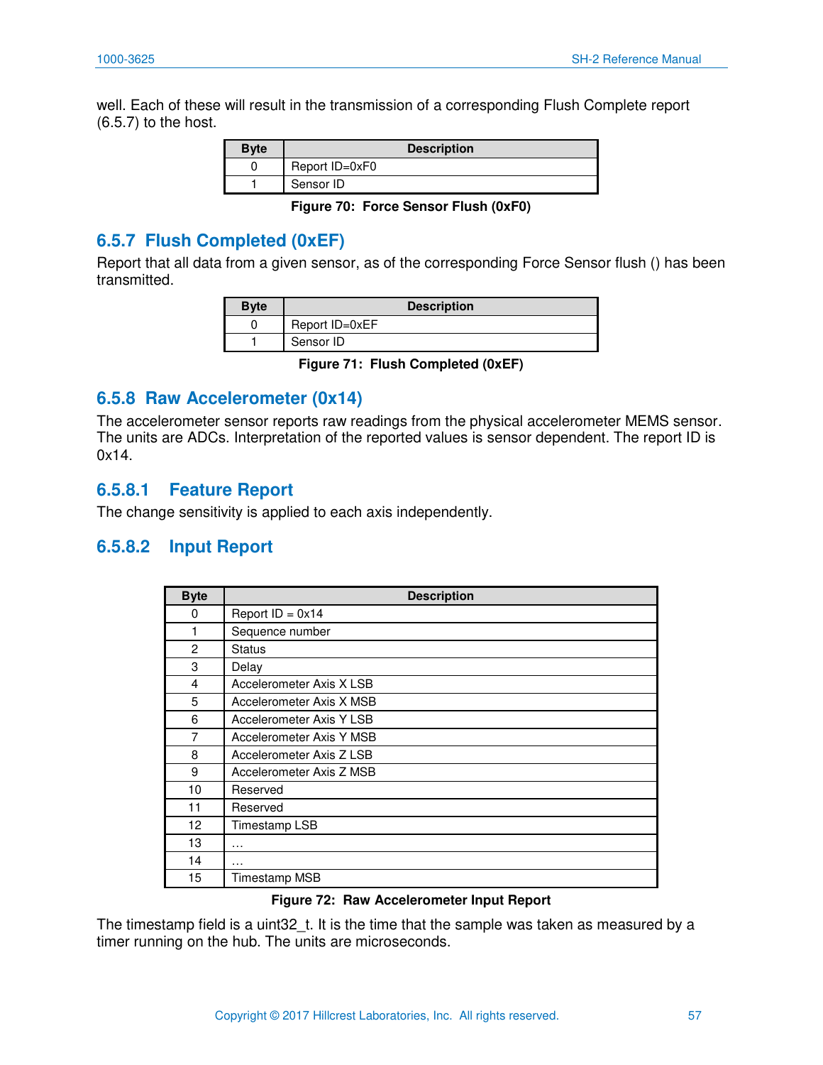well. Each of these will result in the transmission of a corresponding Flush Complete report (6.5.7) to the host.

| Byte | Description |
|---|---|
| 0 | Report ID=0xF0 |
| 1 | Sensor ID |

**Figure 70: Force Sensor Flush (0xF0)**

## 6.5.7 Flush Completed (0xEF)

Report that all data from a given sensor, as of the corresponding Force Sensor flush () has been transmitted.

| Byte | Description |
|---|---|
| 0 | Report ID=0xEF |
| 1 | Sensor ID |

**Figure 71: Flush Completed (0xEF)**

## 6.5.8 Raw Accelerometer (0x14)

The accelerometer sensor reports raw readings from the physical accelerometer MEMS sensor. The units are ADCs. Interpretation of the reported values is sensor dependent. The report ID is 0x14.

### 6.5.8.1 Feature Report

The change sensitivity is applied to each axis independently.

### 6.5.8.2 Input Report

| Byte | Description |
|---|---|
| 0 | Report ID = 0x14 |
| 1 | Sequence number |
| 2 | Status |
| 3 | Delay |
| 4 | Accelerometer Axis X LSB |
| 5 | Accelerometer Axis X MSB |
| 6 | Accelerometer Axis Y LSB |
| 7 | Accelerometer Axis Y MSB |
| 8 | Accelerometer Axis Z LSB |
| 9 | Accelerometer Axis Z MSB |
| 10 | Reserved |
| 11 | Reserved |
| 12 | Timestamp LSB |
| 13 | … |
| 14 | … |
| 15 | Timestamp MSB |

**Figure 72: Raw Accelerometer Input Report**

The timestamp field is a uint32_t. It is the time that the sample was taken as measured by a timer running on the hub. The units are microseconds.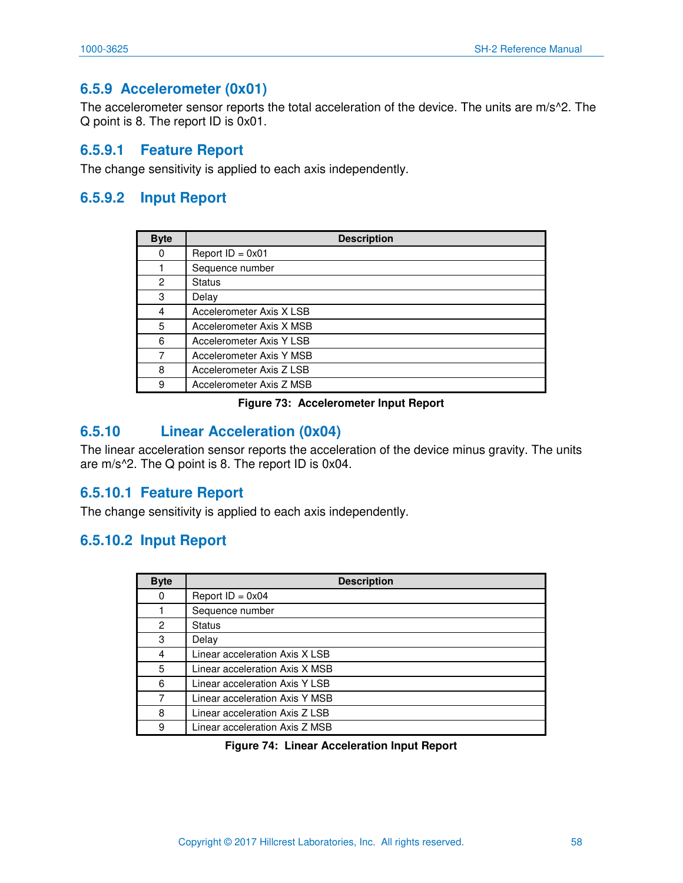### 6.5.9 Accelerometer (0x01)

The accelerometer sensor reports the total acceleration of the device. The units are m/s^2. The Q point is 8. The report ID is 0x01.

#### 6.5.9.1 Feature Report

The change sensitivity is applied to each axis independently.

#### 6.5.9.2 Input Report

| Byte | Description |
|---|---|
| 0 | Report ID = 0x01 |
| 1 | Sequence number |
| 2 | Status |
| 3 | Delay |
| 4 | Accelerometer Axis X LSB |
| 5 | Accelerometer Axis X MSB |
| 6 | Accelerometer Axis Y LSB |
| 7 | Accelerometer Axis Y MSB |
| 8 | Accelerometer Axis Z LSB |
| 9 | Accelerometer Axis Z MSB |

**Figure 73: Accelerometer Input Report**

### 6.5.10 Linear Acceleration (0x04)

The linear acceleration sensor reports the acceleration of the device minus gravity. The units are m/s^2. The Q point is 8. The report ID is 0x04.

#### 6.5.10.1 Feature Report

The change sensitivity is applied to each axis independently.

#### 6.5.10.2 Input Report

| Byte | Description |
|---|---|
| 0 | Report ID = 0x04 |
| 1 | Sequence number |
| 2 | Status |
| 3 | Delay |
| 4 | Linear acceleration Axis X LSB |
| 5 | Linear acceleration Axis X MSB |
| 6 | Linear acceleration Axis Y LSB |
| 7 | Linear acceleration Axis Y MSB |
| 8 | Linear acceleration Axis Z LSB |
| 9 | Linear acceleration Axis Z MSB |

**Figure 74: Linear Acceleration Input Report**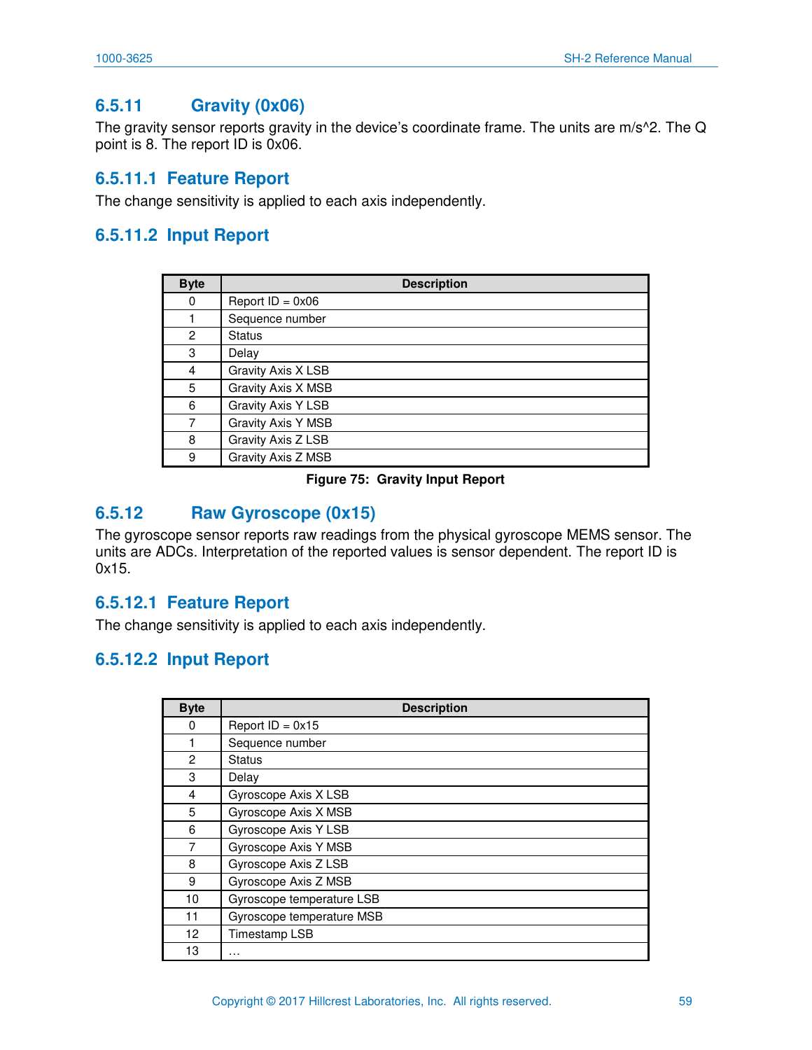### 6.5.11 Gravity (0x06)

The gravity sensor reports gravity in the device's coordinate frame. The units are m/s^2. The Q point is 8. The report ID is 0x06.

#### 6.5.11.1 Feature Report

The change sensitivity is applied to each axis independently.

#### 6.5.11.2 Input Report

| Byte | Description |
|---|---|
| 0 | Report ID = 0x06 |
| 1 | Sequence number |
| 2 | Status |
| 3 | Delay |
| 4 | Gravity Axis X LSB |
| 5 | Gravity Axis X MSB |
| 6 | Gravity Axis Y LSB |
| 7 | Gravity Axis Y MSB |
| 8 | Gravity Axis Z LSB |
| 9 | Gravity Axis Z MSB |

**Figure 75: Gravity Input Report**

### 6.5.12 Raw Gyroscope (0x15)

The gyroscope sensor reports raw readings from the physical gyroscope MEMS sensor. The units are ADCs. Interpretation of the reported values is sensor dependent. The report ID is 0x15.

#### 6.5.12.1 Feature Report

The change sensitivity is applied to each axis independently.

#### 6.5.12.2 Input Report

| Byte | Description |
|---|---|
| 0 | Report ID = 0x15 |
| 1 | Sequence number |
| 2 | Status |
| 3 | Delay |
| 4 | Gyroscope Axis X LSB |
| 5 | Gyroscope Axis X MSB |
| 6 | Gyroscope Axis Y LSB |
| 7 | Gyroscope Axis Y MSB |
| 8 | Gyroscope Axis Z LSB |
| 9 | Gyroscope Axis Z MSB |
| 10 | Gyroscope temperature LSB |
| 11 | Gyroscope temperature MSB |
| 12 | Timestamp LSB |
| 13 | … |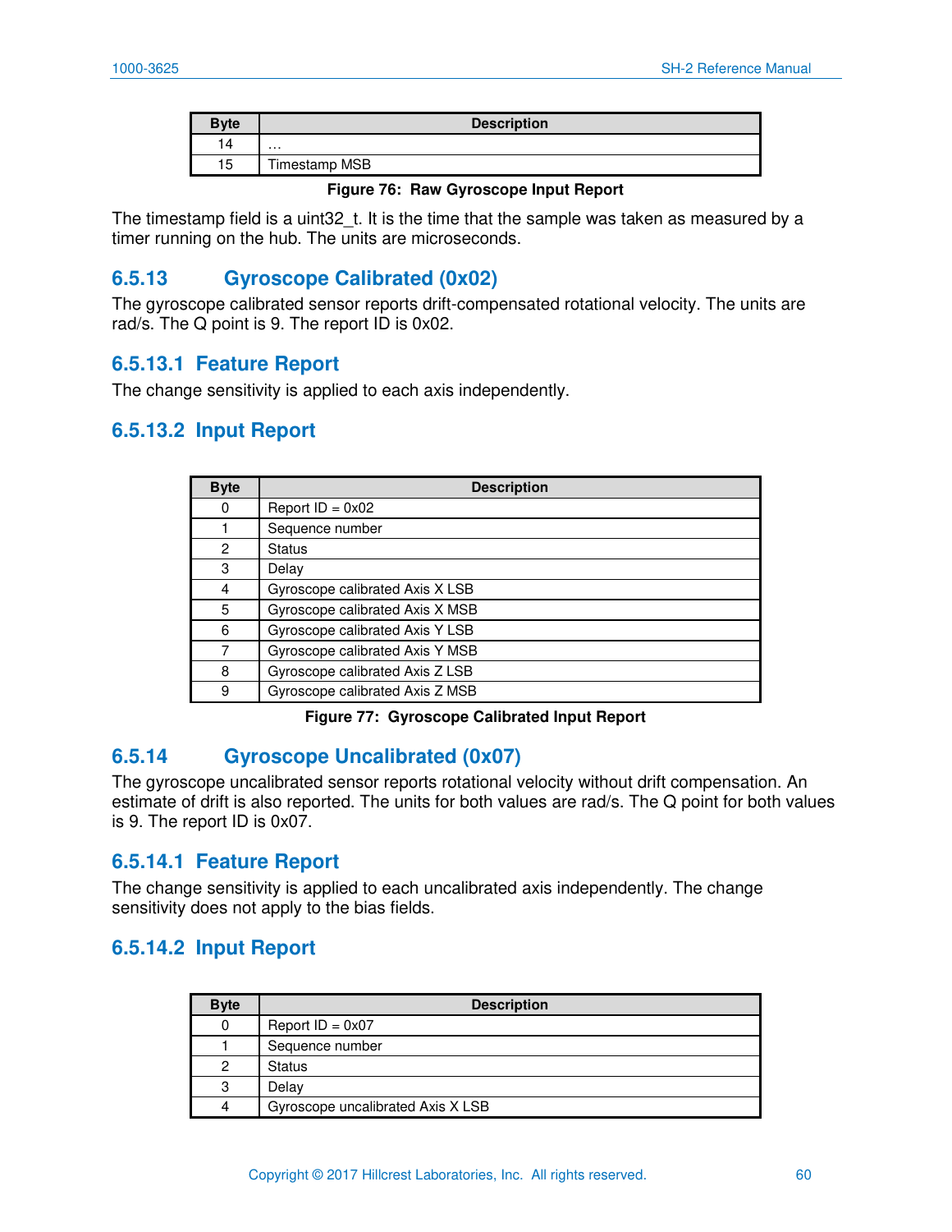| Byte | Description |
|---|---|
| 14 | … |
| 15 | Timestamp MSB |

**Figure 76: Raw Gyroscope Input Report**

The timestamp field is a uint32_t. It is the time that the sample was taken as measured by a timer running on the hub. The units are microseconds.

## 6.5.13 Gyroscope Calibrated (0x02)

The gyroscope calibrated sensor reports drift-compensated rotational velocity. The units are rad/s. The Q point is 9. The report ID is 0x02.

### 6.5.13.1 Feature Report

The change sensitivity is applied to each axis independently.

### 6.5.13.2 Input Report

| Byte | Description |
|---|---|
| 0 | Report ID = 0x02 |
| 1 | Sequence number |
| 2 | Status |
| 3 | Delay |
| 4 | Gyroscope calibrated Axis X LSB |
| 5 | Gyroscope calibrated Axis X MSB |
| 6 | Gyroscope calibrated Axis Y LSB |
| 7 | Gyroscope calibrated Axis Y MSB |
| 8 | Gyroscope calibrated Axis Z LSB |
| 9 | Gyroscope calibrated Axis Z MSB |

**Figure 77: Gyroscope Calibrated Input Report**

## 6.5.14 Gyroscope Uncalibrated (0x07)

The gyroscope uncalibrated sensor reports rotational velocity without drift compensation. An estimate of drift is also reported. The units for both values are rad/s. The Q point for both values is 9. The report ID is 0x07.

### 6.5.14.1 Feature Report

The change sensitivity is applied to each uncalibrated axis independently. The change sensitivity does not apply to the bias fields.

### 6.5.14.2 Input Report

| Byte | Description |
|---|---|
| 0 | Report ID = 0x07 |
| 1 | Sequence number |
| 2 | Status |
| 3 | Delay |
| 4 | Gyroscope uncalibrated Axis X LSB |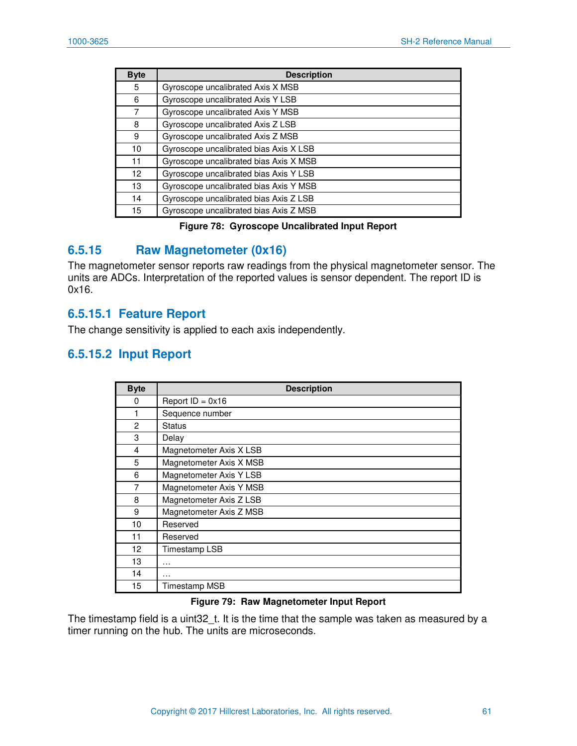| Byte | Description |
|---|---|
| 5 | Gyroscope uncalibrated Axis X MSB |
| 6 | Gyroscope uncalibrated Axis Y LSB |
| 7 | Gyroscope uncalibrated Axis Y MSB |
| 8 | Gyroscope uncalibrated Axis Z LSB |
| 9 | Gyroscope uncalibrated Axis Z MSB |
| 10 | Gyroscope uncalibrated bias Axis X LSB |
| 11 | Gyroscope uncalibrated bias Axis X MSB |
| 12 | Gyroscope uncalibrated bias Axis Y LSB |
| 13 | Gyroscope uncalibrated bias Axis Y MSB |
| 14 | Gyroscope uncalibrated bias Axis Z LSB |
| 15 | Gyroscope uncalibrated bias Axis Z MSB |

**Figure 78: Gyroscope Uncalibrated Input Report**

### 6.5.15 Raw Magnetometer (0x16)

The magnetometer sensor reports raw readings from the physical magnetometer sensor. The units are ADCs. Interpretation of the reported values is sensor dependent. The report ID is 0x16.

#### 6.5.15.1 Feature Report

The change sensitivity is applied to each axis independently.

#### 6.5.15.2 Input Report

| Byte | Description |
|---|---|
| 0 | Report ID = 0x16 |
| 1 | Sequence number |
| 2 | Status |
| 3 | Delay |
| 4 | Magnetometer Axis X LSB |
| 5 | Magnetometer Axis X MSB |
| 6 | Magnetometer Axis Y LSB |
| 7 | Magnetometer Axis Y MSB |
| 8 | Magnetometer Axis Z LSB |
| 9 | Magnetometer Axis Z MSB |
| 10 | Reserved |
| 11 | Reserved |
| 12 | Timestamp LSB |
| 13 | … |
| 14 | … |
| 15 | Timestamp MSB |

**Figure 79: Raw Magnetometer Input Report**

The timestamp field is a uint32_t. It is the time that the sample was taken as measured by a timer running on the hub. The units are microseconds.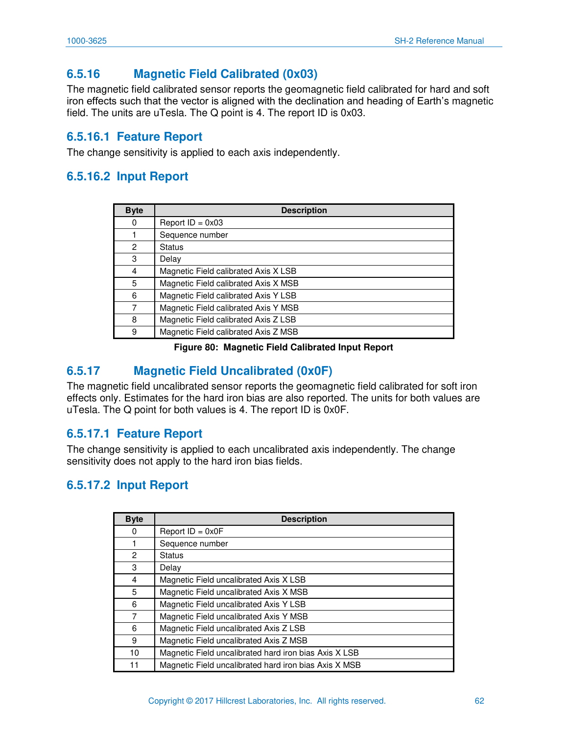### 6.5.16 Magnetic Field Calibrated (0x03)

The magnetic field calibrated sensor reports the geomagnetic field calibrated for hard and soft iron effects such that the vector is aligned with the declination and heading of Earth's magnetic field. The units are uTesla. The Q point is 4. The report ID is 0x03.

#### 6.5.16.1 Feature Report

The change sensitivity is applied to each axis independently.

#### 6.5.16.2 Input Report

| Byte | Description |
|---|---|
| 0 | Report ID = 0x03 |
| 1 | Sequence number |
| 2 | Status |
| 3 | Delay |
| 4 | Magnetic Field calibrated Axis X LSB |
| 5 | Magnetic Field calibrated Axis X MSB |
| 6 | Magnetic Field calibrated Axis Y LSB |
| 7 | Magnetic Field calibrated Axis Y MSB |
| 8 | Magnetic Field calibrated Axis Z LSB |
| 9 | Magnetic Field calibrated Axis Z MSB |

**Figure 80: Magnetic Field Calibrated Input Report**

### 6.5.17 Magnetic Field Uncalibrated (0x0F)

The magnetic field uncalibrated sensor reports the geomagnetic field calibrated for soft iron effects only. Estimates for the hard iron bias are also reported. The units for both values are uTesla. The Q point for both values is 4. The report ID is 0x0F.

#### 6.5.17.1 Feature Report

The change sensitivity is applied to each uncalibrated axis independently. The change sensitivity does not apply to the hard iron bias fields.

#### 6.5.17.2 Input Report

| Byte | Description |
|---|---|
| 0 | Report ID = 0x0F |
| 1 | Sequence number |
| 2 | Status |
| 3 | Delay |
| 4 | Magnetic Field uncalibrated Axis X LSB |
| 5 | Magnetic Field uncalibrated Axis X MSB |
| 6 | Magnetic Field uncalibrated Axis Y LSB |
| 7 | Magnetic Field uncalibrated Axis Y MSB |
| 6 | Magnetic Field uncalibrated Axis Z LSB |
| 9 | Magnetic Field uncalibrated Axis Z MSB |
| 10 | Magnetic Field uncalibrated hard iron bias Axis X LSB |
| 11 | Magnetic Field uncalibrated hard iron bias Axis X MSB |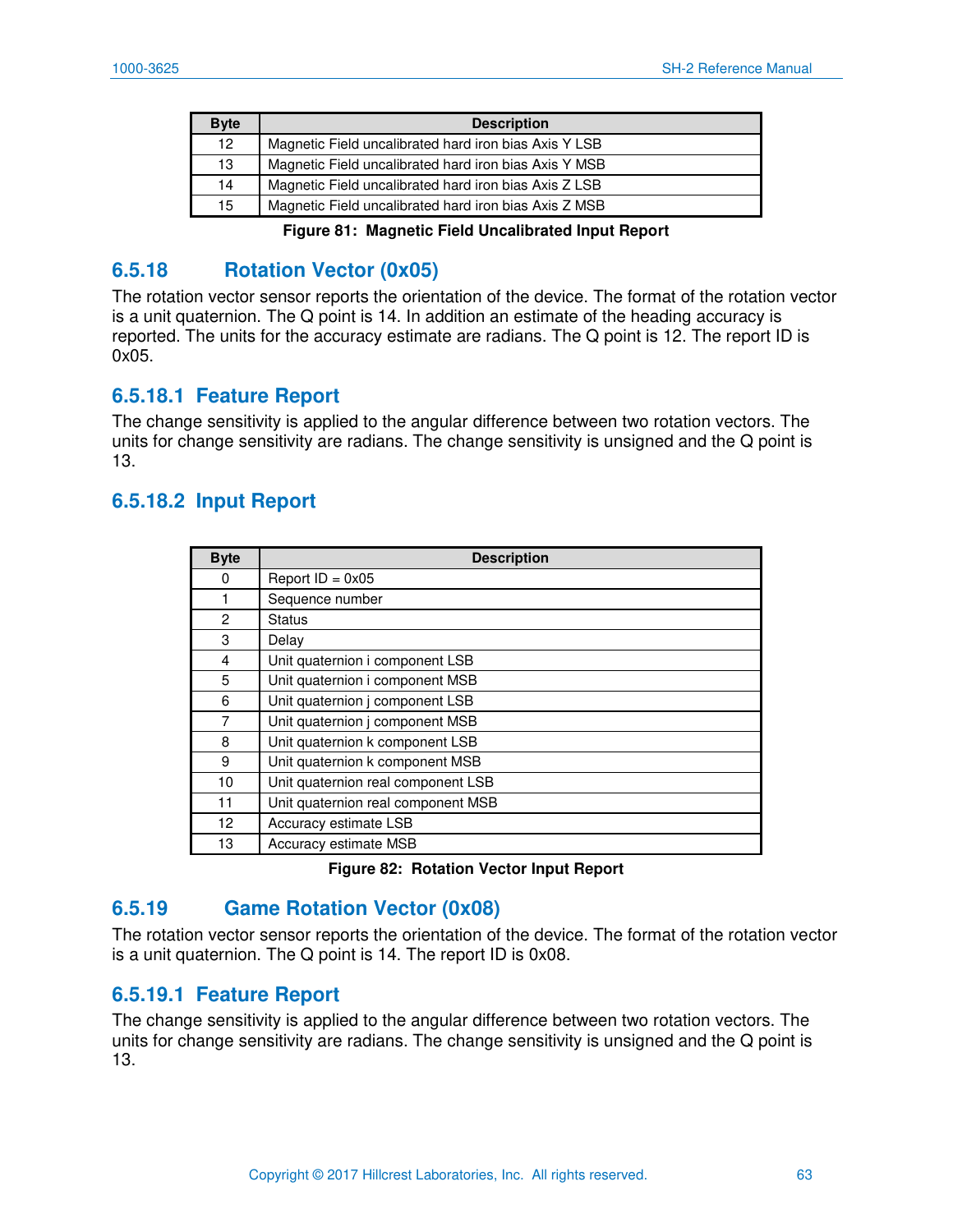| Byte | Description |
|---|---|
| 12 | Magnetic Field uncalibrated hard iron bias Axis Y LSB |
| 13 | Magnetic Field uncalibrated hard iron bias Axis Y MSB |
| 14 | Magnetic Field uncalibrated hard iron bias Axis Z LSB |
| 15 | Magnetic Field uncalibrated hard iron bias Axis Z MSB |

**Figure 81: Magnetic Field Uncalibrated Input Report**

### 6.5.18 Rotation Vector (0x05)

The rotation vector sensor reports the orientation of the device. The format of the rotation vector is a unit quaternion. The Q point is 14. In addition an estimate of the heading accuracy is reported. The units for the accuracy estimate are radians. The Q point is 12. The report ID is 0x05.

#### 6.5.18.1 Feature Report

The change sensitivity is applied to the angular difference between two rotation vectors. The units for change sensitivity are radians. The change sensitivity is unsigned and the Q point is 13.

#### 6.5.18.2 Input Report

| Byte | Description |
|---|---|
| 0 | Report ID = 0x05 |
| 1 | Sequence number |
| 2 | Status |
| 3 | Delay |
| 4 | Unit quaternion i component LSB |
| 5 | Unit quaternion i component MSB |
| 6 | Unit quaternion j component LSB |
| 7 | Unit quaternion j component MSB |
| 8 | Unit quaternion k component LSB |
| 9 | Unit quaternion k component MSB |
| 10 | Unit quaternion real component LSB |
| 11 | Unit quaternion real component MSB |
| 12 | Accuracy estimate LSB |
| 13 | Accuracy estimate MSB |

**Figure 82: Rotation Vector Input Report**

### 6.5.19 Game Rotation Vector (0x08)

The rotation vector sensor reports the orientation of the device. The format of the rotation vector is a unit quaternion. The Q point is 14. The report ID is 0x08.

#### 6.5.19.1 Feature Report

The change sensitivity is applied to the angular difference between two rotation vectors. The units for change sensitivity are radians. The change sensitivity is unsigned and the Q point is 13.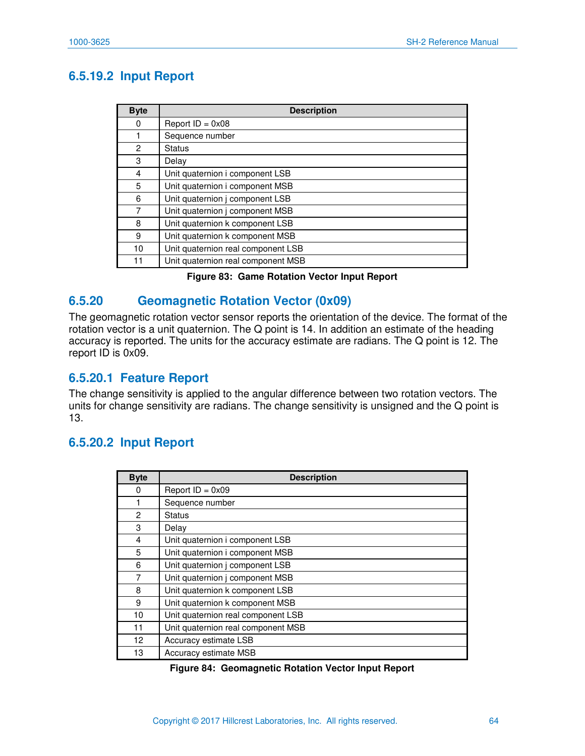#### 6.5.19.2 Input Report

| Byte | Description |
|---|---|
| 0 | Report ID = 0x08 |
| 1 | Sequence number |
| 2 | Status |
| 3 | Delay |
| 4 | Unit quaternion i component LSB |
| 5 | Unit quaternion i component MSB |
| 6 | Unit quaternion j component LSB |
| 7 | Unit quaternion j component MSB |
| 8 | Unit quaternion k component LSB |
| 9 | Unit quaternion k component MSB |
| 10 | Unit quaternion real component LSB |
| 11 | Unit quaternion real component MSB |

**Figure 83: Game Rotation Vector Input Report**

### 6.5.20 Geomagnetic Rotation Vector (0x09)

The geomagnetic rotation vector sensor reports the orientation of the device. The format of the rotation vector is a unit quaternion. The Q point is 14. In addition an estimate of the heading accuracy is reported. The units for the accuracy estimate are radians. The Q point is 12. The report ID is 0x09.

#### 6.5.20.1 Feature Report

The change sensitivity is applied to the angular difference between two rotation vectors. The units for change sensitivity are radians. The change sensitivity is unsigned and the Q point is 13.

#### 6.5.20.2 Input Report

| Byte | Description |
|---|---|
| 0 | Report ID = 0x09 |
| 1 | Sequence number |
| 2 | Status |
| 3 | Delay |
| 4 | Unit quaternion i component LSB |
| 5 | Unit quaternion i component MSB |
| 6 | Unit quaternion j component LSB |
| 7 | Unit quaternion j component MSB |
| 8 | Unit quaternion k component LSB |
| 9 | Unit quaternion k component MSB |
| 10 | Unit quaternion real component LSB |
| 11 | Unit quaternion real component MSB |
| 12 | Accuracy estimate LSB |
| 13 | Accuracy estimate MSB |

**Figure 84: Geomagnetic Rotation Vector Input Report**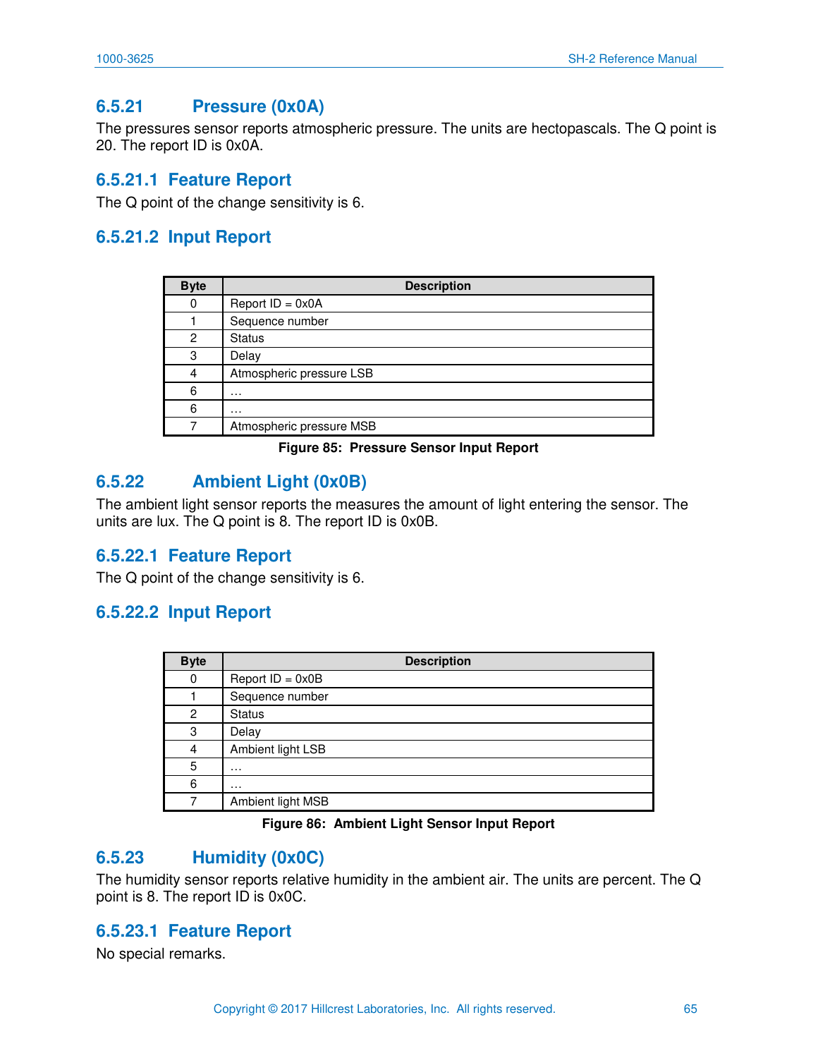## 6.5.21 Pressure (0x0A)

The pressures sensor reports atmospheric pressure. The units are hectopascals. The Q point is 20. The report ID is 0x0A.

### 6.5.21.1 Feature Report

The Q point of the change sensitivity is 6.

### 6.5.21.2 Input Report

| Byte | Description |
|---|---|
| 0 | Report ID = 0x0A |
| 1 | Sequence number |
| 2 | Status |
| 3 | Delay |
| 4 | Atmospheric pressure LSB |
| 6 | … |
| 6 | … |
| 7 | Atmospheric pressure MSB |

**Figure 85: Pressure Sensor Input Report**

## 6.5.22 Ambient Light (0x0B)

The ambient light sensor reports the measures the amount of light entering the sensor. The units are lux. The Q point is 8. The report ID is 0x0B.

### 6.5.22.1 Feature Report

The Q point of the change sensitivity is 6.

### 6.5.22.2 Input Report

| Byte | Description |
|---|---|
| 0 | Report ID = 0x0B |
| 1 | Sequence number |
| 2 | Status |
| 3 | Delay |
| 4 | Ambient light LSB |
| 5 | … |
| 6 | … |
| 7 | Ambient light MSB |

**Figure 86: Ambient Light Sensor Input Report**

## 6.5.23 Humidity (0x0C)

The humidity sensor reports relative humidity in the ambient air. The units are percent. The Q point is 8. The report ID is 0x0C.

### 6.5.23.1 Feature Report

No special remarks.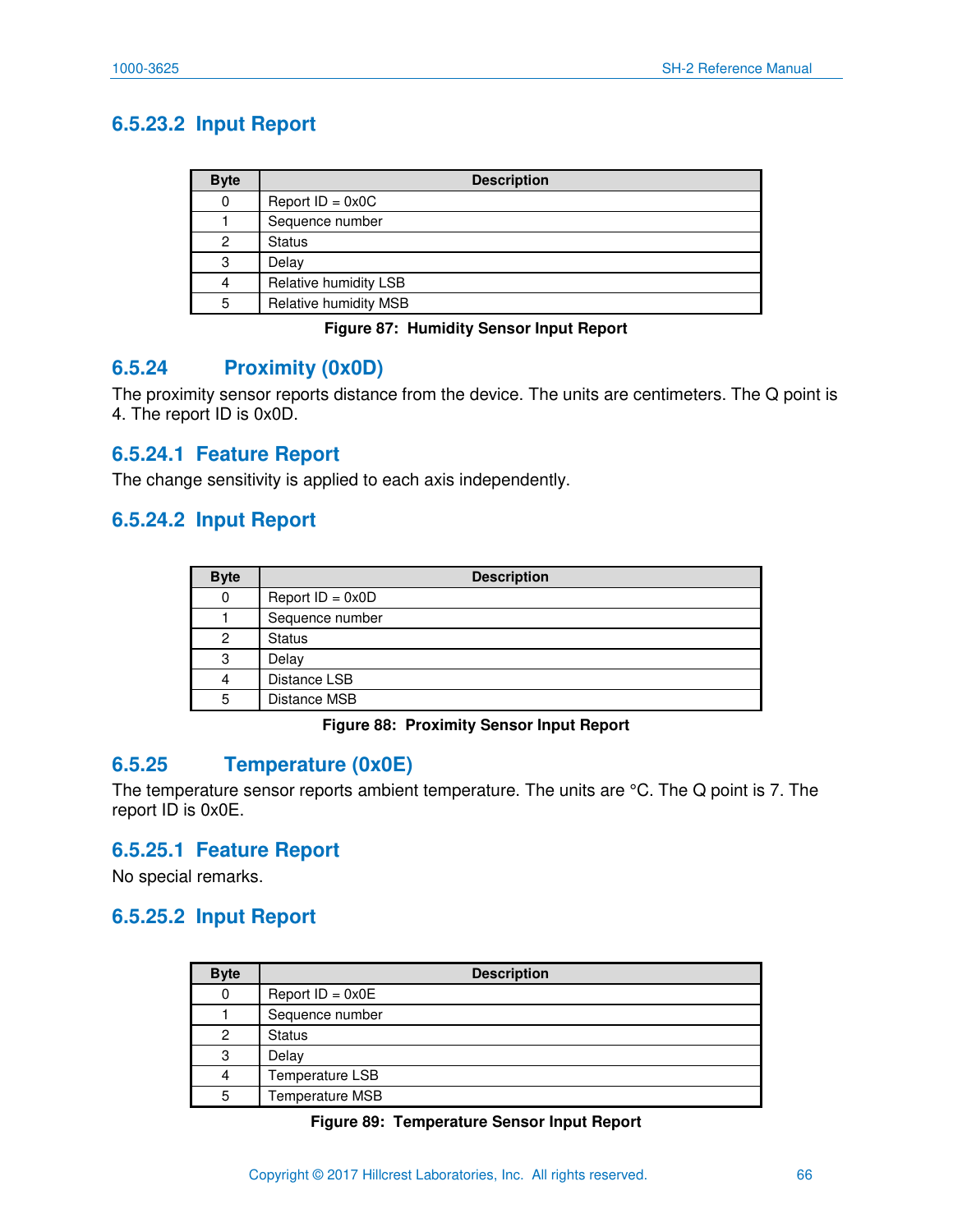#### 6.5.23.2 Input Report

| Byte | Description |
|---|---|
| 0 | Report ID = 0x0C |
| 1 | Sequence number |
| 2 | Status |
| 3 | Delay |
| 4 | Relative humidity LSB |
| 5 | Relative humidity MSB |

**Figure 87: Humidity Sensor Input Report**

### 6.5.24 Proximity (0x0D)

The proximity sensor reports distance from the device. The units are centimeters. The Q point is 4. The report ID is 0x0D.

#### 6.5.24.1 Feature Report

The change sensitivity is applied to each axis independently.

#### 6.5.24.2 Input Report

| Byte | Description |
|---|---|
| 0 | Report ID = 0x0D |
| 1 | Sequence number |
| 2 | Status |
| 3 | Delay |
| 4 | Distance LSB |
| 5 | Distance MSB |

**Figure 88: Proximity Sensor Input Report**

### 6.5.25 Temperature (0x0E)

The temperature sensor reports ambient temperature. The units are °C. The Q point is 7. The report ID is 0x0E.

#### 6.5.25.1 Feature Report

No special remarks.

#### 6.5.25.2 Input Report

| Byte | Description |
|---|---|
| 0 | Report ID = 0x0E |
| 1 | Sequence number |
| 2 | Status |
| 3 | Delay |
| 4 | Temperature LSB |
| 5 | Temperature MSB |

**Figure 89: Temperature Sensor Input Report**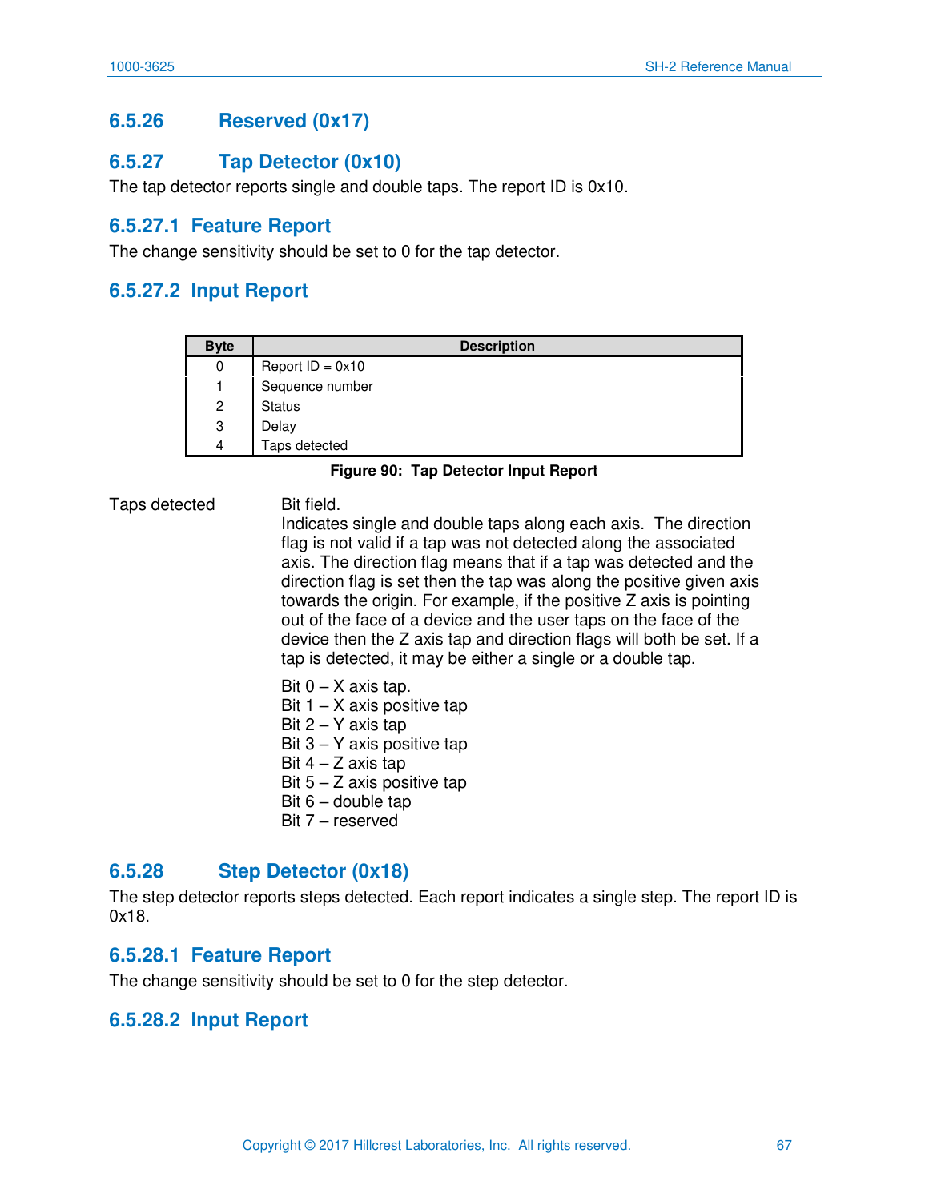### 6.5.26 Reserved (0x17)

### 6.5.27 Tap Detector (0x10)

The tap detector reports single and double taps. The report ID is 0x10.

#### 6.5.27.1 Feature Report

The change sensitivity should be set to 0 for the tap detector.

#### 6.5.27.2 Input Report

| Byte | Description |
|---|---|
| 0 | Report ID = 0x10 |
| 1 | Sequence number |
| 2 | Status |
| 3 | Delay |
| 4 | Taps detected |

**Figure 90: Tap Detector Input Report**

Taps detected

Bit field.
Indicates single and double taps along each axis. The direction flag is not valid if a tap was not detected along the associated axis. The direction flag means that if a tap was detected and the direction flag is set then the tap was along the positive given axis towards the origin. For example, if the positive Z axis is pointing out of the face of a device and the user taps on the face of the device then the Z axis tap and direction flags will both be set. If a tap is detected, it may be either a single or a double tap.

Bit 0 – X axis tap.
Bit 1 – X axis positive tap
Bit 2 – Y axis tap
Bit 3 – Y axis positive tap
Bit 4 – Z axis tap
Bit 5 – Z axis positive tap
Bit 6 – double tap
Bit 7 – reserved

### 6.5.28 Step Detector (0x18)

The step detector reports steps detected. Each report indicates a single step. The report ID is 0x18.

#### 6.5.28.1 Feature Report

The change sensitivity should be set to 0 for the step detector.

#### 6.5.28.2 Input Report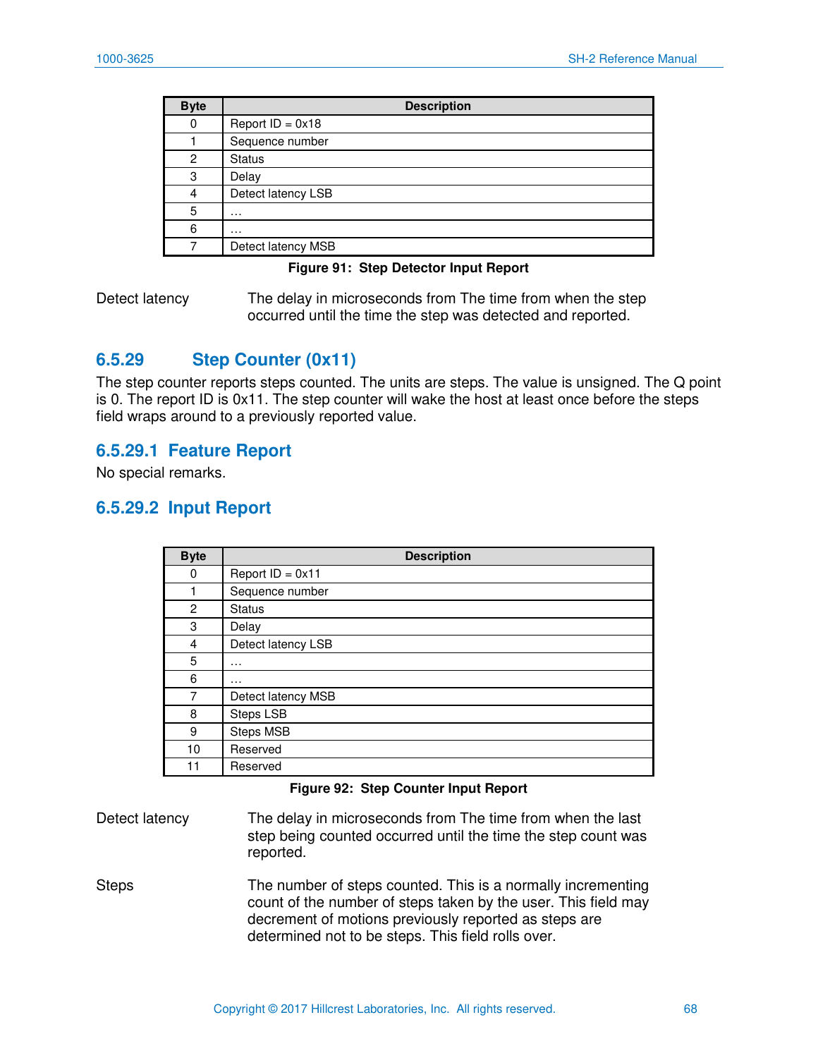| Byte | Description |
|---|---|
| 0 | Report ID = 0x18 |
| 1 | Sequence number |
| 2 | Status |
| 3 | Delay |
| 4 | Detect latency LSB |
| 5 | … |
| 6 | … |
| 7 | Detect latency MSB |

**Figure 91: Step Detector Input Report**

Detect latency — The delay in microseconds from The time from when the step occurred until the time the step was detected and reported.

## 6.5.29 Step Counter (0x11)

The step counter reports steps counted. The units are steps. The value is unsigned. The Q point is 0. The report ID is 0x11. The step counter will wake the host at least once before the steps field wraps around to a previously reported value.

### 6.5.29.1 Feature Report

No special remarks.

### 6.5.29.2 Input Report

| Byte | Description |
|---|---|
| 0 | Report ID = 0x11 |
| 1 | Sequence number |
| 2 | Status |
| 3 | Delay |
| 4 | Detect latency LSB |
| 5 | … |
| 6 | … |
| 7 | Detect latency MSB |
| 8 | Steps LSB |
| 9 | Steps MSB |
| 10 | Reserved |
| 11 | Reserved |

**Figure 92: Step Counter Input Report**

Detect latency — The delay in microseconds from The time from when the last step being counted occurred until the time the step count was reported.

Steps — The number of steps counted. This is a normally incrementing count of the number of steps taken by the user. This field may decrement of motions previously reported as steps are determined not to be steps. This field rolls over.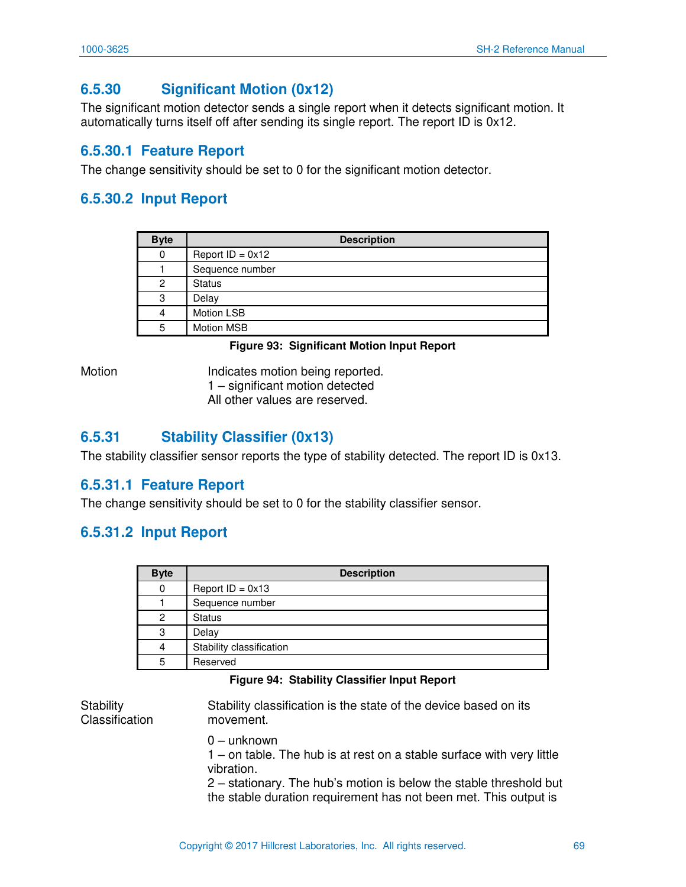### 6.5.30 Significant Motion (0x12)

The significant motion detector sends a single report when it detects significant motion. It automatically turns itself off after sending its single report. The report ID is 0x12.

#### 6.5.30.1 Feature Report

The change sensitivity should be set to 0 for the significant motion detector.

#### 6.5.30.2 Input Report

| Byte | Description |
|---|---|
| 0 | Report ID = 0x12 |
| 1 | Sequence number |
| 2 | Status |
| 3 | Delay |
| 4 | Motion LSB |
| 5 | Motion MSB |

**Figure 93: Significant Motion Input Report**

Motion — Indicates motion being reported.
1 – significant motion detected
All other values are reserved.

### 6.5.31 Stability Classifier (0x13)

The stability classifier sensor reports the type of stability detected. The report ID is 0x13.

#### 6.5.31.1 Feature Report

The change sensitivity should be set to 0 for the stability classifier sensor.

#### 6.5.31.2 Input Report

| Byte | Description |
|---|---|
| 0 | Report ID = 0x13 |
| 1 | Sequence number |
| 2 | Status |
| 3 | Delay |
| 4 | Stability classification |
| 5 | Reserved |

**Figure 94: Stability Classifier Input Report**

Stability Classification — Stability classification is the state of the device based on its movement.

0 – unknown
1 – on table. The hub is at rest on a stable surface with very little vibration.
2 – stationary. The hub's motion is below the stable threshold but the stable duration requirement has not been met. This output is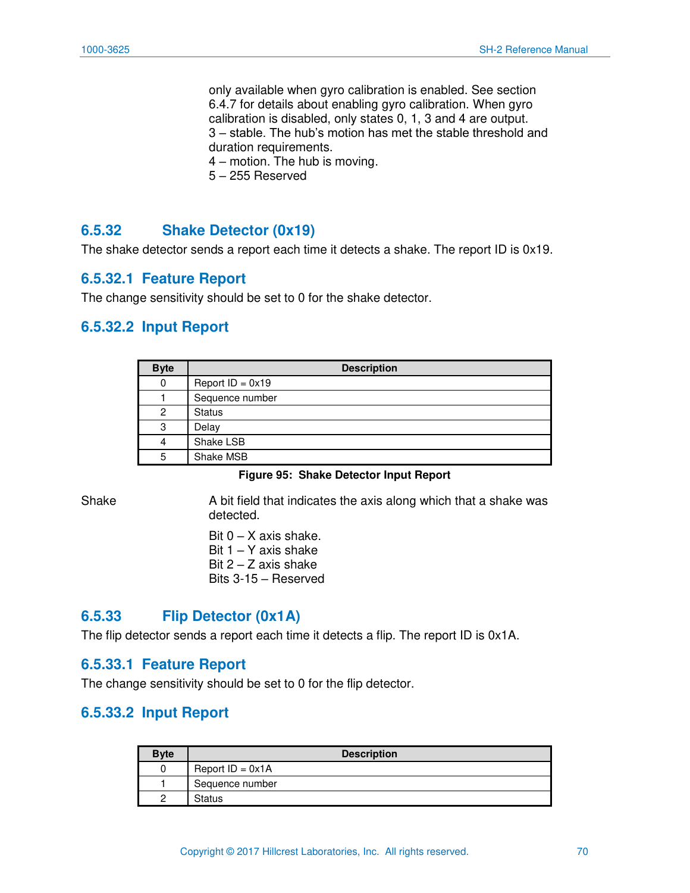only available when gyro calibration is enabled. See section 6.4.7 for details about enabling gyro calibration. When gyro calibration is disabled, only states 0, 1, 3 and 4 are output.
3 – stable. The hub's motion has met the stable threshold and duration requirements.
4 – motion. The hub is moving.
5 – 255 Reserved

### 6.5.32 Shake Detector (0x19)

The shake detector sends a report each time it detects a shake. The report ID is 0x19.

#### 6.5.32.1 Feature Report

The change sensitivity should be set to 0 for the shake detector.

#### 6.5.32.2 Input Report

| Byte | Description |
|---|---|
| 0 | Report ID = 0x19 |
| 1 | Sequence number |
| 2 | Status |
| 3 | Delay |
| 4 | Shake LSB |
| 5 | Shake MSB |

**Figure 95: Shake Detector Input Report**

Shake — A bit field that indicates the axis along which that a shake was detected.

Bit 0 – X axis shake.
Bit 1 – Y axis shake
Bit 2 – Z axis shake
Bits 3-15 – Reserved

### 6.5.33 Flip Detector (0x1A)

The flip detector sends a report each time it detects a flip. The report ID is 0x1A.

#### 6.5.33.1 Feature Report

The change sensitivity should be set to 0 for the flip detector.

#### 6.5.33.2 Input Report

| Byte | Description |
|---|---|
| 0 | Report ID = 0x1A |
| 1 | Sequence number |
| 2 | Status |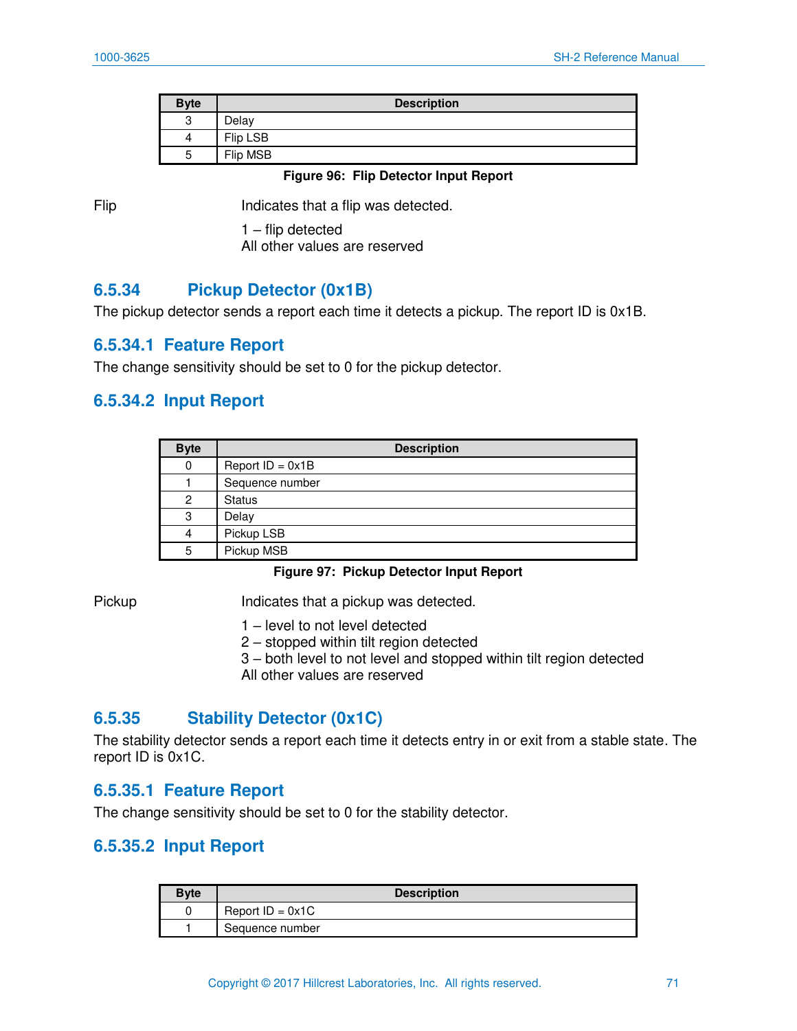| Byte | Description |
|---|---|
| 3 | Delay |
| 4 | Flip LSB |
| 5 | Flip MSB |

**Figure 96: Flip Detector Input Report**

Flip — Indicates that a flip was detected.

1 – flip detected
All other values are reserved

## 6.5.34 Pickup Detector (0x1B)

The pickup detector sends a report each time it detects a pickup. The report ID is 0x1B.

### 6.5.34.1 Feature Report

The change sensitivity should be set to 0 for the pickup detector.

### 6.5.34.2 Input Report

| Byte | Description |
|---|---|
| 0 | Report ID = 0x1B |
| 1 | Sequence number |
| 2 | Status |
| 3 | Delay |
| 4 | Pickup LSB |
| 5 | Pickup MSB |

**Figure 97: Pickup Detector Input Report**

Pickup — Indicates that a pickup was detected.

1 – level to not level detected
2 – stopped within tilt region detected
3 – both level to not level and stopped within tilt region detected
All other values are reserved

## 6.5.35 Stability Detector (0x1C)

The stability detector sends a report each time it detects entry in or exit from a stable state. The report ID is 0x1C.

### 6.5.35.1 Feature Report

The change sensitivity should be set to 0 for the stability detector.

### 6.5.35.2 Input Report

| Byte | Description |
|---|---|
| 0 | Report ID = 0x1C |
| 1 | Sequence number |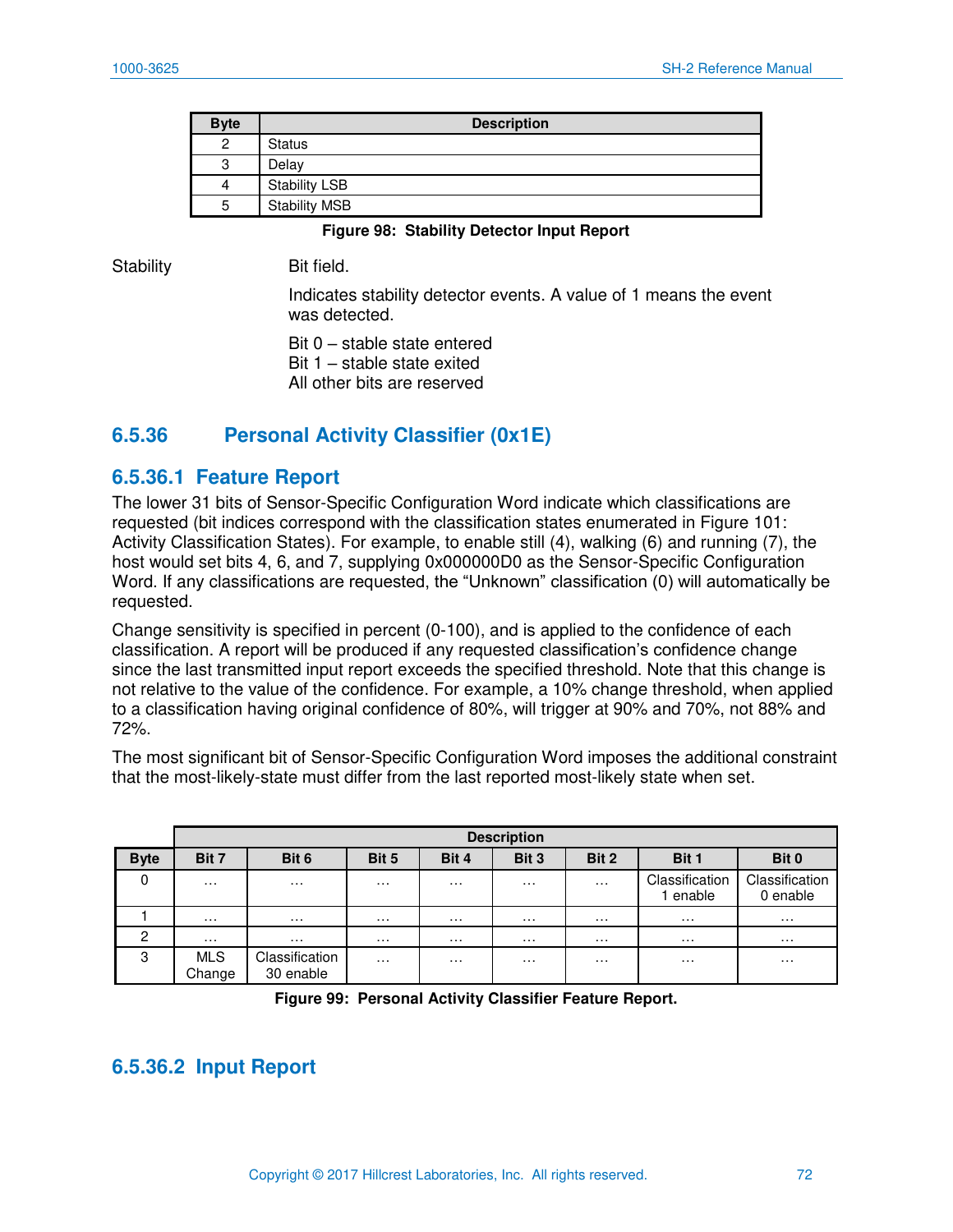| Byte | Description |
|---|---|
| 2 | Status |
| 3 | Delay |
| 4 | Stability LSB |
| 5 | Stability MSB |

**Figure 98: Stability Detector Input Report**

Stability    Bit field.

Indicates stability detector events. A value of 1 means the event was detected.

Bit 0 – stable state entered
Bit 1 – stable state exited
All other bits are reserved

## 6.5.36 Personal Activity Classifier (0x1E)

### 6.5.36.1 Feature Report

The lower 31 bits of Sensor-Specific Configuration Word indicate which classifications are requested (bit indices correspond with the classification states enumerated in Figure 101: Activity Classification States). For example, to enable still (4), walking (6) and running (7), the host would set bits 4, 6, and 7, supplying 0x000000D0 as the Sensor-Specific Configuration Word. If any classifications are requested, the "Unknown" classification (0) will automatically be requested.

Change sensitivity is specified in percent (0-100), and is applied to the confidence of each classification. A report will be produced if any requested classification's confidence change since the last transmitted input report exceeds the specified threshold. Note that this change is not relative to the value of the confidence. For example, a 10% change threshold, when applied to a classification having original confidence of 80%, will trigger at 90% and 70%, not 88% and 72%.

The most significant bit of Sensor-Specific Configuration Word imposes the additional constraint that the most-likely-state must differ from the last reported most-likely state when set.

| | Description | | | | | | | |
|---|---|---|---|---|---|---|---|---|
| **Byte** | **Bit 7** | **Bit 6** | **Bit 5** | **Bit 4** | **Bit 3** | **Bit 2** | **Bit 1** | **Bit 0** |
| 0 | … | … | … | … | … | … | Classification 1 enable | Classification 0 enable |
| 1 | … | … | … | … | … | … | … | … |
| 2 | … | … | … | … | … | … | … | … |
| 3 | MLS Change | Classification 30 enable | … | … | … | … | … | … |

**Figure 99: Personal Activity Classifier Feature Report.**

### 6.5.36.2 Input Report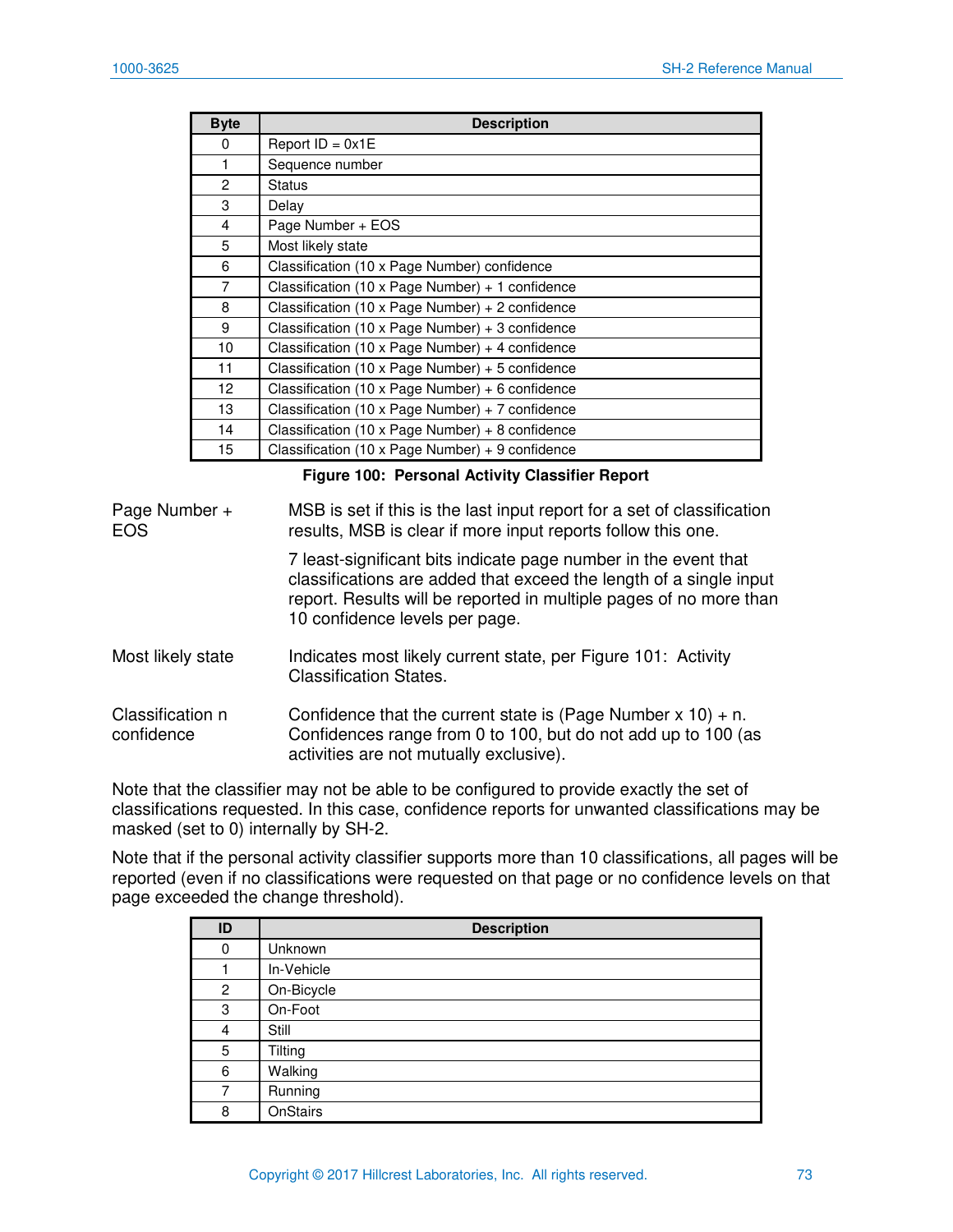| Byte | Description |
|---|---|
| 0 | Report ID = 0x1E |
| 1 | Sequence number |
| 2 | Status |
| 3 | Delay |
| 4 | Page Number + EOS |
| 5 | Most likely state |
| 6 | Classification (10 x Page Number) confidence |
| 7 | Classification (10 x Page Number) + 1 confidence |
| 8 | Classification (10 x Page Number) + 2 confidence |
| 9 | Classification (10 x Page Number) + 3 confidence |
| 10 | Classification (10 x Page Number) + 4 confidence |
| 11 | Classification (10 x Page Number) + 5 confidence |
| 12 | Classification (10 x Page Number) + 6 confidence |
| 13 | Classification (10 x Page Number) + 7 confidence |
| 14 | Classification (10 x Page Number) + 8 confidence |
| 15 | Classification (10 x Page Number) + 9 confidence |

**Figure 100: Personal Activity Classifier Report**

**Page Number + EOS**: MSB is set if this is the last input report for a set of classification results, MSB is clear if more input reports follow this one.

7 least-significant bits indicate page number in the event that classifications are added that exceed the length of a single input report. Results will be reported in multiple pages of no more than 10 confidence levels per page.

**Most likely state**: Indicates most likely current state, per Figure 101: Activity Classification States.

**Classification n confidence**: Confidence that the current state is (Page Number x 10) + n. Confidences range from 0 to 100, but do not add up to 100 (as activities are not mutually exclusive).

Note that the classifier may not be able to be configured to provide exactly the set of classifications requested. In this case, confidence reports for unwanted classifications may be masked (set to 0) internally by SH-2.

Note that if the personal activity classifier supports more than 10 classifications, all pages will be reported (even if no classifications were requested on that page or no confidence levels on that page exceeded the change threshold).

| ID | Description |
|---|---|
| 0 | Unknown |
| 1 | In-Vehicle |
| 2 | On-Bicycle |
| 3 | On-Foot |
| 4 | Still |
| 5 | Tilting |
| 6 | Walking |
| 7 | Running |
| 8 | OnStairs |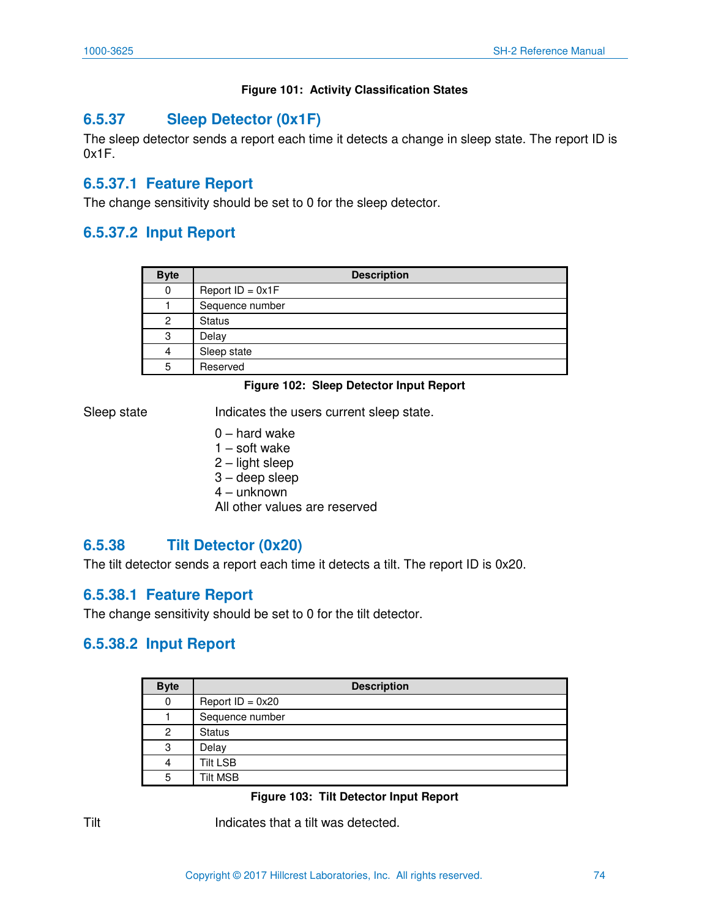**Figure 101: Activity Classification States**

### 6.5.37 Sleep Detector (0x1F)

The sleep detector sends a report each time it detects a change in sleep state. The report ID is 0x1F.

#### 6.5.37.1 Feature Report

The change sensitivity should be set to 0 for the sleep detector.

#### 6.5.37.2 Input Report

| Byte | Description |
|---|---|
| 0 | Report ID = 0x1F |
| 1 | Sequence number |
| 2 | Status |
| 3 | Delay |
| 4 | Sleep state |
| 5 | Reserved |

**Figure 102: Sleep Detector Input Report**

Sleep state — Indicates the users current sleep state.

0 – hard wake
1 – soft wake
2 – light sleep
3 – deep sleep
4 – unknown
All other values are reserved

### 6.5.38 Tilt Detector (0x20)

The tilt detector sends a report each time it detects a tilt. The report ID is 0x20.

#### 6.5.38.1 Feature Report

The change sensitivity should be set to 0 for the tilt detector.

#### 6.5.38.2 Input Report

| Byte | Description |
|---|---|
| 0 | Report ID = 0x20 |
| 1 | Sequence number |
| 2 | Status |
| 3 | Delay |
| 4 | Tilt LSB |
| 5 | Tilt MSB |

**Figure 103: Tilt Detector Input Report**

Tilt — Indicates that a tilt was detected.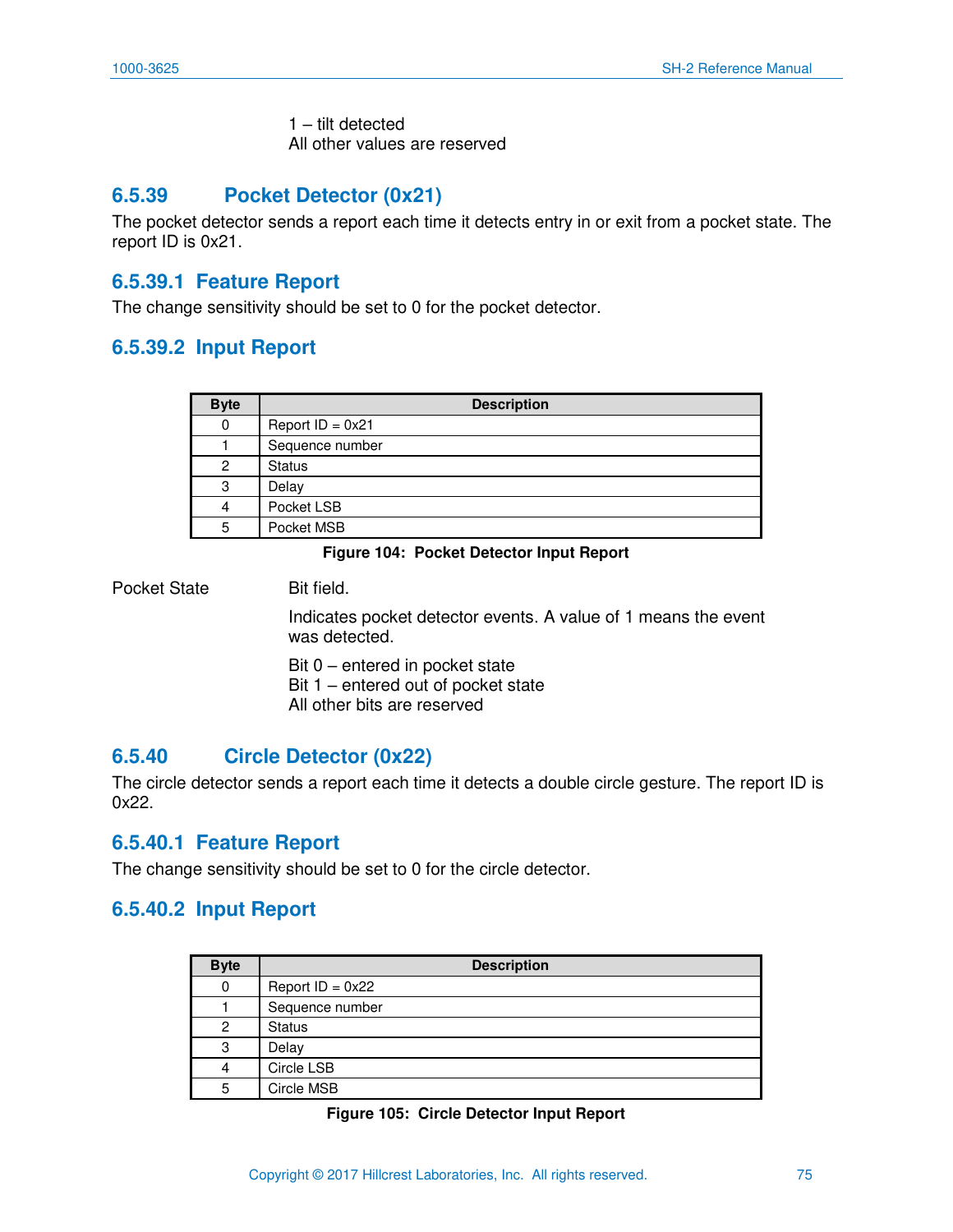1 – tilt detected
All other values are reserved

### 6.5.39 Pocket Detector (0x21)

The pocket detector sends a report each time it detects entry in or exit from a pocket state. The report ID is 0x21.

#### 6.5.39.1 Feature Report

The change sensitivity should be set to 0 for the pocket detector.

#### 6.5.39.2 Input Report

| Byte | Description |
|---|---|
| 0 | Report ID = 0x21 |
| 1 | Sequence number |
| 2 | Status |
| 3 | Delay |
| 4 | Pocket LSB |
| 5 | Pocket MSB |

**Figure 104: Pocket Detector Input Report**

Pocket State — Bit field.

Indicates pocket detector events. A value of 1 means the event was detected.

Bit 0 – entered in pocket state
Bit 1 – entered out of pocket state
All other bits are reserved

### 6.5.40 Circle Detector (0x22)

The circle detector sends a report each time it detects a double circle gesture. The report ID is 0x22.

#### 6.5.40.1 Feature Report

The change sensitivity should be set to 0 for the circle detector.

#### 6.5.40.2 Input Report

| Byte | Description |
|---|---|
| 0 | Report ID = 0x22 |
| 1 | Sequence number |
| 2 | Status |
| 3 | Delay |
| 4 | Circle LSB |
| 5 | Circle MSB |

**Figure 105: Circle Detector Input Report**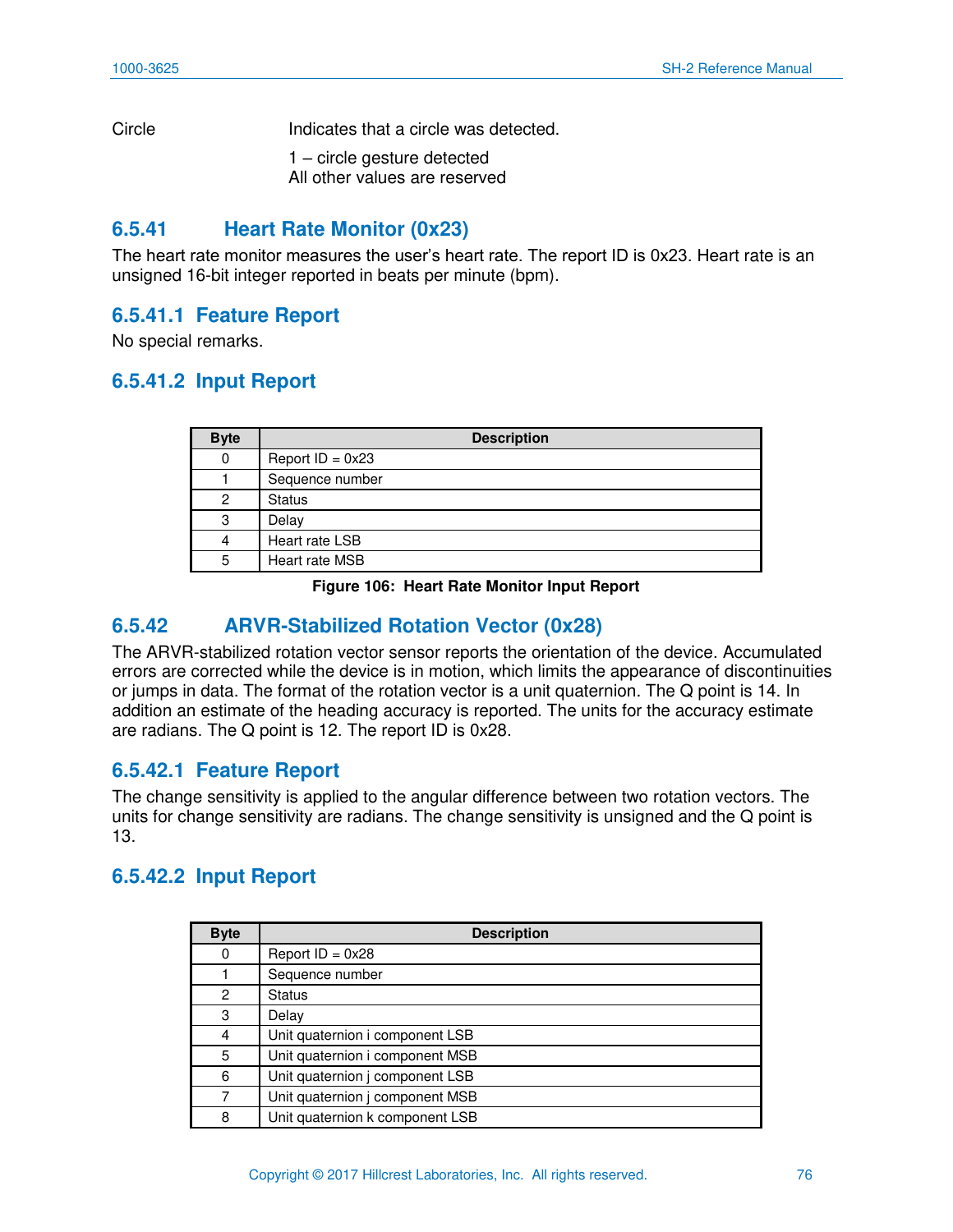| | |
|---|---|
| Circle | Indicates that a circle was detected.<br><br>1 – circle gesture detected<br>All other values are reserved |

### 6.5.41 Heart Rate Monitor (0x23)

The heart rate monitor measures the user's heart rate. The report ID is 0x23. Heart rate is an unsigned 16-bit integer reported in beats per minute (bpm).

#### 6.5.41.1 Feature Report

No special remarks.

#### 6.5.41.2 Input Report

| Byte | Description |
|---|---|
| 0 | Report ID = 0x23 |
| 1 | Sequence number |
| 2 | Status |
| 3 | Delay |
| 4 | Heart rate LSB |
| 5 | Heart rate MSB |

**Figure 106: Heart Rate Monitor Input Report**

### 6.5.42 ARVR-Stabilized Rotation Vector (0x28)

The ARVR-stabilized rotation vector sensor reports the orientation of the device. Accumulated errors are corrected while the device is in motion, which limits the appearance of discontinuities or jumps in data. The format of the rotation vector is a unit quaternion. The Q point is 14. In addition an estimate of the heading accuracy is reported. The units for the accuracy estimate are radians. The Q point is 12. The report ID is 0x28.

#### 6.5.42.1 Feature Report

The change sensitivity is applied to the angular difference between two rotation vectors. The units for change sensitivity are radians. The change sensitivity is unsigned and the Q point is 13.

#### 6.5.42.2 Input Report

| Byte | Description |
|---|---|
| 0 | Report ID = 0x28 |
| 1 | Sequence number |
| 2 | Status |
| 3 | Delay |
| 4 | Unit quaternion i component LSB |
| 5 | Unit quaternion i component MSB |
| 6 | Unit quaternion j component LSB |
| 7 | Unit quaternion j component MSB |
| 8 | Unit quaternion k component LSB |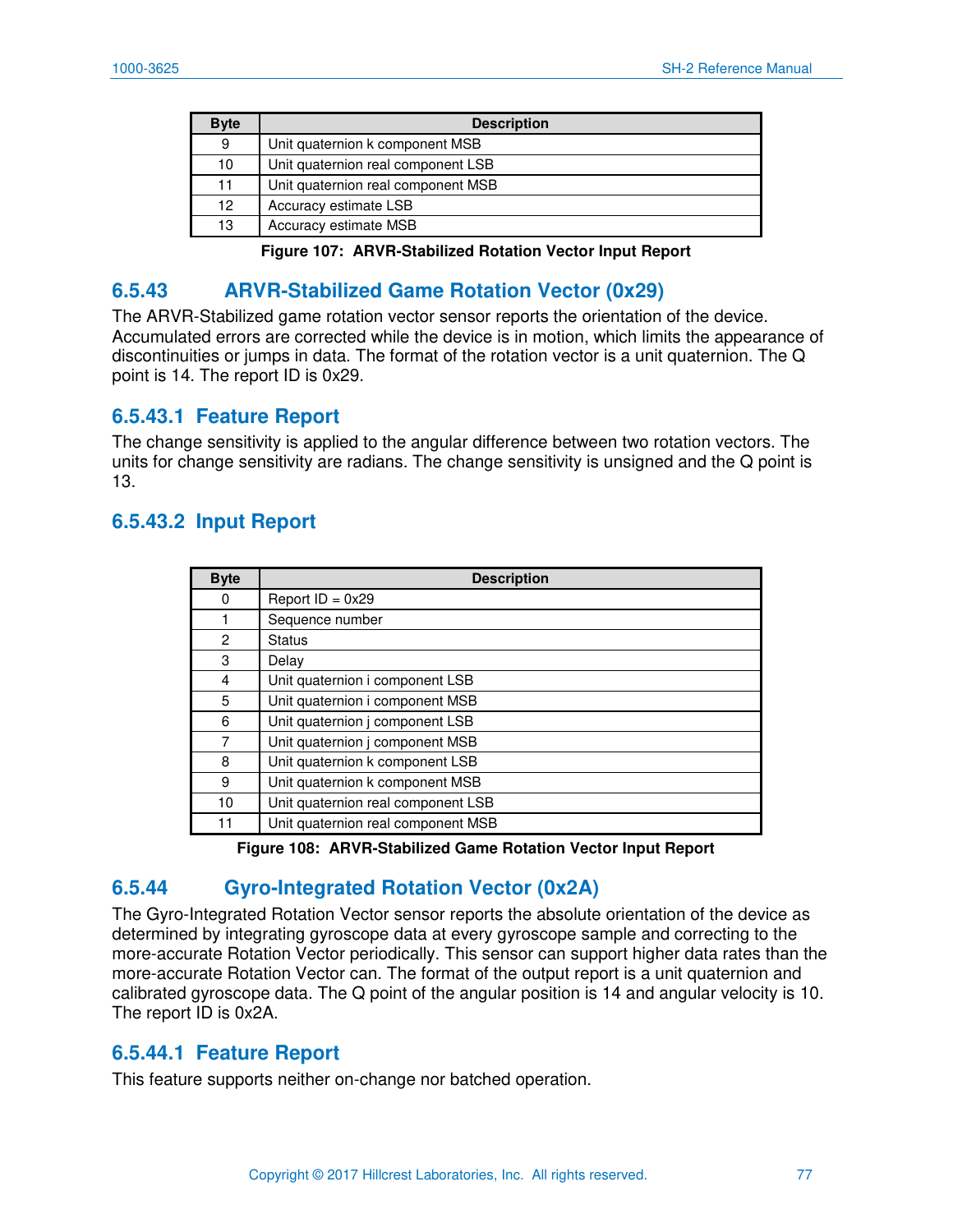| Byte | Description |
|---|---|
| 9 | Unit quaternion k component MSB |
| 10 | Unit quaternion real component LSB |
| 11 | Unit quaternion real component MSB |
| 12 | Accuracy estimate LSB |
| 13 | Accuracy estimate MSB |

**Figure 107: ARVR-Stabilized Rotation Vector Input Report**

## 6.5.43 ARVR-Stabilized Game Rotation Vector (0x29)

The ARVR-Stabilized game rotation vector sensor reports the orientation of the device. Accumulated errors are corrected while the device is in motion, which limits the appearance of discontinuities or jumps in data. The format of the rotation vector is a unit quaternion. The Q point is 14. The report ID is 0x29.

### 6.5.43.1 Feature Report

The change sensitivity is applied to the angular difference between two rotation vectors. The units for change sensitivity are radians. The change sensitivity is unsigned and the Q point is 13.

### 6.5.43.2 Input Report

| Byte | Description |
|---|---|
| 0 | Report ID = 0x29 |
| 1 | Sequence number |
| 2 | Status |
| 3 | Delay |
| 4 | Unit quaternion i component LSB |
| 5 | Unit quaternion i component MSB |
| 6 | Unit quaternion j component LSB |
| 7 | Unit quaternion j component MSB |
| 8 | Unit quaternion k component LSB |
| 9 | Unit quaternion k component MSB |
| 10 | Unit quaternion real component LSB |
| 11 | Unit quaternion real component MSB |

**Figure 108: ARVR-Stabilized Game Rotation Vector Input Report**

## 6.5.44 Gyro-Integrated Rotation Vector (0x2A)

The Gyro-Integrated Rotation Vector sensor reports the absolute orientation of the device as determined by integrating gyroscope data at every gyroscope sample and correcting to the more-accurate Rotation Vector periodically. This sensor can support higher data rates than the more-accurate Rotation Vector can. The format of the output report is a unit quaternion and calibrated gyroscope data. The Q point of the angular position is 14 and angular velocity is 10. The report ID is 0x2A.

### 6.5.44.1 Feature Report

This feature supports neither on-change nor batched operation.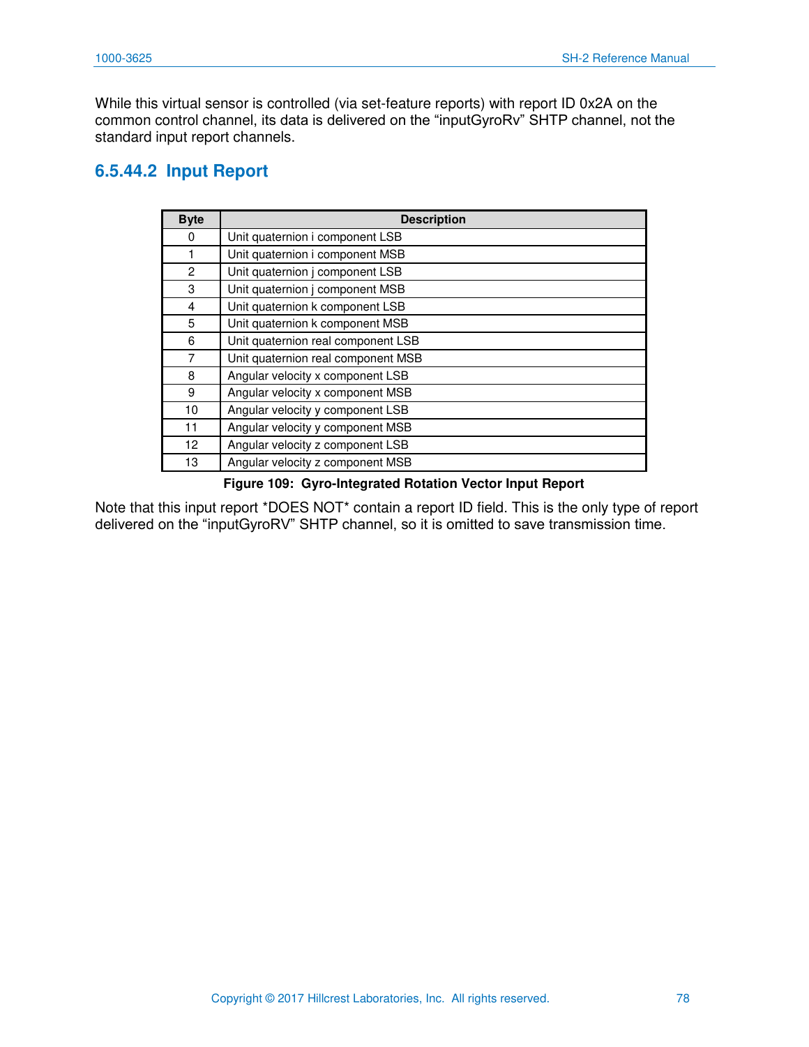While this virtual sensor is controlled (via set-feature reports) with report ID 0x2A on the common control channel, its data is delivered on the “inputGyroRv” SHTP channel, not the standard input report channels.

#### 6.5.44.2 Input Report

| Byte | Description |
| --- | --- |
| 0 | Unit quaternion i component LSB |
| 1 | Unit quaternion i component MSB |
| 2 | Unit quaternion j component LSB |
| 3 | Unit quaternion j component MSB |
| 4 | Unit quaternion k component LSB |
| 5 | Unit quaternion k component MSB |
| 6 | Unit quaternion real component LSB |
| 7 | Unit quaternion real component MSB |
| 8 | Angular velocity x component LSB |
| 9 | Angular velocity x component MSB |
| 10 | Angular velocity y component LSB |
| 11 | Angular velocity y component MSB |
| 12 | Angular velocity z component LSB |
| 13 | Angular velocity z component MSB |

**Figure 109: Gyro-Integrated Rotation Vector Input Report**

Note that this input report *DOES NOT* contain a report ID field. This is the only type of report delivered on the “inputGyroRV” SHTP channel, so it is omitted to save transmission time.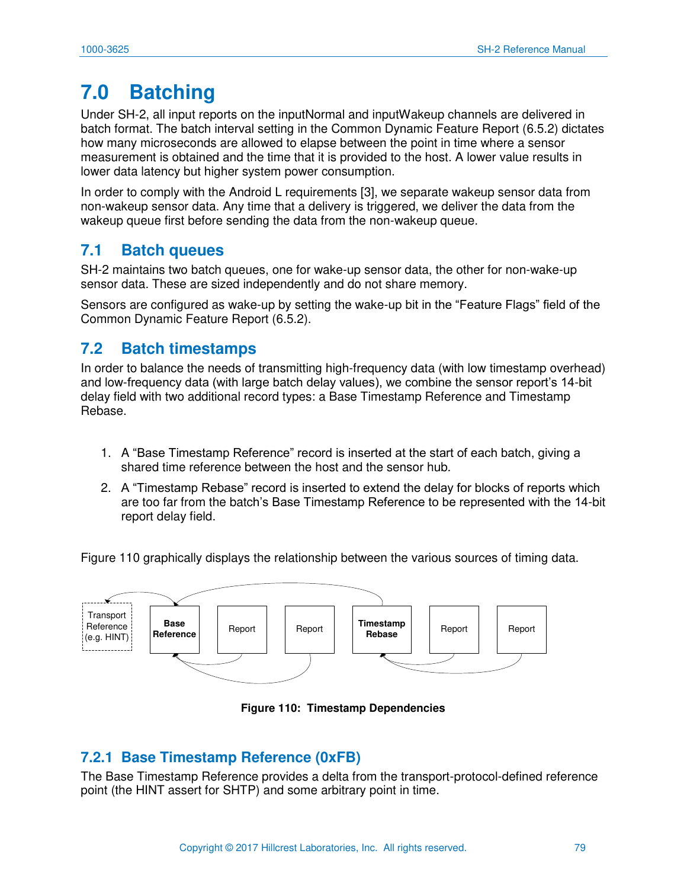# 7.0 Batching

Under SH-2, all input reports on the inputNormal and inputWakeup channels are delivered in batch format. The batch interval setting in the Common Dynamic Feature Report (6.5.2) dictates how many microseconds are allowed to elapse between the point in time where a sensor measurement is obtained and the time that it is provided to the host. A lower value results in lower data latency but higher system power consumption.

In order to comply with the Android L requirements [3], we separate wakeup sensor data from non-wakeup sensor data. Any time that a delivery is triggered, we deliver the data from the wakeup queue first before sending the data from the non-wakeup queue.

## 7.1 Batch queues

SH-2 maintains two batch queues, one for wake-up sensor data, the other for non-wake-up sensor data. These are sized independently and do not share memory.

Sensors are configured as wake-up by setting the wake-up bit in the "Feature Flags" field of the Common Dynamic Feature Report (6.5.2).

## 7.2 Batch timestamps

In order to balance the needs of transmitting high-frequency data (with low timestamp overhead) and low-frequency data (with large batch delay values), we combine the sensor report's 14-bit delay field with two additional record types: a Base Timestamp Reference and Timestamp Rebase.

1. A "Base Timestamp Reference" record is inserted at the start of each batch, giving a shared time reference between the host and the sensor hub.
2. A "Timestamp Rebase" record is inserted to extend the delay for blocks of reports which are too far from the batch's Base Timestamp Reference to be represented with the 14-bit report delay field.

Figure 110 graphically displays the relationship between the various sources of timing data.

Transport Reference (e.g. HINT) | **Base Reference** | Report | Report | **Timestamp Rebase** | Report | Report

**Figure 110: Timestamp Dependencies**

### 7.2.1 Base Timestamp Reference (0xFB)

The Base Timestamp Reference provides a delta from the transport-protocol-defined reference point (the HINT assert for SHTP) and some arbitrary point in time.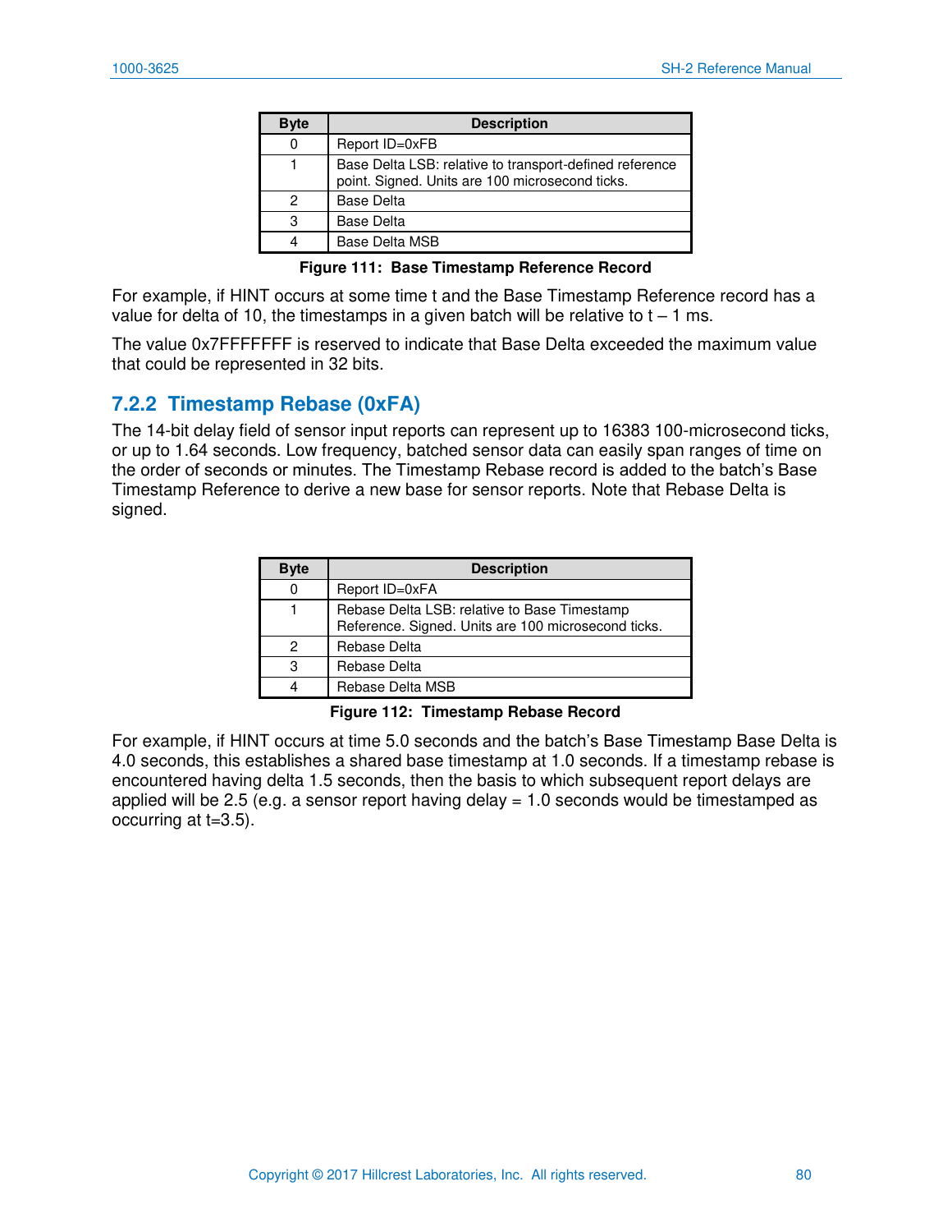| Byte | Description |
|---|---|
| 0 | Report ID=0xFB |
| 1 | Base Delta LSB: relative to transport-defined reference point. Signed. Units are 100 microsecond ticks. |
| 2 | Base Delta |
| 3 | Base Delta |
| 4 | Base Delta MSB |

**Figure 111: Base Timestamp Reference Record**

For example, if HINT occurs at some time t and the Base Timestamp Reference record has a value for delta of 10, the timestamps in a given batch will be relative to t – 1 ms.

The value 0x7FFFFFFF is reserved to indicate that Base Delta exceeded the maximum value that could be represented in 32 bits.

### 7.2.2 Timestamp Rebase (0xFA)

The 14-bit delay field of sensor input reports can represent up to 16383 100-microsecond ticks, or up to 1.64 seconds. Low frequency, batched sensor data can easily span ranges of time on the order of seconds or minutes. The Timestamp Rebase record is added to the batch's Base Timestamp Reference to derive a new base for sensor reports. Note that Rebase Delta is signed.

| Byte | Description |
|---|---|
| 0 | Report ID=0xFA |
| 1 | Rebase Delta LSB: relative to Base Timestamp Reference. Signed. Units are 100 microsecond ticks. |
| 2 | Rebase Delta |
| 3 | Rebase Delta |
| 4 | Rebase Delta MSB |

**Figure 112: Timestamp Rebase Record**

For example, if HINT occurs at time 5.0 seconds and the batch's Base Timestamp Base Delta is 4.0 seconds, this establishes a shared base timestamp at 1.0 seconds. If a timestamp rebase is encountered having delta 1.5 seconds, then the basis to which subsequent report delays are applied will be 2.5 (e.g. a sensor report having delay = 1.0 seconds would be timestamped as occurring at t=3.5).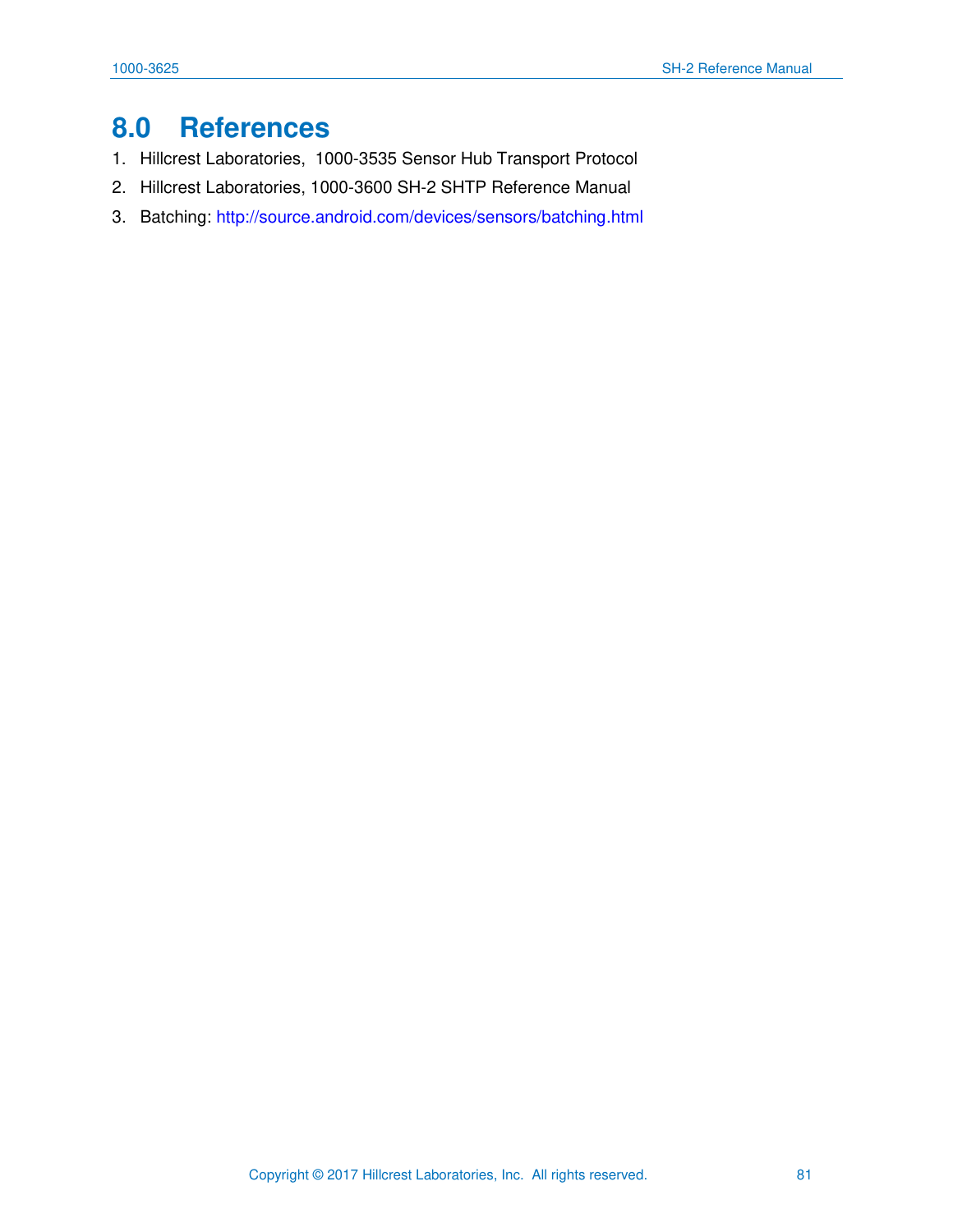# 8.0 References

1. Hillcrest Laboratories, 1000-3535 Sensor Hub Transport Protocol
2. Hillcrest Laboratories, 1000-3600 SH-2 SHTP Reference Manual
3. Batching: http://source.android.com/devices/sensors/batching.html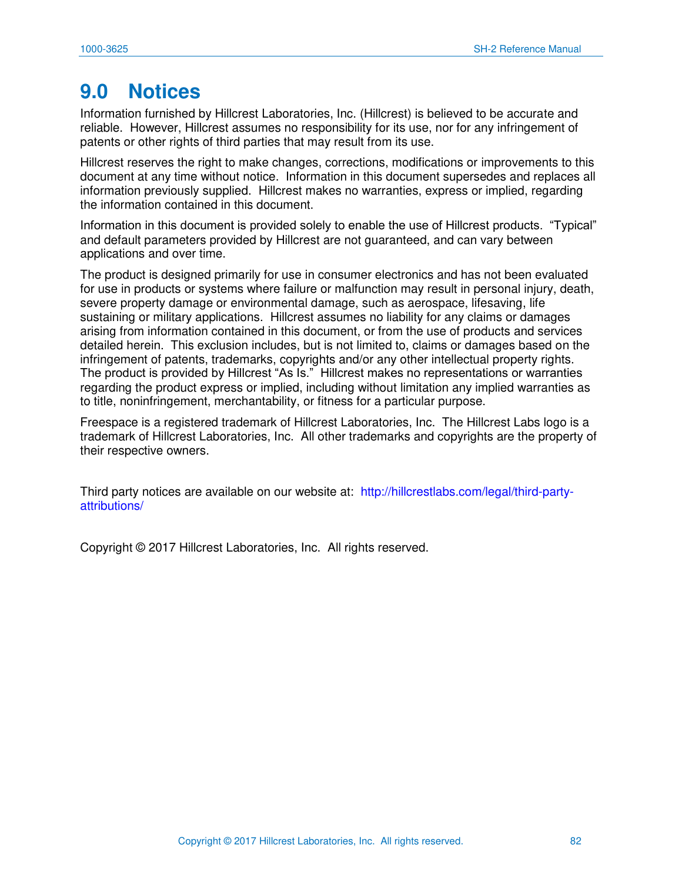# 9.0 Notices

Information furnished by Hillcrest Laboratories, Inc. (Hillcrest) is believed to be accurate and reliable. However, Hillcrest assumes no responsibility for its use, nor for any infringement of patents or other rights of third parties that may result from its use.

Hillcrest reserves the right to make changes, corrections, modifications or improvements to this document at any time without notice. Information in this document supersedes and replaces all information previously supplied. Hillcrest makes no warranties, express or implied, regarding the information contained in this document.

Information in this document is provided solely to enable the use of Hillcrest products. “Typical” and default parameters provided by Hillcrest are not guaranteed, and can vary between applications and over time.

The product is designed primarily for use in consumer electronics and has not been evaluated for use in products or systems where failure or malfunction may result in personal injury, death, severe property damage or environmental damage, such as aerospace, lifesaving, life sustaining or military applications. Hillcrest assumes no liability for any claims or damages arising from information contained in this document, or from the use of products and services detailed herein. This exclusion includes, but is not limited to, claims or damages based on the infringement of patents, trademarks, copyrights and/or any other intellectual property rights. The product is provided by Hillcrest “As Is.” Hillcrest makes no representations or warranties regarding the product express or implied, including without limitation any implied warranties as to title, noninfringement, merchantability, or fitness for a particular purpose.

Freespace is a registered trademark of Hillcrest Laboratories, Inc. The Hillcrest Labs logo is a trademark of Hillcrest Laboratories, Inc. All other trademarks and copyrights are the property of their respective owners.

Third party notices are available on our website at: http://hillcrestlabs.com/legal/third-party-attributions/

Copyright © 2017 Hillcrest Laboratories, Inc. All rights reserved.